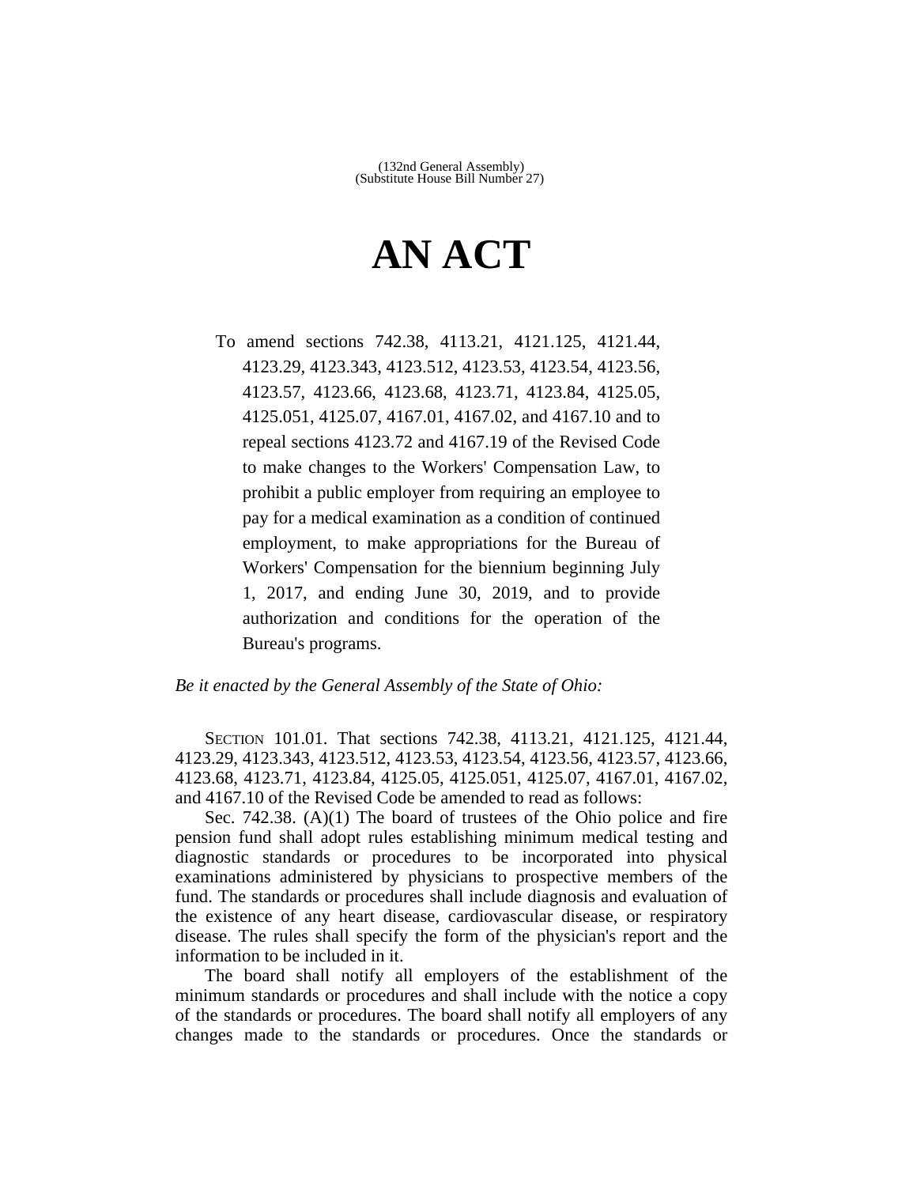(132nd General Assembly)
(Substitute House Bill Number 27)

# AN ACT

To amend sections 742.38, 4113.21, 4121.125, 4121.44, 4123.29, 4123.343, 4123.512, 4123.53, 4123.54, 4123.56, 4123.57, 4123.66, 4123.68, 4123.71, 4123.84, 4125.05, 4125.051, 4125.07, 4167.01, 4167.02, and 4167.10 and to repeal sections 4123.72 and 4167.19 of the Revised Code to make changes to the Workers' Compensation Law, to prohibit a public employer from requiring an employee to pay for a medical examination as a condition of continued employment, to make appropriations for the Bureau of Workers' Compensation for the biennium beginning July 1, 2017, and ending June 30, 2019, and to provide authorization and conditions for the operation of the Bureau's programs.

*Be it enacted by the General Assembly of the State of Ohio:*

SECTION 101.01. That sections 742.38, 4113.21, 4121.125, 4121.44, 4123.29, 4123.343, 4123.512, 4123.53, 4123.54, 4123.56, 4123.57, 4123.66, 4123.68, 4123.71, 4123.84, 4125.05, 4125.051, 4125.07, 4167.01, 4167.02, and 4167.10 of the Revised Code be amended to read as follows:

Sec. 742.38. (A)(1) The board of trustees of the Ohio police and fire pension fund shall adopt rules establishing minimum medical testing and diagnostic standards or procedures to be incorporated into physical examinations administered by physicians to prospective members of the fund. The standards or procedures shall include diagnosis and evaluation of the existence of any heart disease, cardiovascular disease, or respiratory disease. The rules shall specify the form of the physician's report and the information to be included in it.

The board shall notify all employers of the establishment of the minimum standards or procedures and shall include with the notice a copy of the standards or procedures. The board shall notify all employers of any changes made to the standards or procedures. Once the standards or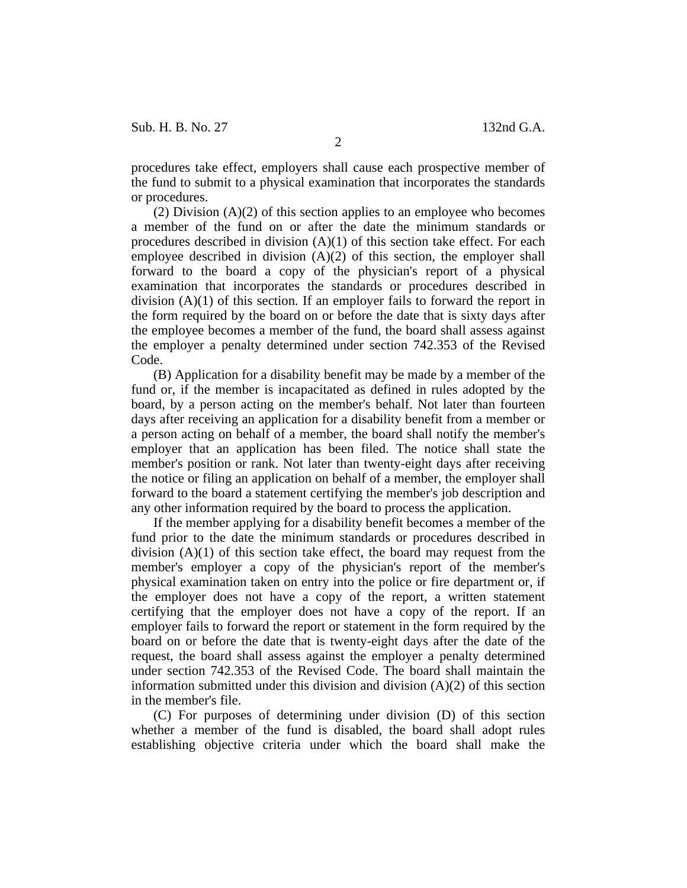procedures take effect, employers shall cause each prospective member of the fund to submit to a physical examination that incorporates the standards or procedures.

(2) Division (A)(2) of this section applies to an employee who becomes a member of the fund on or after the date the minimum standards or procedures described in division (A)(1) of this section take effect. For each employee described in division (A)(2) of this section, the employer shall forward to the board a copy of the physician's report of a physical examination that incorporates the standards or procedures described in division (A)(1) of this section. If an employer fails to forward the report in the form required by the board on or before the date that is sixty days after the employee becomes a member of the fund, the board shall assess against the employer a penalty determined under section 742.353 of the Revised Code.

(B) Application for a disability benefit may be made by a member of the fund or, if the member is incapacitated as defined in rules adopted by the board, by a person acting on the member's behalf. Not later than fourteen days after receiving an application for a disability benefit from a member or a person acting on behalf of a member, the board shall notify the member's employer that an application has been filed. The notice shall state the member's position or rank. Not later than twenty-eight days after receiving the notice or filing an application on behalf of a member, the employer shall forward to the board a statement certifying the member's job description and any other information required by the board to process the application.

If the member applying for a disability benefit becomes a member of the fund prior to the date the minimum standards or procedures described in division (A)(1) of this section take effect, the board may request from the member's employer a copy of the physician's report of the member's physical examination taken on entry into the police or fire department or, if the employer does not have a copy of the report, a written statement certifying that the employer does not have a copy of the report. If an employer fails to forward the report or statement in the form required by the board on or before the date that is twenty-eight days after the date of the request, the board shall assess against the employer a penalty determined under section 742.353 of the Revised Code. The board shall maintain the information submitted under this division and division (A)(2) of this section in the member's file.

(C) For purposes of determining under division (D) of this section whether a member of the fund is disabled, the board shall adopt rules establishing objective criteria under which the board shall make the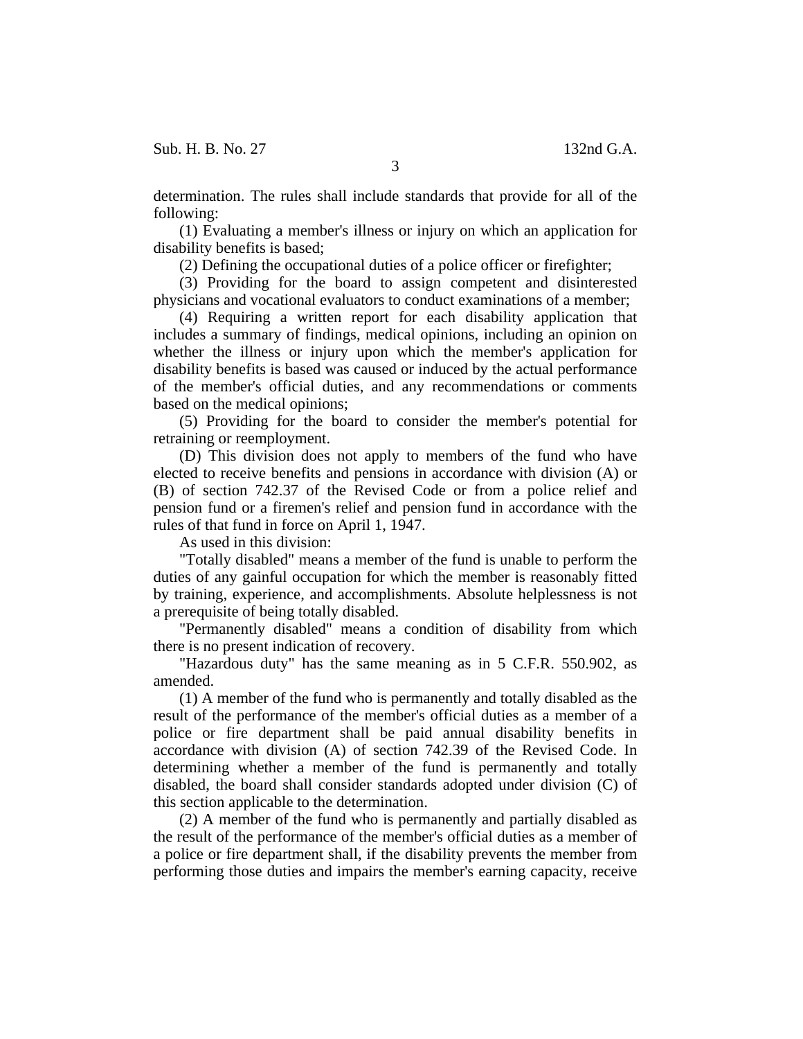determination. The rules shall include standards that provide for all of the following:

(1) Evaluating a member's illness or injury on which an application for disability benefits is based;

(2) Defining the occupational duties of a police officer or firefighter;

(3) Providing for the board to assign competent and disinterested physicians and vocational evaluators to conduct examinations of a member;

(4) Requiring a written report for each disability application that includes a summary of findings, medical opinions, including an opinion on whether the illness or injury upon which the member's application for disability benefits is based was caused or induced by the actual performance of the member's official duties, and any recommendations or comments based on the medical opinions;

(5) Providing for the board to consider the member's potential for retraining or reemployment.

(D) This division does not apply to members of the fund who have elected to receive benefits and pensions in accordance with division (A) or (B) of section 742.37 of the Revised Code or from a police relief and pension fund or a firemen's relief and pension fund in accordance with the rules of that fund in force on April 1, 1947.

As used in this division:

"Totally disabled" means a member of the fund is unable to perform the duties of any gainful occupation for which the member is reasonably fitted by training, experience, and accomplishments. Absolute helplessness is not a prerequisite of being totally disabled.

"Permanently disabled" means a condition of disability from which there is no present indication of recovery.

"Hazardous duty" has the same meaning as in 5 C.F.R. 550.902, as amended.

(1) A member of the fund who is permanently and totally disabled as the result of the performance of the member's official duties as a member of a police or fire department shall be paid annual disability benefits in accordance with division (A) of section 742.39 of the Revised Code. In determining whether a member of the fund is permanently and totally disabled, the board shall consider standards adopted under division (C) of this section applicable to the determination.

(2) A member of the fund who is permanently and partially disabled as the result of the performance of the member's official duties as a member of a police or fire department shall, if the disability prevents the member from performing those duties and impairs the member's earning capacity, receive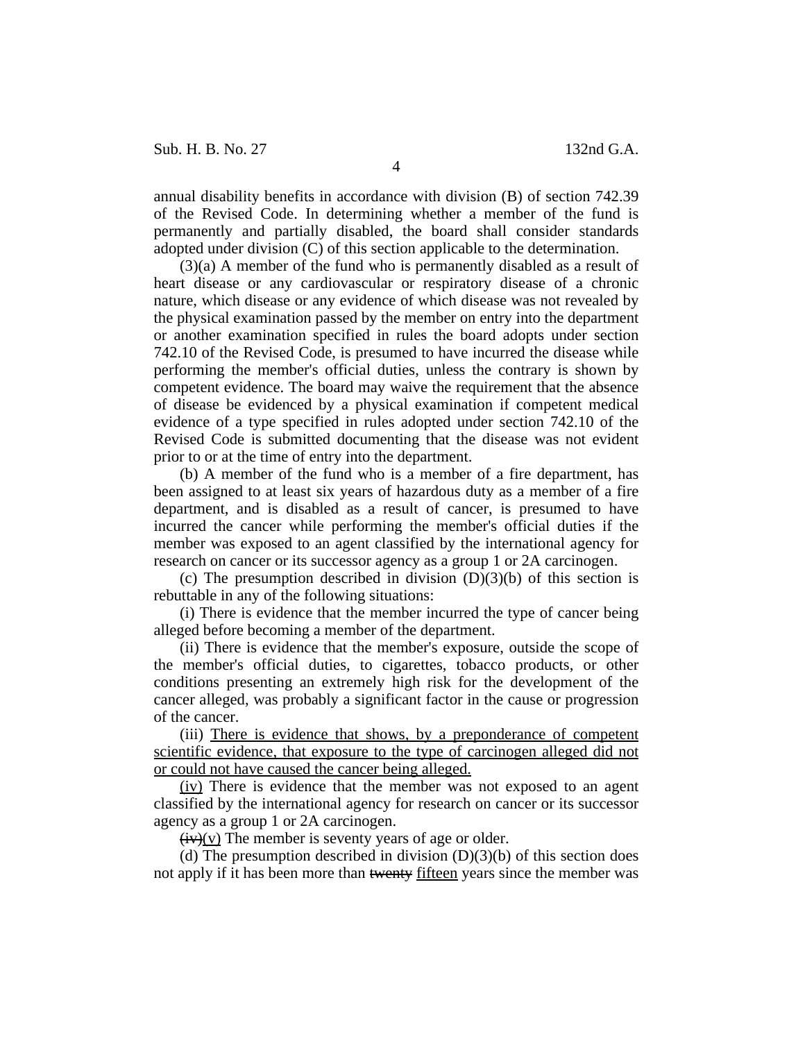annual disability benefits in accordance with division (B) of section 742.39 of the Revised Code. In determining whether a member of the fund is permanently and partially disabled, the board shall consider standards adopted under division (C) of this section applicable to the determination.

(3)(a) A member of the fund who is permanently disabled as a result of heart disease or any cardiovascular or respiratory disease of a chronic nature, which disease or any evidence of which disease was not revealed by the physical examination passed by the member on entry into the department or another examination specified in rules the board adopts under section 742.10 of the Revised Code, is presumed to have incurred the disease while performing the member's official duties, unless the contrary is shown by competent evidence. The board may waive the requirement that the absence of disease be evidenced by a physical examination if competent medical evidence of a type specified in rules adopted under section 742.10 of the Revised Code is submitted documenting that the disease was not evident prior to or at the time of entry into the department.

(b) A member of the fund who is a member of a fire department, has been assigned to at least six years of hazardous duty as a member of a fire department, and is disabled as a result of cancer, is presumed to have incurred the cancer while performing the member's official duties if the member was exposed to an agent classified by the international agency for research on cancer or its successor agency as a group 1 or 2A carcinogen.

(c) The presumption described in division (D)(3)(b) of this section is rebuttable in any of the following situations:

(i) There is evidence that the member incurred the type of cancer being alleged before becoming a member of the department.

(ii) There is evidence that the member's exposure, outside the scope of the member's official duties, to cigarettes, tobacco products, or other conditions presenting an extremely high risk for the development of the cancer alleged, was probably a significant factor in the cause or progression of the cancer.

(iii) <u>There is evidence that shows, by a preponderance of competent scientific evidence, that exposure to the type of carcinogen alleged did not or could not have caused the cancer being alleged.</u>

<u>(iv)</u> There is evidence that the member was not exposed to an agent classified by the international agency for research on cancer or its successor agency as a group 1 or 2A carcinogen.

~~(iv)~~<u>(v)</u> The member is seventy years of age or older.

(d) The presumption described in division (D)(3)(b) of this section does not apply if it has been more than ~~twenty~~ <u>fifteen</u> years since the member was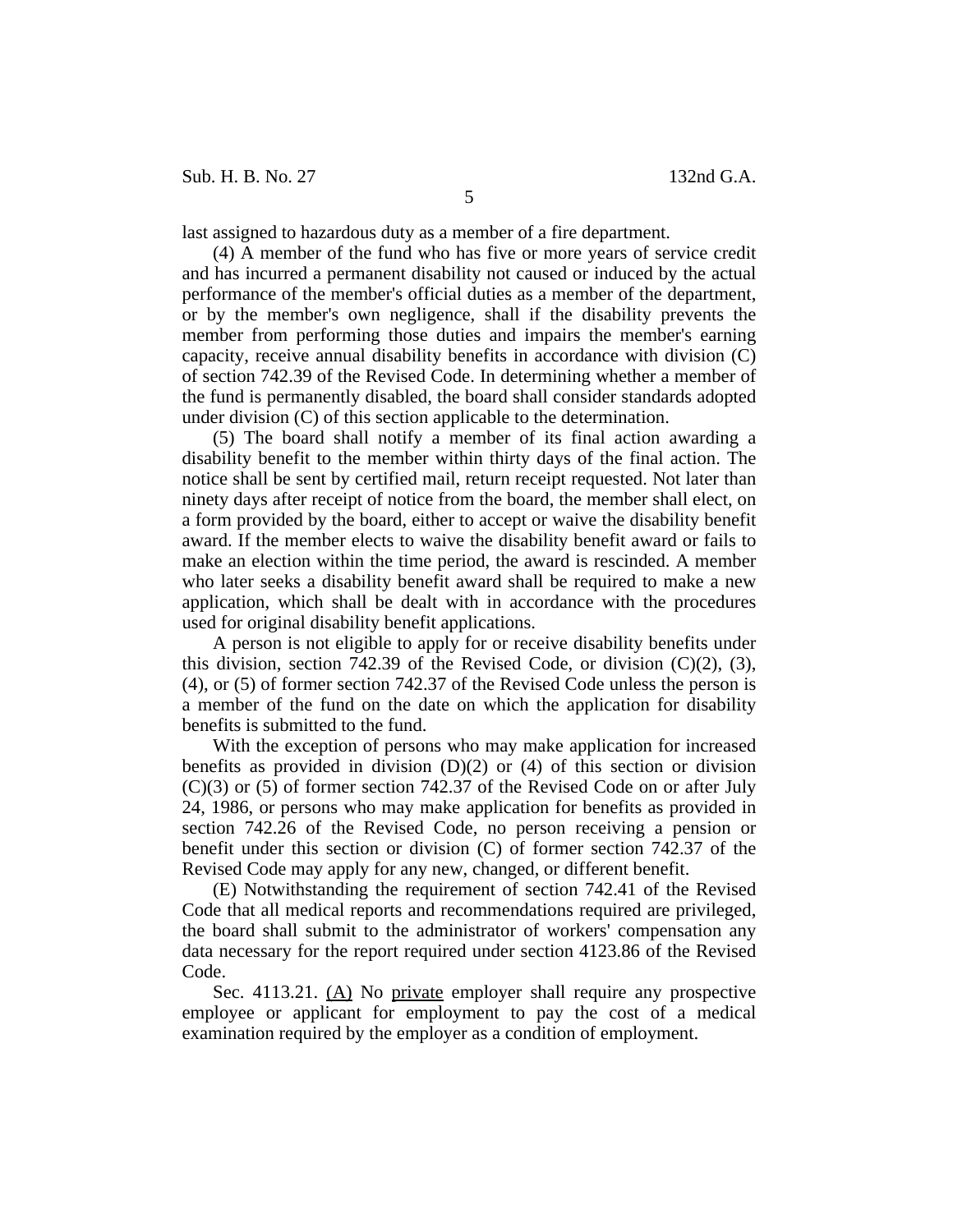last assigned to hazardous duty as a member of a fire department.

(4) A member of the fund who has five or more years of service credit and has incurred a permanent disability not caused or induced by the actual performance of the member's official duties as a member of the department, or by the member's own negligence, shall if the disability prevents the member from performing those duties and impairs the member's earning capacity, receive annual disability benefits in accordance with division (C) of section 742.39 of the Revised Code. In determining whether a member of the fund is permanently disabled, the board shall consider standards adopted under division (C) of this section applicable to the determination.

(5) The board shall notify a member of its final action awarding a disability benefit to the member within thirty days of the final action. The notice shall be sent by certified mail, return receipt requested. Not later than ninety days after receipt of notice from the board, the member shall elect, on a form provided by the board, either to accept or waive the disability benefit award. If the member elects to waive the disability benefit award or fails to make an election within the time period, the award is rescinded. A member who later seeks a disability benefit award shall be required to make a new application, which shall be dealt with in accordance with the procedures used for original disability benefit applications.

A person is not eligible to apply for or receive disability benefits under this division, section 742.39 of the Revised Code, or division (C)(2), (3), (4), or (5) of former section 742.37 of the Revised Code unless the person is a member of the fund on the date on which the application for disability benefits is submitted to the fund.

With the exception of persons who may make application for increased benefits as provided in division (D)(2) or (4) of this section or division (C)(3) or (5) of former section 742.37 of the Revised Code on or after July 24, 1986, or persons who may make application for benefits as provided in section 742.26 of the Revised Code, no person receiving a pension or benefit under this section or division (C) of former section 742.37 of the Revised Code may apply for any new, changed, or different benefit.

(E) Notwithstanding the requirement of section 742.41 of the Revised Code that all medical reports and recommendations required are privileged, the board shall submit to the administrator of workers' compensation any data necessary for the report required under section 4123.86 of the Revised Code.

Sec. 4113.21. (A) No private employer shall require any prospective employee or applicant for employment to pay the cost of a medical examination required by the employer as a condition of employment.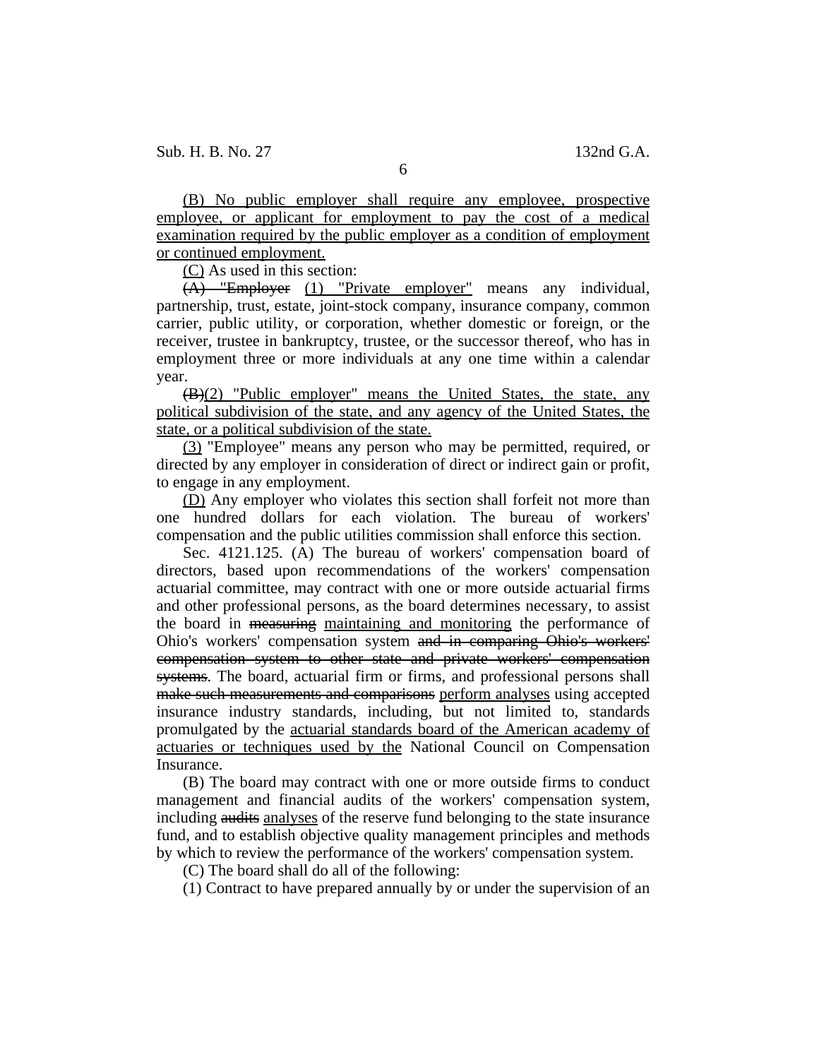(B) No public employer shall require any employee, prospective employee, or applicant for employment to pay the cost of a medical examination required by the public employer as a condition of employment or continued employment.

(C) As used in this section:

~~(A) "Employer~~ (1) "Private employer" means any individual, partnership, trust, estate, joint-stock company, insurance company, common carrier, public utility, or corporation, whether domestic or foreign, or the receiver, trustee in bankruptcy, trustee, or the successor thereof, who has in employment three or more individuals at any one time within a calendar year.

~~(B)~~(2) "Public employer" means the United States, the state, any political subdivision of the state, and any agency of the United States, the state, or a political subdivision of the state.

(3) "Employee" means any person who may be permitted, required, or directed by any employer in consideration of direct or indirect gain or profit, to engage in any employment.

(D) Any employer who violates this section shall forfeit not more than one hundred dollars for each violation. The bureau of workers' compensation and the public utilities commission shall enforce this section.

Sec. 4121.125. (A) The bureau of workers' compensation board of directors, based upon recommendations of the workers' compensation actuarial committee, may contract with one or more outside actuarial firms and other professional persons, as the board determines necessary, to assist the board in ~~measuring~~ maintaining and monitoring the performance of Ohio's workers' compensation system ~~and in comparing Ohio's workers' compensation system to other state and private workers' compensation systems~~. The board, actuarial firm or firms, and professional persons shall ~~make such measurements and comparisons~~ perform analyses using accepted insurance industry standards, including, but not limited to, standards promulgated by the actuarial standards board of the American academy of actuaries or techniques used by the National Council on Compensation Insurance.

(B) The board may contract with one or more outside firms to conduct management and financial audits of the workers' compensation system, including ~~audits~~ analyses of the reserve fund belonging to the state insurance fund, and to establish objective quality management principles and methods by which to review the performance of the workers' compensation system.

(C) The board shall do all of the following:

(1) Contract to have prepared annually by or under the supervision of an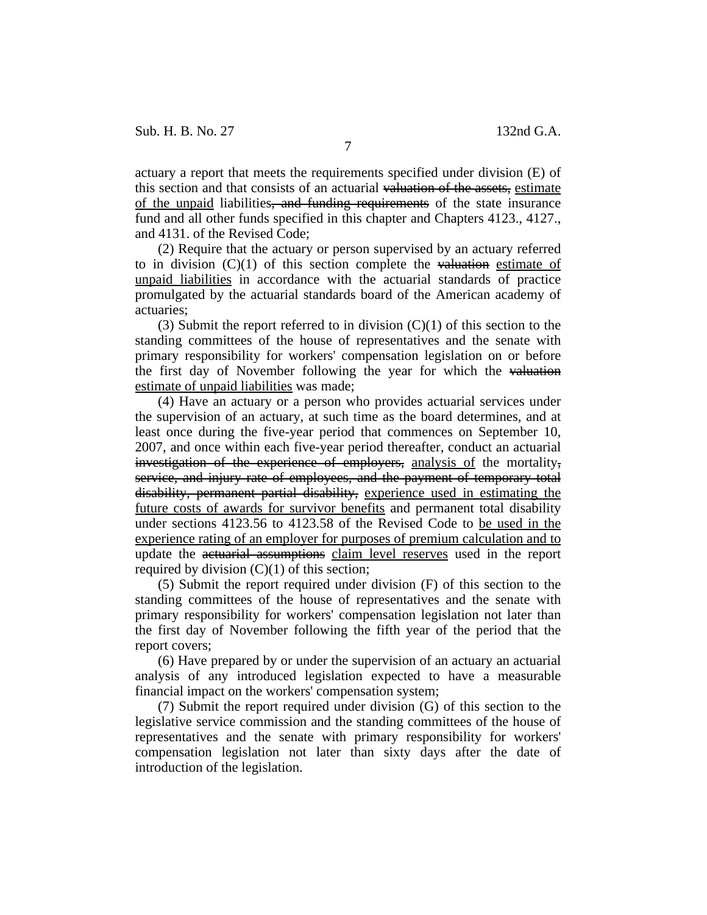actuary a report that meets the requirements specified under division (E) of this section and that consists of an actuarial ~~valuation of the assets,~~ <u>estimate of the unpaid</u> liabilities~~, and funding requirements~~ of the state insurance fund and all other funds specified in this chapter and Chapters 4123., 4127., and 4131. of the Revised Code;

(2) Require that the actuary or person supervised by an actuary referred to in division (C)(1) of this section complete the ~~valuation~~ <u>estimate of unpaid liabilities</u> in accordance with the actuarial standards of practice promulgated by the actuarial standards board of the American academy of actuaries;

(3) Submit the report referred to in division (C)(1) of this section to the standing committees of the house of representatives and the senate with primary responsibility for workers' compensation legislation on or before the first day of November following the year for which the ~~valuation~~ <u>estimate of unpaid liabilities</u> was made;

(4) Have an actuary or a person who provides actuarial services under the supervision of an actuary, at such time as the board determines, and at least once during the five-year period that commences on September 10, 2007, and once within each five-year period thereafter, conduct an actuarial ~~investigation of the experience of employers,~~ <u>analysis of</u> the mortality~~, service, and injury rate of employees, and the payment of temporary total disability, permanent partial disability,~~ <u>experience used in estimating the future costs of awards for survivor benefits</u> and permanent total disability under sections 4123.56 to 4123.58 of the Revised Code to <u>be used in the experience rating of an employer for purposes of premium calculation and to</u> update the ~~actuarial assumptions~~ <u>claim level reserves</u> used in the report required by division (C)(1) of this section;

(5) Submit the report required under division (F) of this section to the standing committees of the house of representatives and the senate with primary responsibility for workers' compensation legislation not later than the first day of November following the fifth year of the period that the report covers;

(6) Have prepared by or under the supervision of an actuary an actuarial analysis of any introduced legislation expected to have a measurable financial impact on the workers' compensation system;

(7) Submit the report required under division (G) of this section to the legislative service commission and the standing committees of the house of representatives and the senate with primary responsibility for workers' compensation legislation not later than sixty days after the date of introduction of the legislation.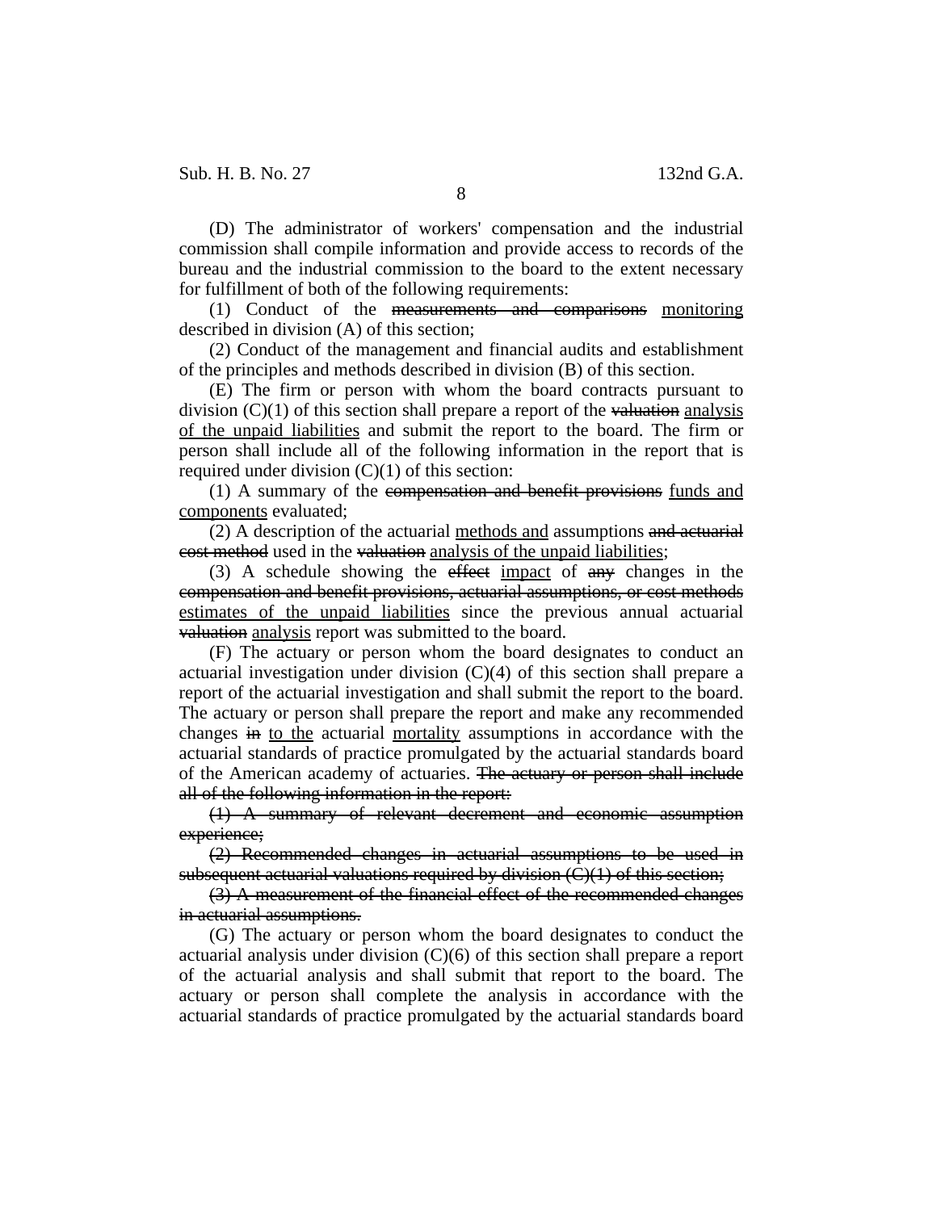(D) The administrator of workers' compensation and the industrial commission shall compile information and provide access to records of the bureau and the industrial commission to the board to the extent necessary for fulfillment of both of the following requirements:

(1) Conduct of the ~~measurements and comparisons~~ <u>monitoring</u> described in division (A) of this section;

(2) Conduct of the management and financial audits and establishment of the principles and methods described in division (B) of this section.

(E) The firm or person with whom the board contracts pursuant to division (C)(1) of this section shall prepare a report of the ~~valuation~~ <u>analysis of the unpaid liabilities</u> and submit the report to the board. The firm or person shall include all of the following information in the report that is required under division (C)(1) of this section:

(1) A summary of the ~~compensation and benefit provisions~~ <u>funds and components</u> evaluated;

(2) A description of the actuarial <u>methods and</u> assumptions ~~and actuarial cost method~~ used in the ~~valuation~~ <u>analysis of the unpaid liabilities</u>;

(3) A schedule showing the ~~effect~~ <u>impact</u> of ~~any~~ changes in the ~~compensation and benefit provisions, actuarial assumptions, or cost methods~~ <u>estimates of the unpaid liabilities</u> since the previous annual actuarial ~~valuation~~ <u>analysis</u> report was submitted to the board.

(F) The actuary or person whom the board designates to conduct an actuarial investigation under division (C)(4) of this section shall prepare a report of the actuarial investigation and shall submit the report to the board. The actuary or person shall prepare the report and make any recommended changes ~~in~~ <u>to the</u> actuarial <u>mortality</u> assumptions in accordance with the actuarial standards of practice promulgated by the actuarial standards board of the American academy of actuaries. ~~The actuary or person shall include all of the following information in the report:~~

~~(1) A summary of relevant decrement and economic assumption experience;~~

~~(2) Recommended changes in actuarial assumptions to be used in subsequent actuarial valuations required by division (C)(1) of this section;~~

~~(3) A measurement of the financial effect of the recommended changes in actuarial assumptions.~~

(G) The actuary or person whom the board designates to conduct the actuarial analysis under division (C)(6) of this section shall prepare a report of the actuarial analysis and shall submit that report to the board. The actuary or person shall complete the analysis in accordance with the actuarial standards of practice promulgated by the actuarial standards board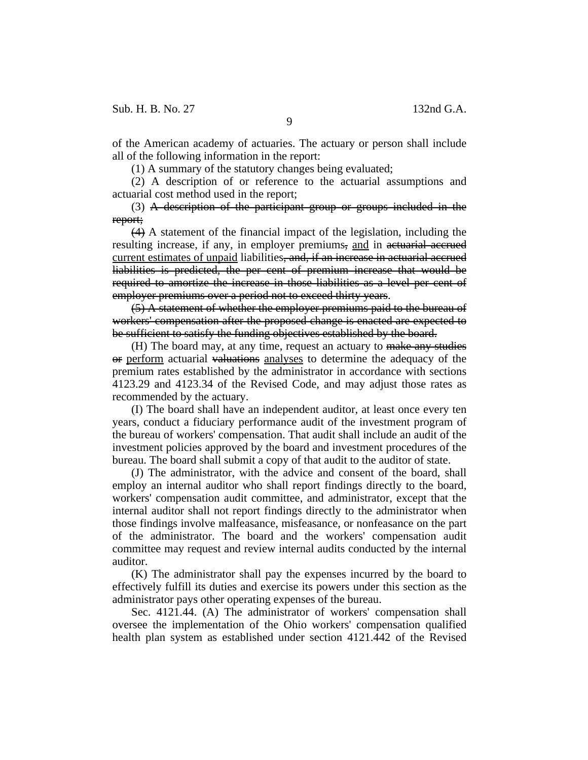of the American academy of actuaries. The actuary or person shall include all of the following information in the report:

(1) A summary of the statutory changes being evaluated;

(2) A description of or reference to the actuarial assumptions and actuarial cost method used in the report;

(3) ~~A description of the participant group or groups included in the report;~~

~~(4)~~ A statement of the financial impact of the legislation, including the resulting increase, if any, in employer premiums~~,~~ <u>and</u> in ~~actuarial accrued~~ <u>current estimates of unpaid</u> liabilities~~, and, if an increase in actuarial accrued liabilities is predicted, the per cent of premium increase that would be required to amortize the increase in those liabilities as a level per cent of employer premiums over a period not to exceed thirty years~~.

~~(5) A statement of whether the employer premiums paid to the bureau of workers' compensation after the proposed change is enacted are expected to be sufficient to satisfy the funding objectives established by the board.~~

(H) The board may, at any time, request an actuary to ~~make any studies or~~ <u>perform</u> actuarial ~~valuations~~ <u>analyses</u> to determine the adequacy of the premium rates established by the administrator in accordance with sections 4123.29 and 4123.34 of the Revised Code, and may adjust those rates as recommended by the actuary.

(I) The board shall have an independent auditor, at least once every ten years, conduct a fiduciary performance audit of the investment program of the bureau of workers' compensation. That audit shall include an audit of the investment policies approved by the board and investment procedures of the bureau. The board shall submit a copy of that audit to the auditor of state.

(J) The administrator, with the advice and consent of the board, shall employ an internal auditor who shall report findings directly to the board, workers' compensation audit committee, and administrator, except that the internal auditor shall not report findings directly to the administrator when those findings involve malfeasance, misfeasance, or nonfeasance on the part of the administrator. The board and the workers' compensation audit committee may request and review internal audits conducted by the internal auditor.

(K) The administrator shall pay the expenses incurred by the board to effectively fulfill its duties and exercise its powers under this section as the administrator pays other operating expenses of the bureau.

Sec. 4121.44. (A) The administrator of workers' compensation shall oversee the implementation of the Ohio workers' compensation qualified health plan system as established under section 4121.442 of the Revised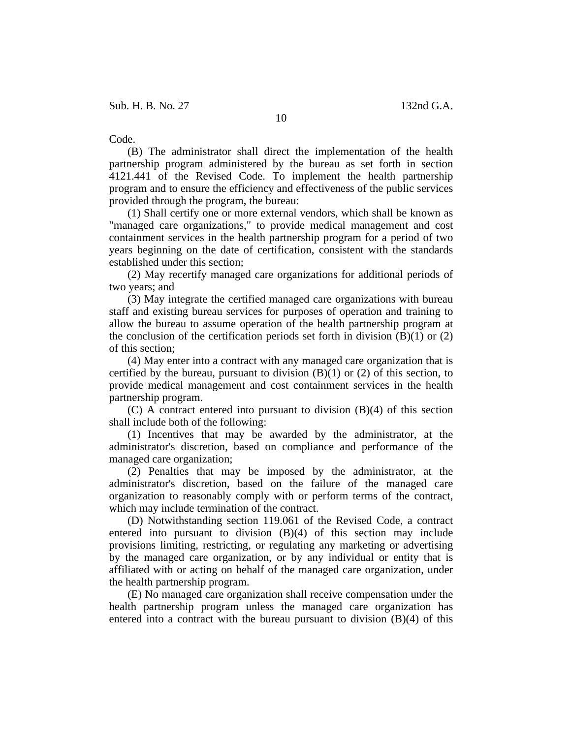Code.

(B) The administrator shall direct the implementation of the health partnership program administered by the bureau as set forth in section 4121.441 of the Revised Code. To implement the health partnership program and to ensure the efficiency and effectiveness of the public services provided through the program, the bureau:

(1) Shall certify one or more external vendors, which shall be known as "managed care organizations," to provide medical management and cost containment services in the health partnership program for a period of two years beginning on the date of certification, consistent with the standards established under this section;

(2) May recertify managed care organizations for additional periods of two years; and

(3) May integrate the certified managed care organizations with bureau staff and existing bureau services for purposes of operation and training to allow the bureau to assume operation of the health partnership program at the conclusion of the certification periods set forth in division (B)(1) or (2) of this section;

(4) May enter into a contract with any managed care organization that is certified by the bureau, pursuant to division (B)(1) or (2) of this section, to provide medical management and cost containment services in the health partnership program.

(C) A contract entered into pursuant to division (B)(4) of this section shall include both of the following:

(1) Incentives that may be awarded by the administrator, at the administrator's discretion, based on compliance and performance of the managed care organization;

(2) Penalties that may be imposed by the administrator, at the administrator's discretion, based on the failure of the managed care organization to reasonably comply with or perform terms of the contract, which may include termination of the contract.

(D) Notwithstanding section 119.061 of the Revised Code, a contract entered into pursuant to division (B)(4) of this section may include provisions limiting, restricting, or regulating any marketing or advertising by the managed care organization, or by any individual or entity that is affiliated with or acting on behalf of the managed care organization, under the health partnership program.

(E) No managed care organization shall receive compensation under the health partnership program unless the managed care organization has entered into a contract with the bureau pursuant to division (B)(4) of this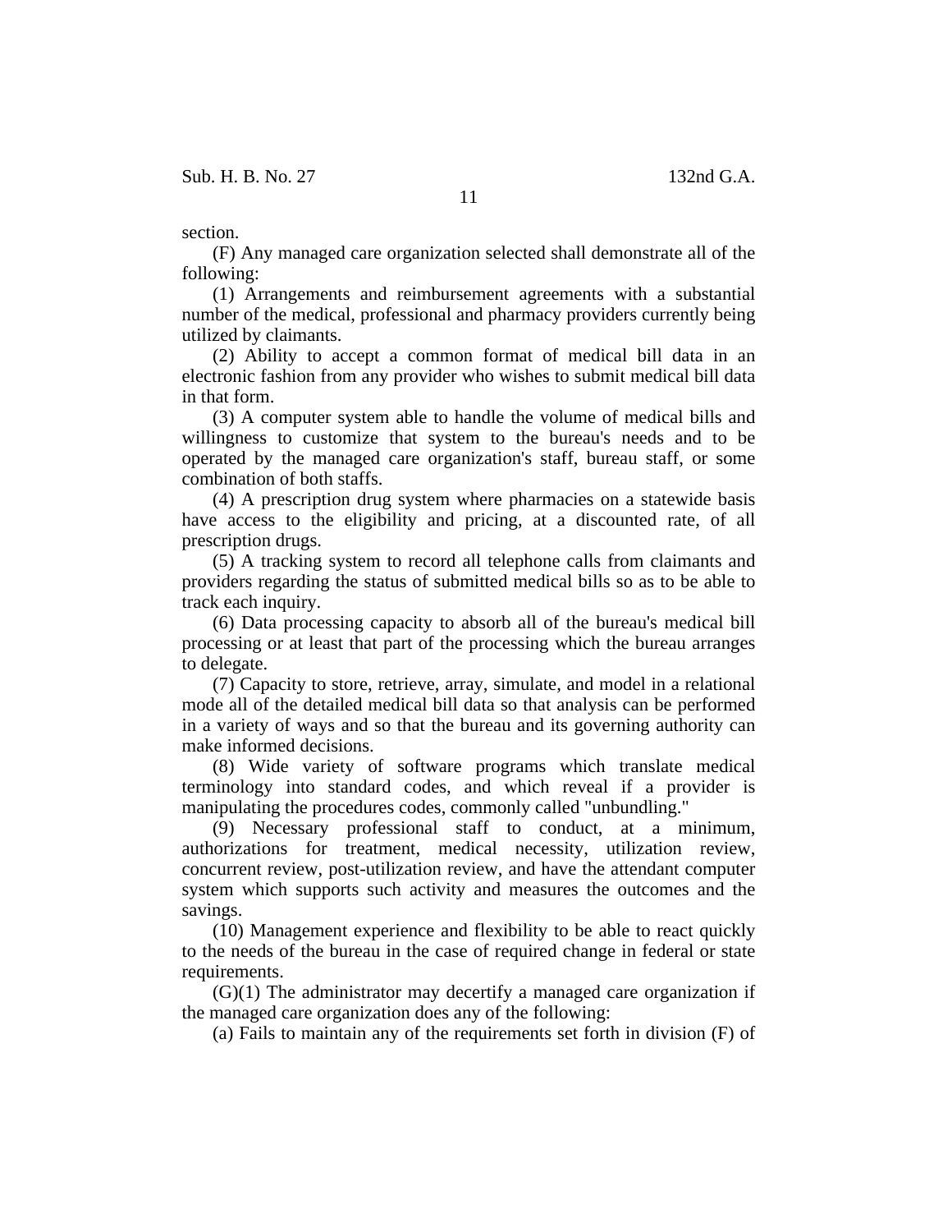section.

(F) Any managed care organization selected shall demonstrate all of the following:

(1) Arrangements and reimbursement agreements with a substantial number of the medical, professional and pharmacy providers currently being utilized by claimants.

(2) Ability to accept a common format of medical bill data in an electronic fashion from any provider who wishes to submit medical bill data in that form.

(3) A computer system able to handle the volume of medical bills and willingness to customize that system to the bureau's needs and to be operated by the managed care organization's staff, bureau staff, or some combination of both staffs.

(4) A prescription drug system where pharmacies on a statewide basis have access to the eligibility and pricing, at a discounted rate, of all prescription drugs.

(5) A tracking system to record all telephone calls from claimants and providers regarding the status of submitted medical bills so as to be able to track each inquiry.

(6) Data processing capacity to absorb all of the bureau's medical bill processing or at least that part of the processing which the bureau arranges to delegate.

(7) Capacity to store, retrieve, array, simulate, and model in a relational mode all of the detailed medical bill data so that analysis can be performed in a variety of ways and so that the bureau and its governing authority can make informed decisions.

(8) Wide variety of software programs which translate medical terminology into standard codes, and which reveal if a provider is manipulating the procedures codes, commonly called "unbundling."

(9) Necessary professional staff to conduct, at a minimum, authorizations for treatment, medical necessity, utilization review, concurrent review, post-utilization review, and have the attendant computer system which supports such activity and measures the outcomes and the savings.

(10) Management experience and flexibility to be able to react quickly to the needs of the bureau in the case of required change in federal or state requirements.

(G)(1) The administrator may decertify a managed care organization if the managed care organization does any of the following:

(a) Fails to maintain any of the requirements set forth in division (F) of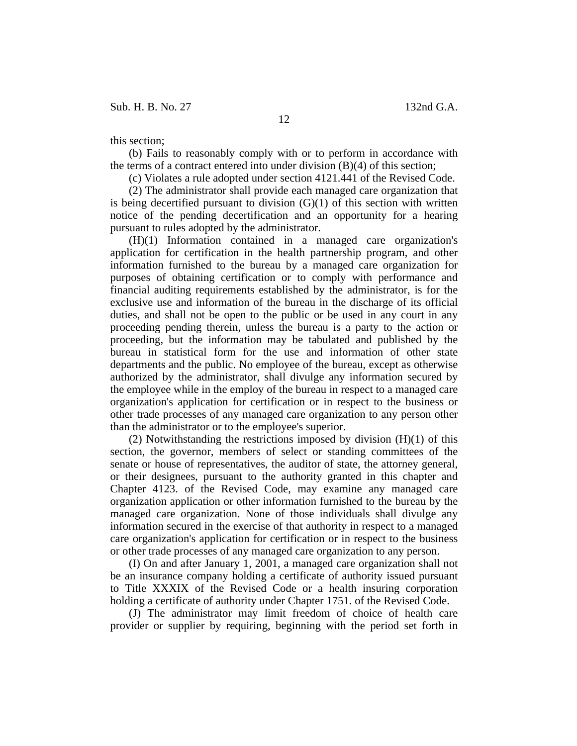this section;

(b) Fails to reasonably comply with or to perform in accordance with the terms of a contract entered into under division (B)(4) of this section;

(c) Violates a rule adopted under section 4121.441 of the Revised Code.

(2) The administrator shall provide each managed care organization that is being decertified pursuant to division (G)(1) of this section with written notice of the pending decertification and an opportunity for a hearing pursuant to rules adopted by the administrator.

(H)(1) Information contained in a managed care organization's application for certification in the health partnership program, and other information furnished to the bureau by a managed care organization for purposes of obtaining certification or to comply with performance and financial auditing requirements established by the administrator, is for the exclusive use and information of the bureau in the discharge of its official duties, and shall not be open to the public or be used in any court in any proceeding pending therein, unless the bureau is a party to the action or proceeding, but the information may be tabulated and published by the bureau in statistical form for the use and information of other state departments and the public. No employee of the bureau, except as otherwise authorized by the administrator, shall divulge any information secured by the employee while in the employ of the bureau in respect to a managed care organization's application for certification or in respect to the business or other trade processes of any managed care organization to any person other than the administrator or to the employee's superior.

(2) Notwithstanding the restrictions imposed by division (H)(1) of this section, the governor, members of select or standing committees of the senate or house of representatives, the auditor of state, the attorney general, or their designees, pursuant to the authority granted in this chapter and Chapter 4123. of the Revised Code, may examine any managed care organization application or other information furnished to the bureau by the managed care organization. None of those individuals shall divulge any information secured in the exercise of that authority in respect to a managed care organization's application for certification or in respect to the business or other trade processes of any managed care organization to any person.

(I) On and after January 1, 2001, a managed care organization shall not be an insurance company holding a certificate of authority issued pursuant to Title XXXIX of the Revised Code or a health insuring corporation holding a certificate of authority under Chapter 1751. of the Revised Code.

(J) The administrator may limit freedom of choice of health care provider or supplier by requiring, beginning with the period set forth in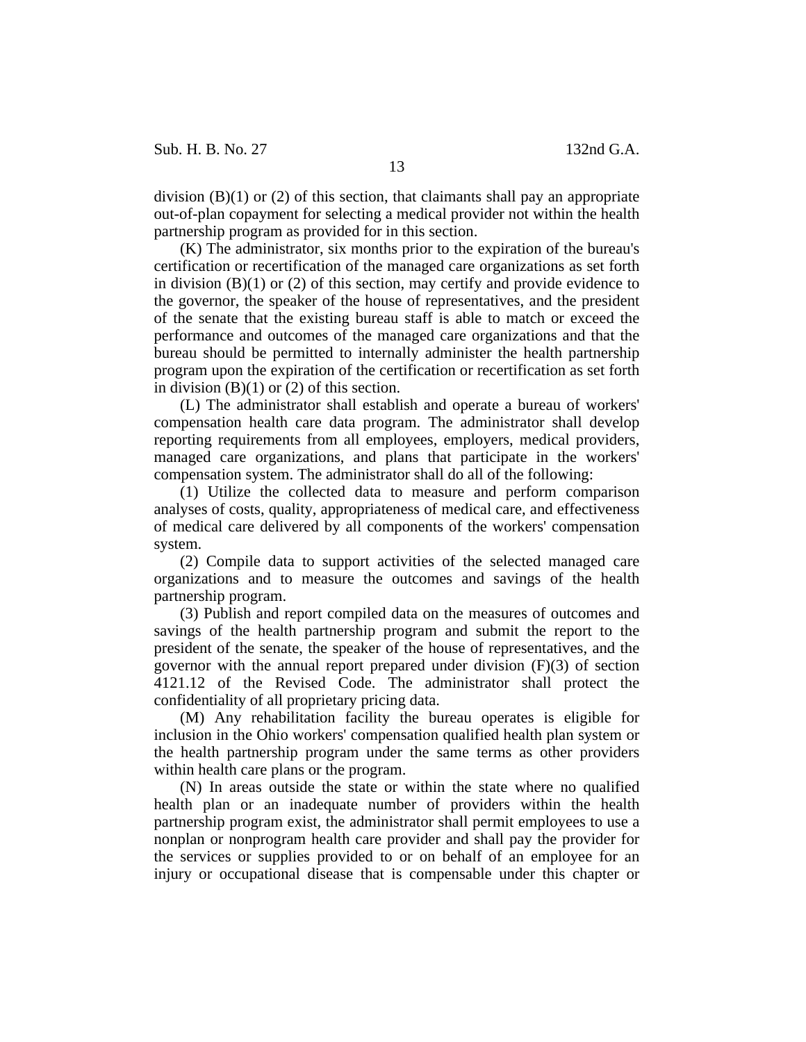division (B)(1) or (2) of this section, that claimants shall pay an appropriate out-of-plan copayment for selecting a medical provider not within the health partnership program as provided for in this section.

(K) The administrator, six months prior to the expiration of the bureau's certification or recertification of the managed care organizations as set forth in division (B)(1) or (2) of this section, may certify and provide evidence to the governor, the speaker of the house of representatives, and the president of the senate that the existing bureau staff is able to match or exceed the performance and outcomes of the managed care organizations and that the bureau should be permitted to internally administer the health partnership program upon the expiration of the certification or recertification as set forth in division (B)(1) or (2) of this section.

(L) The administrator shall establish and operate a bureau of workers' compensation health care data program. The administrator shall develop reporting requirements from all employees, employers, medical providers, managed care organizations, and plans that participate in the workers' compensation system. The administrator shall do all of the following:

(1) Utilize the collected data to measure and perform comparison analyses of costs, quality, appropriateness of medical care, and effectiveness of medical care delivered by all components of the workers' compensation system.

(2) Compile data to support activities of the selected managed care organizations and to measure the outcomes and savings of the health partnership program.

(3) Publish and report compiled data on the measures of outcomes and savings of the health partnership program and submit the report to the president of the senate, the speaker of the house of representatives, and the governor with the annual report prepared under division (F)(3) of section 4121.12 of the Revised Code. The administrator shall protect the confidentiality of all proprietary pricing data.

(M) Any rehabilitation facility the bureau operates is eligible for inclusion in the Ohio workers' compensation qualified health plan system or the health partnership program under the same terms as other providers within health care plans or the program.

(N) In areas outside the state or within the state where no qualified health plan or an inadequate number of providers within the health partnership program exist, the administrator shall permit employees to use a nonplan or nonprogram health care provider and shall pay the provider for the services or supplies provided to or on behalf of an employee for an injury or occupational disease that is compensable under this chapter or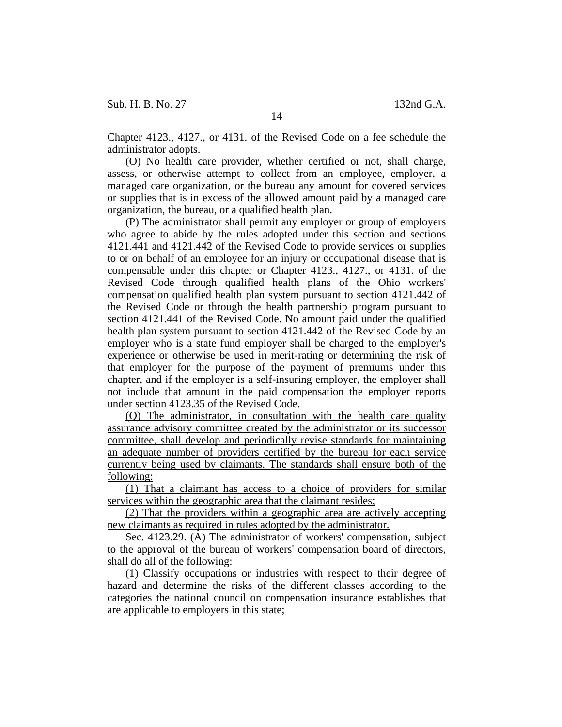Chapter 4123., 4127., or 4131. of the Revised Code on a fee schedule the administrator adopts.

(O) No health care provider, whether certified or not, shall charge, assess, or otherwise attempt to collect from an employee, employer, a managed care organization, or the bureau any amount for covered services or supplies that is in excess of the allowed amount paid by a managed care organization, the bureau, or a qualified health plan.

(P) The administrator shall permit any employer or group of employers who agree to abide by the rules adopted under this section and sections 4121.441 and 4121.442 of the Revised Code to provide services or supplies to or on behalf of an employee for an injury or occupational disease that is compensable under this chapter or Chapter 4123., 4127., or 4131. of the Revised Code through qualified health plans of the Ohio workers' compensation qualified health plan system pursuant to section 4121.442 of the Revised Code or through the health partnership program pursuant to section 4121.441 of the Revised Code. No amount paid under the qualified health plan system pursuant to section 4121.442 of the Revised Code by an employer who is a state fund employer shall be charged to the employer's experience or otherwise be used in merit-rating or determining the risk of that employer for the purpose of the payment of premiums under this chapter, and if the employer is a self-insuring employer, the employer shall not include that amount in the paid compensation the employer reports under section 4123.35 of the Revised Code.

<u>(Q) The administrator, in consultation with the health care quality assurance advisory committee created by the administrator or its successor committee, shall develop and periodically revise standards for maintaining an adequate number of providers certified by the bureau for each service currently being used by claimants. The standards shall ensure both of the following:</u>

<u>(1) That a claimant has access to a choice of providers for similar services within the geographic area that the claimant resides;</u>

<u>(2) That the providers within a geographic area are actively accepting new claimants as required in rules adopted by the administrator.</u>

Sec. 4123.29. (A) The administrator of workers' compensation, subject to the approval of the bureau of workers' compensation board of directors, shall do all of the following:

(1) Classify occupations or industries with respect to their degree of hazard and determine the risks of the different classes according to the categories the national council on compensation insurance establishes that are applicable to employers in this state;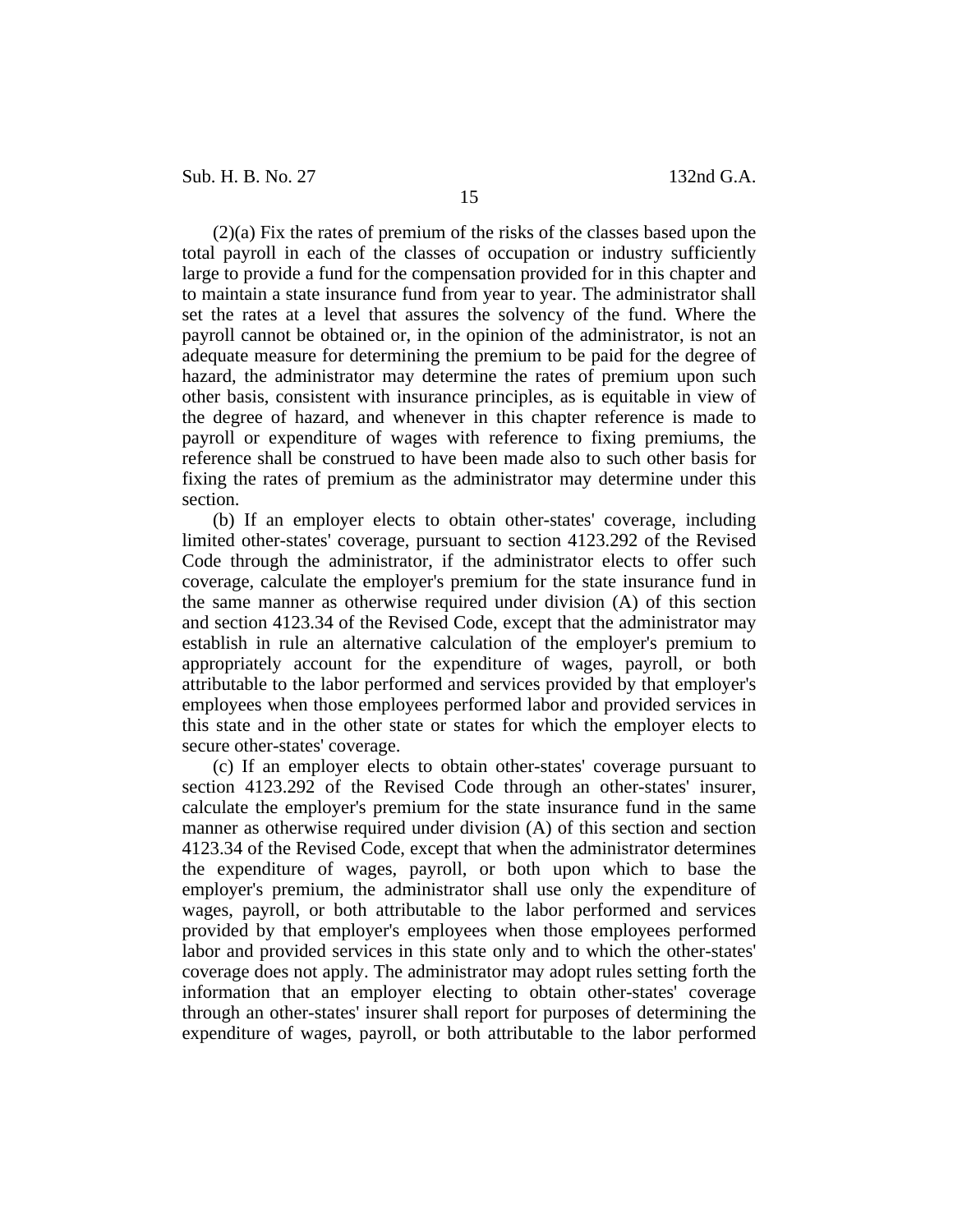(2)(a) Fix the rates of premium of the risks of the classes based upon the total payroll in each of the classes of occupation or industry sufficiently large to provide a fund for the compensation provided for in this chapter and to maintain a state insurance fund from year to year. The administrator shall set the rates at a level that assures the solvency of the fund. Where the payroll cannot be obtained or, in the opinion of the administrator, is not an adequate measure for determining the premium to be paid for the degree of hazard, the administrator may determine the rates of premium upon such other basis, consistent with insurance principles, as is equitable in view of the degree of hazard, and whenever in this chapter reference is made to payroll or expenditure of wages with reference to fixing premiums, the reference shall be construed to have been made also to such other basis for fixing the rates of premium as the administrator may determine under this section.

(b) If an employer elects to obtain other-states' coverage, including limited other-states' coverage, pursuant to section 4123.292 of the Revised Code through the administrator, if the administrator elects to offer such coverage, calculate the employer's premium for the state insurance fund in the same manner as otherwise required under division (A) of this section and section 4123.34 of the Revised Code, except that the administrator may establish in rule an alternative calculation of the employer's premium to appropriately account for the expenditure of wages, payroll, or both attributable to the labor performed and services provided by that employer's employees when those employees performed labor and provided services in this state and in the other state or states for which the employer elects to secure other-states' coverage.

(c) If an employer elects to obtain other-states' coverage pursuant to section 4123.292 of the Revised Code through an other-states' insurer, calculate the employer's premium for the state insurance fund in the same manner as otherwise required under division (A) of this section and section 4123.34 of the Revised Code, except that when the administrator determines the expenditure of wages, payroll, or both upon which to base the employer's premium, the administrator shall use only the expenditure of wages, payroll, or both attributable to the labor performed and services provided by that employer's employees when those employees performed labor and provided services in this state only and to which the other-states' coverage does not apply. The administrator may adopt rules setting forth the information that an employer electing to obtain other-states' coverage through an other-states' insurer shall report for purposes of determining the expenditure of wages, payroll, or both attributable to the labor performed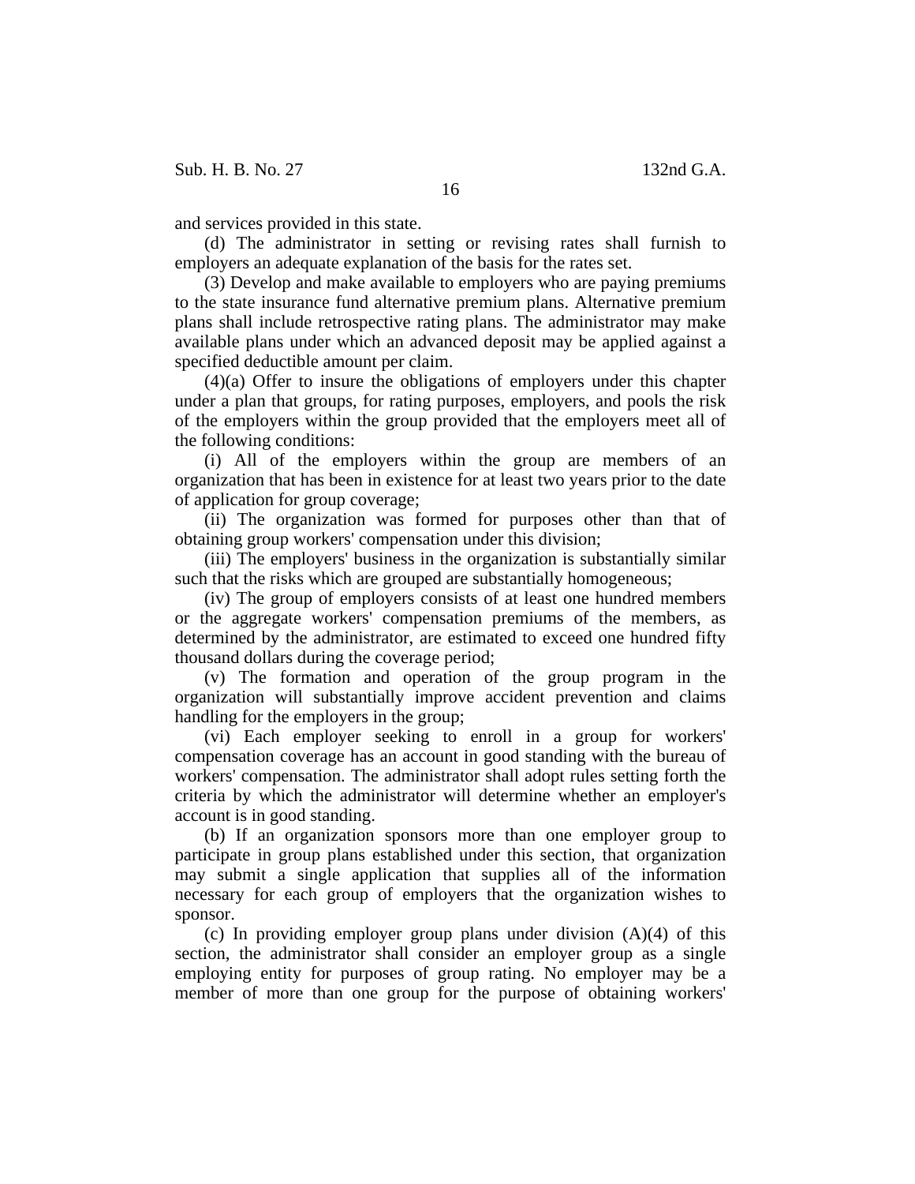and services provided in this state.

(d) The administrator in setting or revising rates shall furnish to employers an adequate explanation of the basis for the rates set.

(3) Develop and make available to employers who are paying premiums to the state insurance fund alternative premium plans. Alternative premium plans shall include retrospective rating plans. The administrator may make available plans under which an advanced deposit may be applied against a specified deductible amount per claim.

(4)(a) Offer to insure the obligations of employers under this chapter under a plan that groups, for rating purposes, employers, and pools the risk of the employers within the group provided that the employers meet all of the following conditions:

(i) All of the employers within the group are members of an organization that has been in existence for at least two years prior to the date of application for group coverage;

(ii) The organization was formed for purposes other than that of obtaining group workers' compensation under this division;

(iii) The employers' business in the organization is substantially similar such that the risks which are grouped are substantially homogeneous;

(iv) The group of employers consists of at least one hundred members or the aggregate workers' compensation premiums of the members, as determined by the administrator, are estimated to exceed one hundred fifty thousand dollars during the coverage period;

(v) The formation and operation of the group program in the organization will substantially improve accident prevention and claims handling for the employers in the group;

(vi) Each employer seeking to enroll in a group for workers' compensation coverage has an account in good standing with the bureau of workers' compensation. The administrator shall adopt rules setting forth the criteria by which the administrator will determine whether an employer's account is in good standing.

(b) If an organization sponsors more than one employer group to participate in group plans established under this section, that organization may submit a single application that supplies all of the information necessary for each group of employers that the organization wishes to sponsor.

(c) In providing employer group plans under division (A)(4) of this section, the administrator shall consider an employer group as a single employing entity for purposes of group rating. No employer may be a member of more than one group for the purpose of obtaining workers'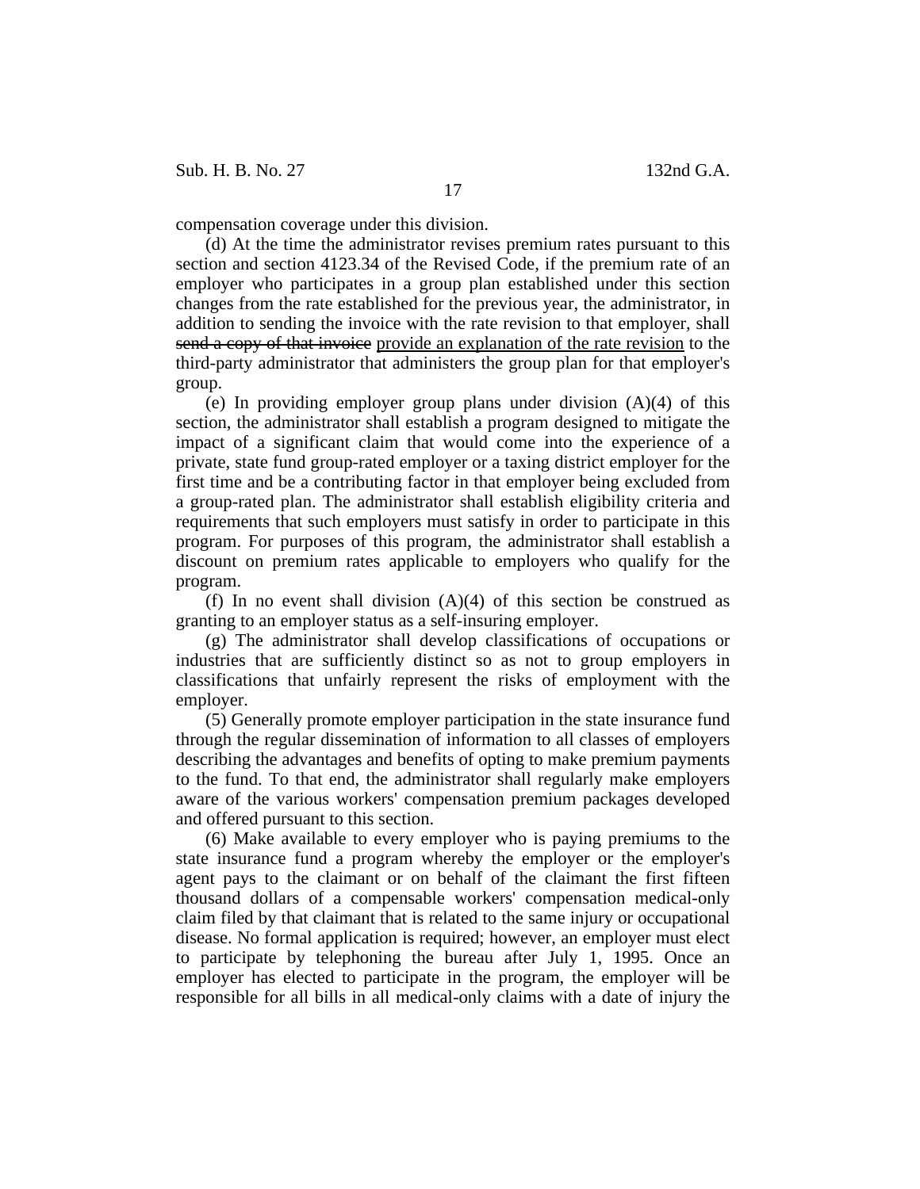compensation coverage under this division.

(d) At the time the administrator revises premium rates pursuant to this section and section 4123.34 of the Revised Code, if the premium rate of an employer who participates in a group plan established under this section changes from the rate established for the previous year, the administrator, in addition to sending the invoice with the rate revision to that employer, shall ~~send a copy of that invoice~~ <u>provide an explanation of the rate revision</u> to the third-party administrator that administers the group plan for that employer's group.

(e) In providing employer group plans under division (A)(4) of this section, the administrator shall establish a program designed to mitigate the impact of a significant claim that would come into the experience of a private, state fund group-rated employer or a taxing district employer for the first time and be a contributing factor in that employer being excluded from a group-rated plan. The administrator shall establish eligibility criteria and requirements that such employers must satisfy in order to participate in this program. For purposes of this program, the administrator shall establish a discount on premium rates applicable to employers who qualify for the program.

(f) In no event shall division (A)(4) of this section be construed as granting to an employer status as a self-insuring employer.

(g) The administrator shall develop classifications of occupations or industries that are sufficiently distinct so as not to group employers in classifications that unfairly represent the risks of employment with the employer.

(5) Generally promote employer participation in the state insurance fund through the regular dissemination of information to all classes of employers describing the advantages and benefits of opting to make premium payments to the fund. To that end, the administrator shall regularly make employers aware of the various workers' compensation premium packages developed and offered pursuant to this section.

(6) Make available to every employer who is paying premiums to the state insurance fund a program whereby the employer or the employer's agent pays to the claimant or on behalf of the claimant the first fifteen thousand dollars of a compensable workers' compensation medical-only claim filed by that claimant that is related to the same injury or occupational disease. No formal application is required; however, an employer must elect to participate by telephoning the bureau after July 1, 1995. Once an employer has elected to participate in the program, the employer will be responsible for all bills in all medical-only claims with a date of injury the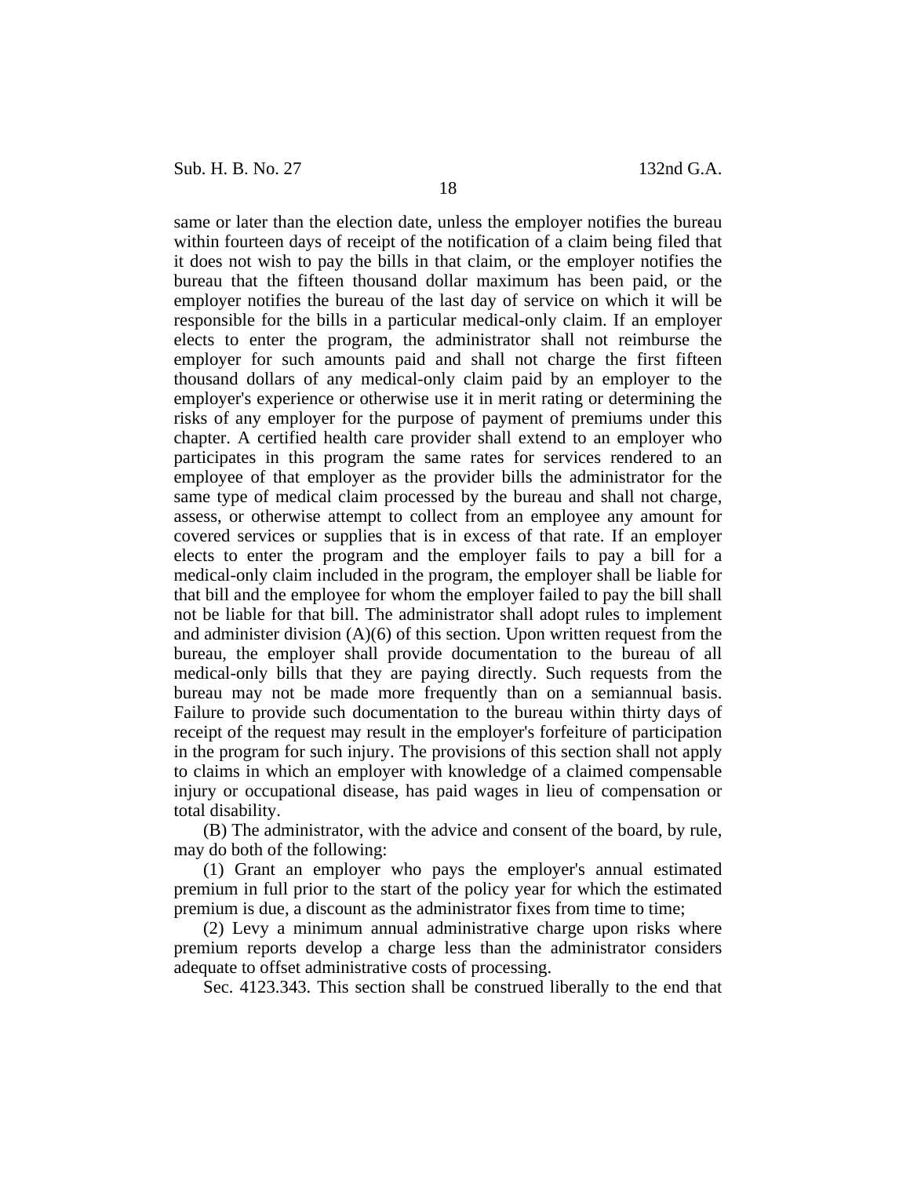same or later than the election date, unless the employer notifies the bureau within fourteen days of receipt of the notification of a claim being filed that it does not wish to pay the bills in that claim, or the employer notifies the bureau that the fifteen thousand dollar maximum has been paid, or the employer notifies the bureau of the last day of service on which it will be responsible for the bills in a particular medical-only claim. If an employer elects to enter the program, the administrator shall not reimburse the employer for such amounts paid and shall not charge the first fifteen thousand dollars of any medical-only claim paid by an employer to the employer's experience or otherwise use it in merit rating or determining the risks of any employer for the purpose of payment of premiums under this chapter. A certified health care provider shall extend to an employer who participates in this program the same rates for services rendered to an employee of that employer as the provider bills the administrator for the same type of medical claim processed by the bureau and shall not charge, assess, or otherwise attempt to collect from an employee any amount for covered services or supplies that is in excess of that rate. If an employer elects to enter the program and the employer fails to pay a bill for a medical-only claim included in the program, the employer shall be liable for that bill and the employee for whom the employer failed to pay the bill shall not be liable for that bill. The administrator shall adopt rules to implement and administer division (A)(6) of this section. Upon written request from the bureau, the employer shall provide documentation to the bureau of all medical-only bills that they are paying directly. Such requests from the bureau may not be made more frequently than on a semiannual basis. Failure to provide such documentation to the bureau within thirty days of receipt of the request may result in the employer's forfeiture of participation in the program for such injury. The provisions of this section shall not apply to claims in which an employer with knowledge of a claimed compensable injury or occupational disease, has paid wages in lieu of compensation or total disability.

(B) The administrator, with the advice and consent of the board, by rule, may do both of the following:

(1) Grant an employer who pays the employer's annual estimated premium in full prior to the start of the policy year for which the estimated premium is due, a discount as the administrator fixes from time to time;

(2) Levy a minimum annual administrative charge upon risks where premium reports develop a charge less than the administrator considers adequate to offset administrative costs of processing.

Sec. 4123.343. This section shall be construed liberally to the end that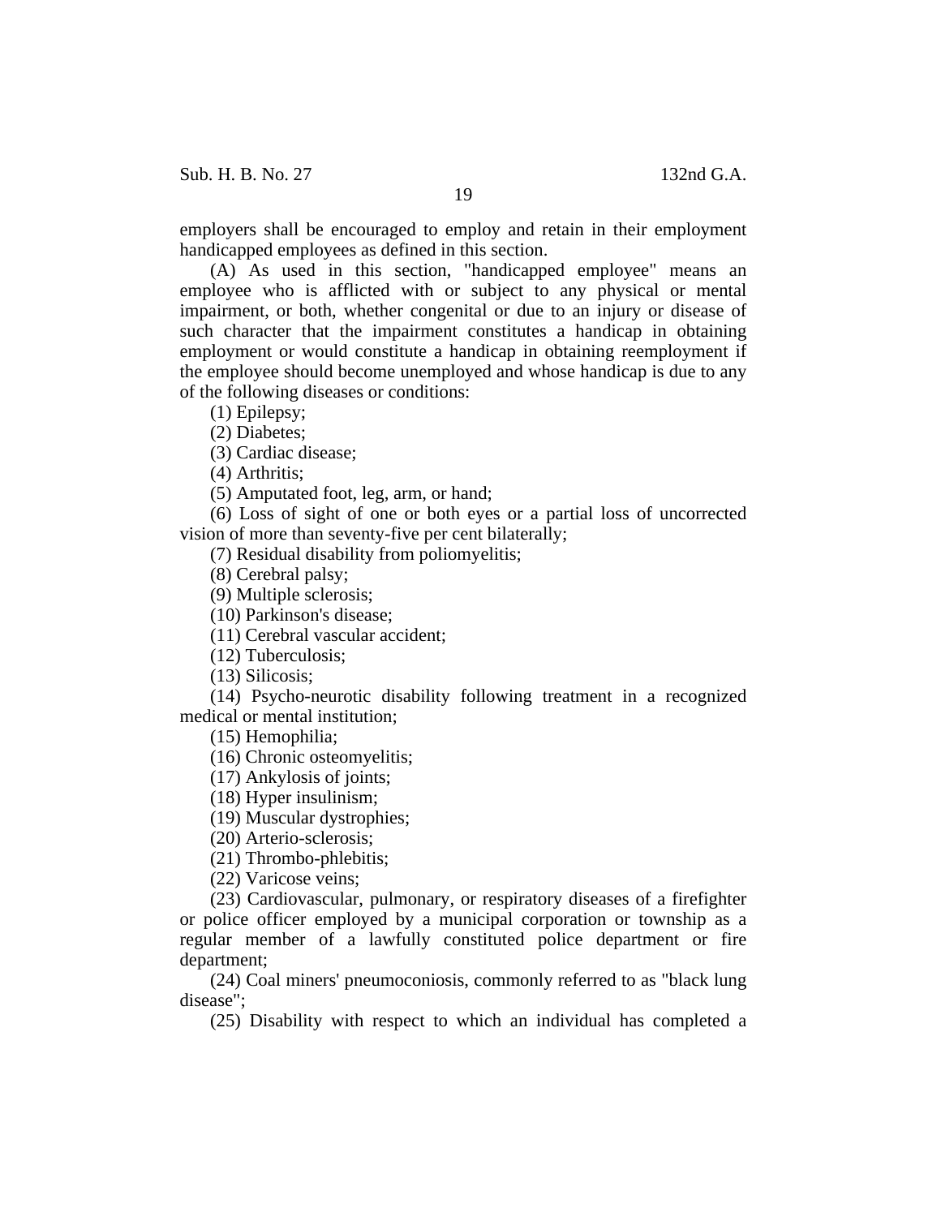employers shall be encouraged to employ and retain in their employment handicapped employees as defined in this section.

(A) As used in this section, "handicapped employee" means an employee who is afflicted with or subject to any physical or mental impairment, or both, whether congenital or due to an injury or disease of such character that the impairment constitutes a handicap in obtaining employment or would constitute a handicap in obtaining reemployment if the employee should become unemployed and whose handicap is due to any of the following diseases or conditions:

(1) Epilepsy;

(2) Diabetes;

(3) Cardiac disease;

(4) Arthritis;

(5) Amputated foot, leg, arm, or hand;

(6) Loss of sight of one or both eyes or a partial loss of uncorrected vision of more than seventy-five per cent bilaterally;

(7) Residual disability from poliomyelitis;

(8) Cerebral palsy;

(9) Multiple sclerosis;

(10) Parkinson's disease;

(11) Cerebral vascular accident;

(12) Tuberculosis;

(13) Silicosis;

(14) Psycho-neurotic disability following treatment in a recognized medical or mental institution;

(15) Hemophilia;

(16) Chronic osteomyelitis;

(17) Ankylosis of joints;

(18) Hyper insulinism;

(19) Muscular dystrophies;

(20) Arterio-sclerosis;

(21) Thrombo-phlebitis;

(22) Varicose veins;

(23) Cardiovascular, pulmonary, or respiratory diseases of a firefighter or police officer employed by a municipal corporation or township as a regular member of a lawfully constituted police department or fire department;

(24) Coal miners' pneumoconiosis, commonly referred to as "black lung disease";

(25) Disability with respect to which an individual has completed a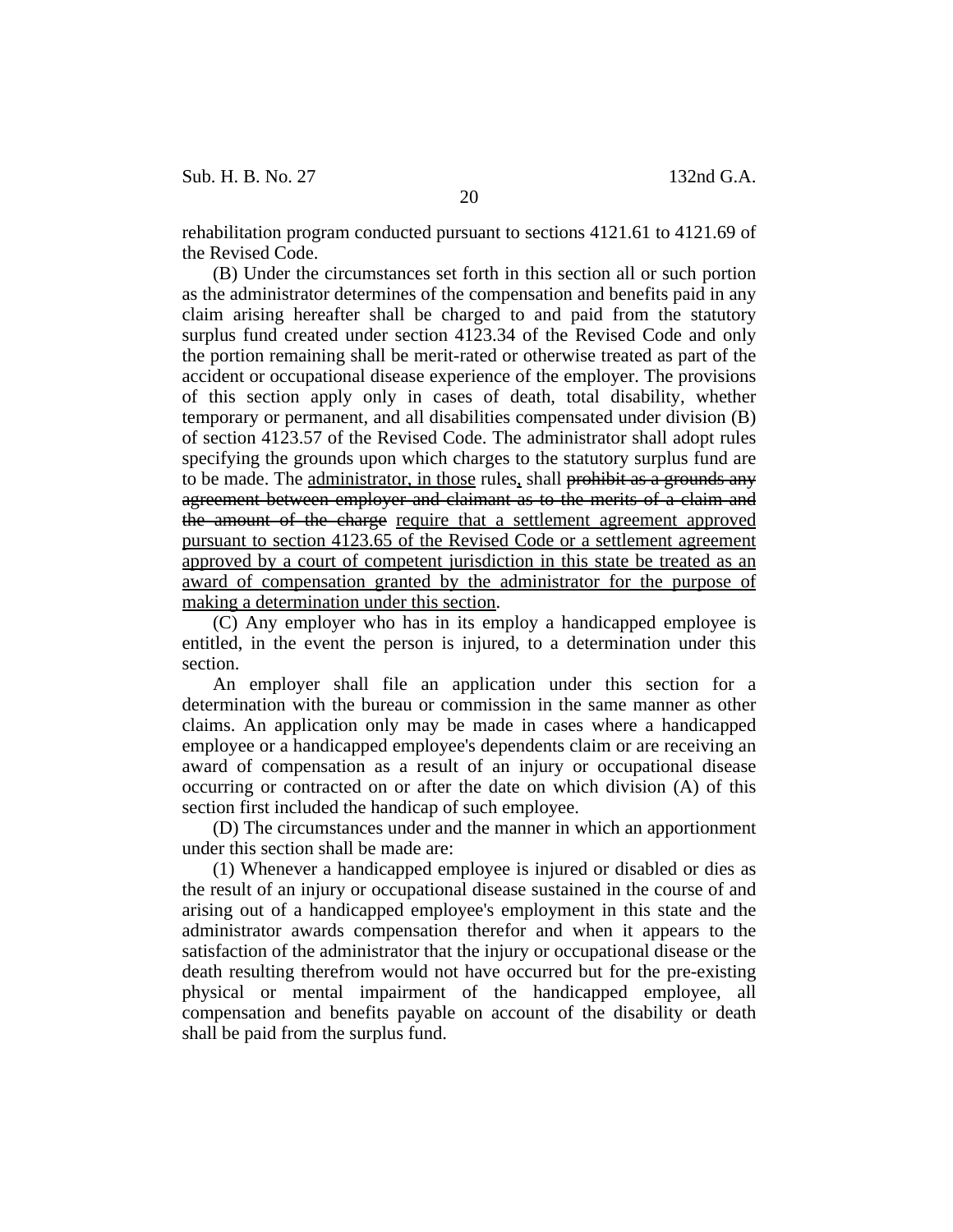rehabilitation program conducted pursuant to sections 4121.61 to 4121.69 of the Revised Code.

(B) Under the circumstances set forth in this section all or such portion as the administrator determines of the compensation and benefits paid in any claim arising hereafter shall be charged to and paid from the statutory surplus fund created under section 4123.34 of the Revised Code and only the portion remaining shall be merit-rated or otherwise treated as part of the accident or occupational disease experience of the employer. The provisions of this section apply only in cases of death, total disability, whether temporary or permanent, and all disabilities compensated under division (B) of section 4123.57 of the Revised Code. The administrator shall adopt rules specifying the grounds upon which charges to the statutory surplus fund are to be made. The <u>administrator, in those</u> rules<u>,</u> shall ~~prohibit as a grounds any agreement between employer and claimant as to the merits of a claim and the amount of the charge~~ <u>require that a settlement agreement approved pursuant to section 4123.65 of the Revised Code or a settlement agreement approved by a court of competent jurisdiction in this state be treated as an award of compensation granted by the administrator for the purpose of making a determination under this section</u>.

(C) Any employer who has in its employ a handicapped employee is entitled, in the event the person is injured, to a determination under this section.

An employer shall file an application under this section for a determination with the bureau or commission in the same manner as other claims. An application only may be made in cases where a handicapped employee or a handicapped employee's dependents claim or are receiving an award of compensation as a result of an injury or occupational disease occurring or contracted on or after the date on which division (A) of this section first included the handicap of such employee.

(D) The circumstances under and the manner in which an apportionment under this section shall be made are:

(1) Whenever a handicapped employee is injured or disabled or dies as the result of an injury or occupational disease sustained in the course of and arising out of a handicapped employee's employment in this state and the administrator awards compensation therefor and when it appears to the satisfaction of the administrator that the injury or occupational disease or the death resulting therefrom would not have occurred but for the pre-existing physical or mental impairment of the handicapped employee, all compensation and benefits payable on account of the disability or death shall be paid from the surplus fund.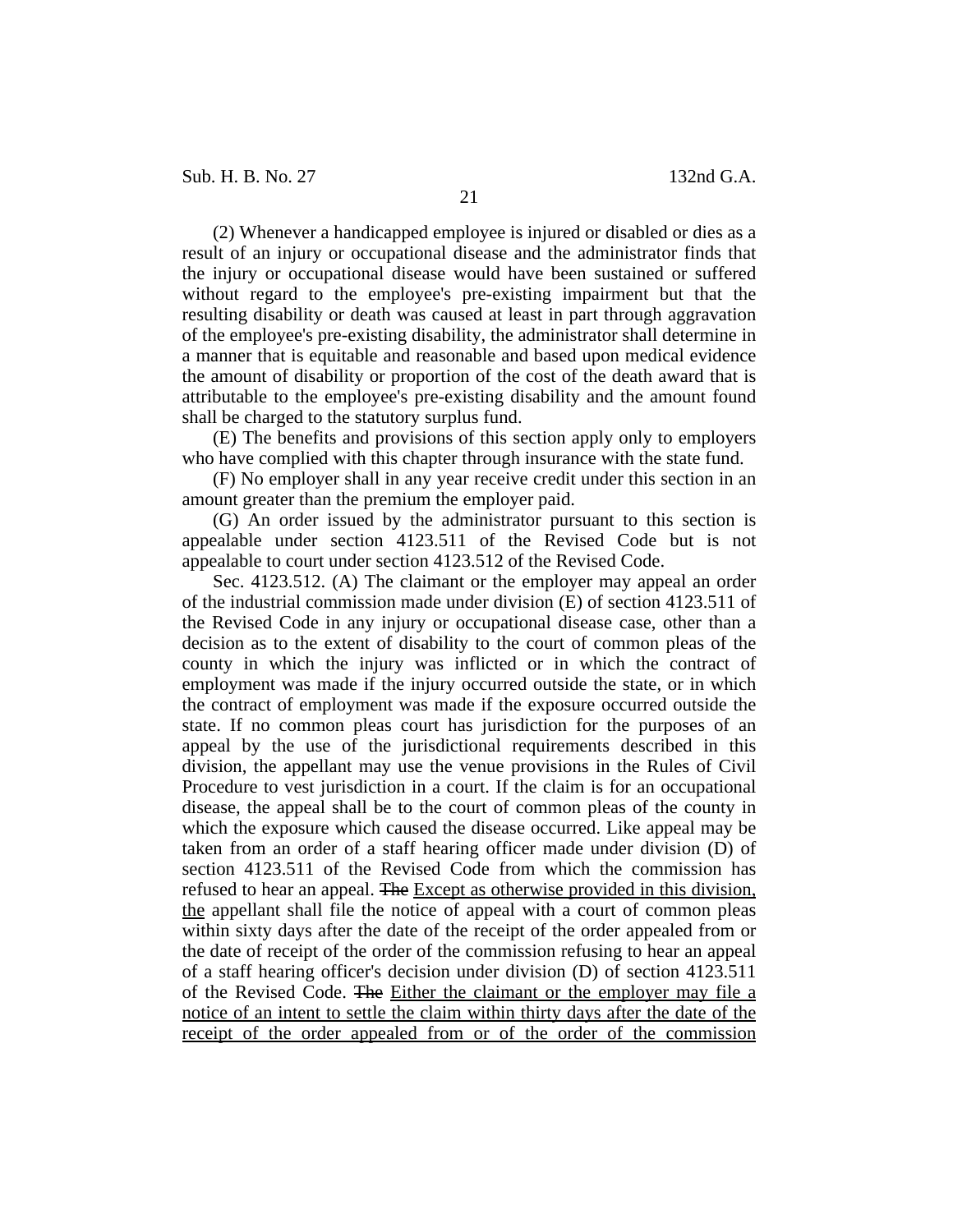(2) Whenever a handicapped employee is injured or disabled or dies as a result of an injury or occupational disease and the administrator finds that the injury or occupational disease would have been sustained or suffered without regard to the employee's pre-existing impairment but that the resulting disability or death was caused at least in part through aggravation of the employee's pre-existing disability, the administrator shall determine in a manner that is equitable and reasonable and based upon medical evidence the amount of disability or proportion of the cost of the death award that is attributable to the employee's pre-existing disability and the amount found shall be charged to the statutory surplus fund.

(E) The benefits and provisions of this section apply only to employers who have complied with this chapter through insurance with the state fund.

(F) No employer shall in any year receive credit under this section in an amount greater than the premium the employer paid.

(G) An order issued by the administrator pursuant to this section is appealable under section 4123.511 of the Revised Code but is not appealable to court under section 4123.512 of the Revised Code.

Sec. 4123.512. (A) The claimant or the employer may appeal an order of the industrial commission made under division (E) of section 4123.511 of the Revised Code in any injury or occupational disease case, other than a decision as to the extent of disability to the court of common pleas of the county in which the injury was inflicted or in which the contract of employment was made if the injury occurred outside the state, or in which the contract of employment was made if the exposure occurred outside the state. If no common pleas court has jurisdiction for the purposes of an appeal by the use of the jurisdictional requirements described in this division, the appellant may use the venue provisions in the Rules of Civil Procedure to vest jurisdiction in a court. If the claim is for an occupational disease, the appeal shall be to the court of common pleas of the county in which the exposure which caused the disease occurred. Like appeal may be taken from an order of a staff hearing officer made under division (D) of section 4123.511 of the Revised Code from which the commission has refused to hear an appeal. ~~The~~ <u>Except as otherwise provided in this division, the</u> appellant shall file the notice of appeal with a court of common pleas within sixty days after the date of the receipt of the order appealed from or the date of receipt of the order of the commission refusing to hear an appeal of a staff hearing officer's decision under division (D) of section 4123.511 of the Revised Code. ~~The~~ <u>Either the claimant or the employer may file a notice of an intent to settle the claim within thirty days after the date of the receipt of the order appealed from or of the order of the commission</u>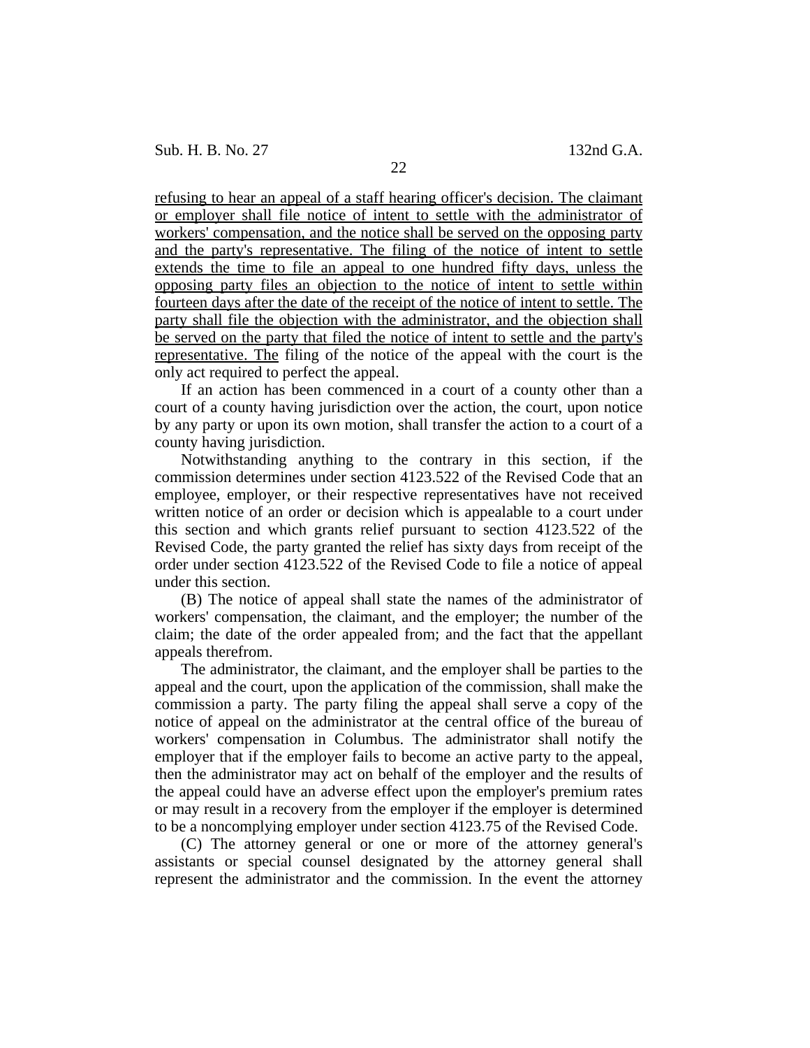refusing to hear an appeal of a staff hearing officer's decision. The claimant or employer shall file notice of intent to settle with the administrator of workers' compensation, and the notice shall be served on the opposing party and the party's representative. The filing of the notice of intent to settle extends the time to file an appeal to one hundred fifty days, unless the opposing party files an objection to the notice of intent to settle within fourteen days after the date of the receipt of the notice of intent to settle. The party shall file the objection with the administrator, and the objection shall be served on the party that filed the notice of intent to settle and the party's representative. The filing of the notice of the appeal with the court is the only act required to perfect the appeal.

If an action has been commenced in a court of a county other than a court of a county having jurisdiction over the action, the court, upon notice by any party or upon its own motion, shall transfer the action to a court of a county having jurisdiction.

Notwithstanding anything to the contrary in this section, if the commission determines under section 4123.522 of the Revised Code that an employee, employer, or their respective representatives have not received written notice of an order or decision which is appealable to a court under this section and which grants relief pursuant to section 4123.522 of the Revised Code, the party granted the relief has sixty days from receipt of the order under section 4123.522 of the Revised Code to file a notice of appeal under this section.

(B) The notice of appeal shall state the names of the administrator of workers' compensation, the claimant, and the employer; the number of the claim; the date of the order appealed from; and the fact that the appellant appeals therefrom.

The administrator, the claimant, and the employer shall be parties to the appeal and the court, upon the application of the commission, shall make the commission a party. The party filing the appeal shall serve a copy of the notice of appeal on the administrator at the central office of the bureau of workers' compensation in Columbus. The administrator shall notify the employer that if the employer fails to become an active party to the appeal, then the administrator may act on behalf of the employer and the results of the appeal could have an adverse effect upon the employer's premium rates or may result in a recovery from the employer if the employer is determined to be a noncomplying employer under section 4123.75 of the Revised Code.

(C) The attorney general or one or more of the attorney general's assistants or special counsel designated by the attorney general shall represent the administrator and the commission. In the event the attorney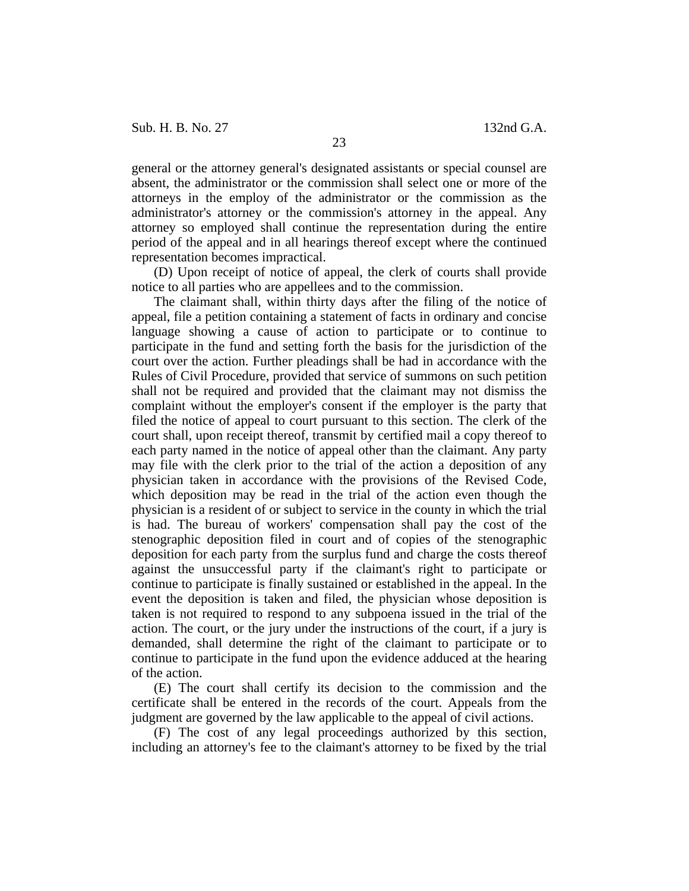general or the attorney general's designated assistants or special counsel are absent, the administrator or the commission shall select one or more of the attorneys in the employ of the administrator or the commission as the administrator's attorney or the commission's attorney in the appeal. Any attorney so employed shall continue the representation during the entire period of the appeal and in all hearings thereof except where the continued representation becomes impractical.

(D) Upon receipt of notice of appeal, the clerk of courts shall provide notice to all parties who are appellees and to the commission.

The claimant shall, within thirty days after the filing of the notice of appeal, file a petition containing a statement of facts in ordinary and concise language showing a cause of action to participate or to continue to participate in the fund and setting forth the basis for the jurisdiction of the court over the action. Further pleadings shall be had in accordance with the Rules of Civil Procedure, provided that service of summons on such petition shall not be required and provided that the claimant may not dismiss the complaint without the employer's consent if the employer is the party that filed the notice of appeal to court pursuant to this section. The clerk of the court shall, upon receipt thereof, transmit by certified mail a copy thereof to each party named in the notice of appeal other than the claimant. Any party may file with the clerk prior to the trial of the action a deposition of any physician taken in accordance with the provisions of the Revised Code, which deposition may be read in the trial of the action even though the physician is a resident of or subject to service in the county in which the trial is had. The bureau of workers' compensation shall pay the cost of the stenographic deposition filed in court and of copies of the stenographic deposition for each party from the surplus fund and charge the costs thereof against the unsuccessful party if the claimant's right to participate or continue to participate is finally sustained or established in the appeal. In the event the deposition is taken and filed, the physician whose deposition is taken is not required to respond to any subpoena issued in the trial of the action. The court, or the jury under the instructions of the court, if a jury is demanded, shall determine the right of the claimant to participate or to continue to participate in the fund upon the evidence adduced at the hearing of the action.

(E) The court shall certify its decision to the commission and the certificate shall be entered in the records of the court. Appeals from the judgment are governed by the law applicable to the appeal of civil actions.

(F) The cost of any legal proceedings authorized by this section, including an attorney's fee to the claimant's attorney to be fixed by the trial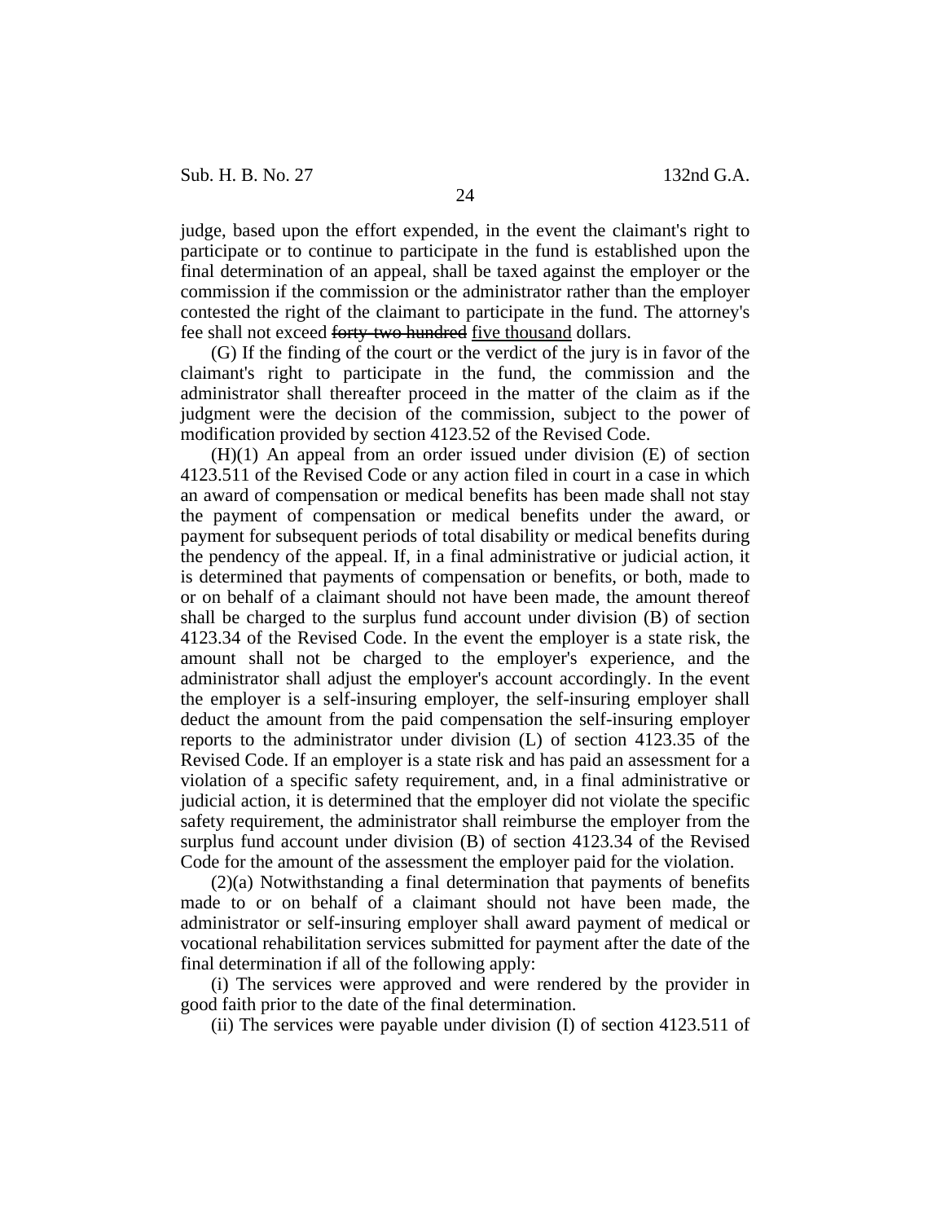judge, based upon the effort expended, in the event the claimant's right to participate or to continue to participate in the fund is established upon the final determination of an appeal, shall be taxed against the employer or the commission if the commission or the administrator rather than the employer contested the right of the claimant to participate in the fund. The attorney's fee shall not exceed ~~forty-two hundred~~ <u>five thousand</u> dollars.

(G) If the finding of the court or the verdict of the jury is in favor of the claimant's right to participate in the fund, the commission and the administrator shall thereafter proceed in the matter of the claim as if the judgment were the decision of the commission, subject to the power of modification provided by section 4123.52 of the Revised Code.

(H)(1) An appeal from an order issued under division (E) of section 4123.511 of the Revised Code or any action filed in court in a case in which an award of compensation or medical benefits has been made shall not stay the payment of compensation or medical benefits under the award, or payment for subsequent periods of total disability or medical benefits during the pendency of the appeal. If, in a final administrative or judicial action, it is determined that payments of compensation or benefits, or both, made to or on behalf of a claimant should not have been made, the amount thereof shall be charged to the surplus fund account under division (B) of section 4123.34 of the Revised Code. In the event the employer is a state risk, the amount shall not be charged to the employer's experience, and the administrator shall adjust the employer's account accordingly. In the event the employer is a self-insuring employer, the self-insuring employer shall deduct the amount from the paid compensation the self-insuring employer reports to the administrator under division (L) of section 4123.35 of the Revised Code. If an employer is a state risk and has paid an assessment for a violation of a specific safety requirement, and, in a final administrative or judicial action, it is determined that the employer did not violate the specific safety requirement, the administrator shall reimburse the employer from the surplus fund account under division (B) of section 4123.34 of the Revised Code for the amount of the assessment the employer paid for the violation.

(2)(a) Notwithstanding a final determination that payments of benefits made to or on behalf of a claimant should not have been made, the administrator or self-insuring employer shall award payment of medical or vocational rehabilitation services submitted for payment after the date of the final determination if all of the following apply:

(i) The services were approved and were rendered by the provider in good faith prior to the date of the final determination.

(ii) The services were payable under division (I) of section 4123.511 of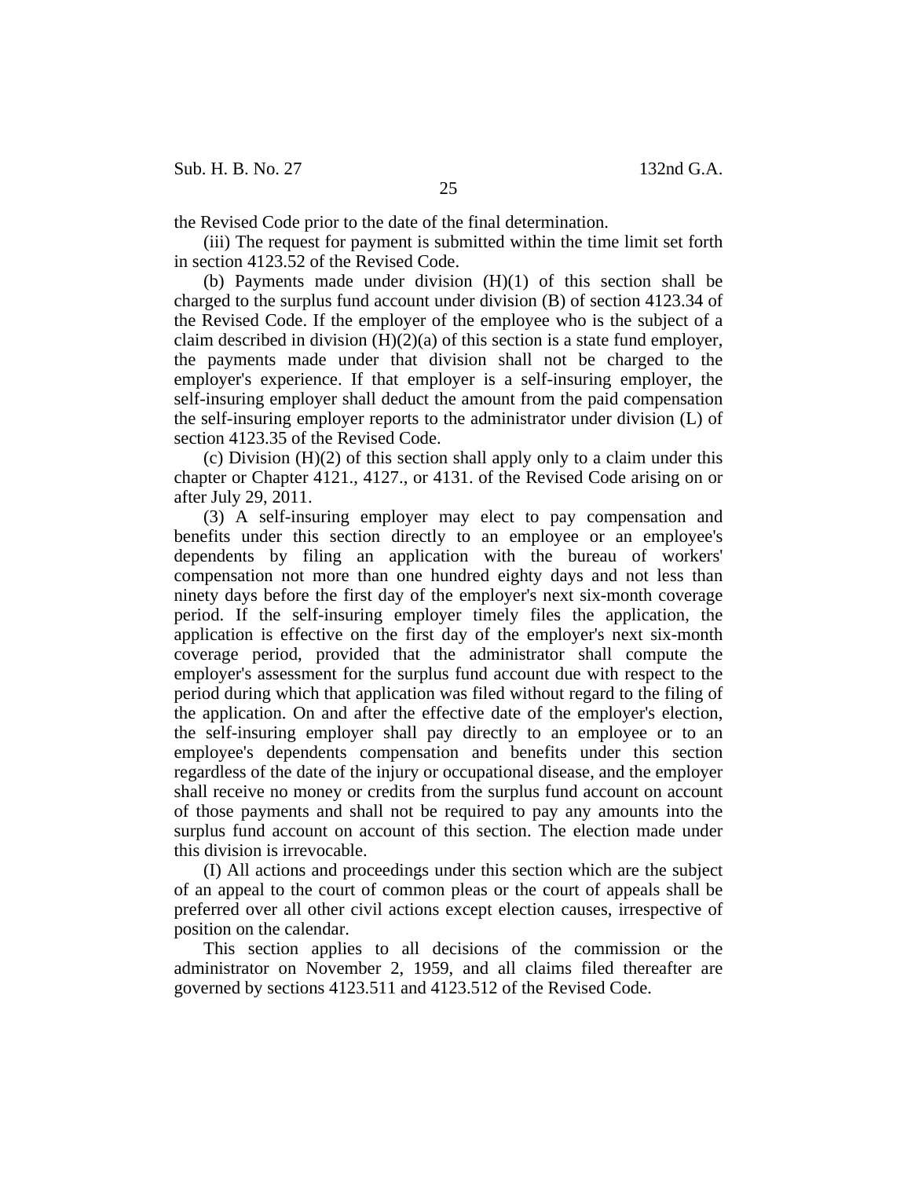the Revised Code prior to the date of the final determination.

(iii) The request for payment is submitted within the time limit set forth in section 4123.52 of the Revised Code.

(b) Payments made under division (H)(1) of this section shall be charged to the surplus fund account under division (B) of section 4123.34 of the Revised Code. If the employer of the employee who is the subject of a claim described in division (H)(2)(a) of this section is a state fund employer, the payments made under that division shall not be charged to the employer's experience. If that employer is a self-insuring employer, the self-insuring employer shall deduct the amount from the paid compensation the self-insuring employer reports to the administrator under division (L) of section 4123.35 of the Revised Code.

(c) Division (H)(2) of this section shall apply only to a claim under this chapter or Chapter 4121., 4127., or 4131. of the Revised Code arising on or after July 29, 2011.

(3) A self-insuring employer may elect to pay compensation and benefits under this section directly to an employee or an employee's dependents by filing an application with the bureau of workers' compensation not more than one hundred eighty days and not less than ninety days before the first day of the employer's next six-month coverage period. If the self-insuring employer timely files the application, the application is effective on the first day of the employer's next six-month coverage period, provided that the administrator shall compute the employer's assessment for the surplus fund account due with respect to the period during which that application was filed without regard to the filing of the application. On and after the effective date of the employer's election, the self-insuring employer shall pay directly to an employee or to an employee's dependents compensation and benefits under this section regardless of the date of the injury or occupational disease, and the employer shall receive no money or credits from the surplus fund account on account of those payments and shall not be required to pay any amounts into the surplus fund account on account of this section. The election made under this division is irrevocable.

(I) All actions and proceedings under this section which are the subject of an appeal to the court of common pleas or the court of appeals shall be preferred over all other civil actions except election causes, irrespective of position on the calendar.

This section applies to all decisions of the commission or the administrator on November 2, 1959, and all claims filed thereafter are governed by sections 4123.511 and 4123.512 of the Revised Code.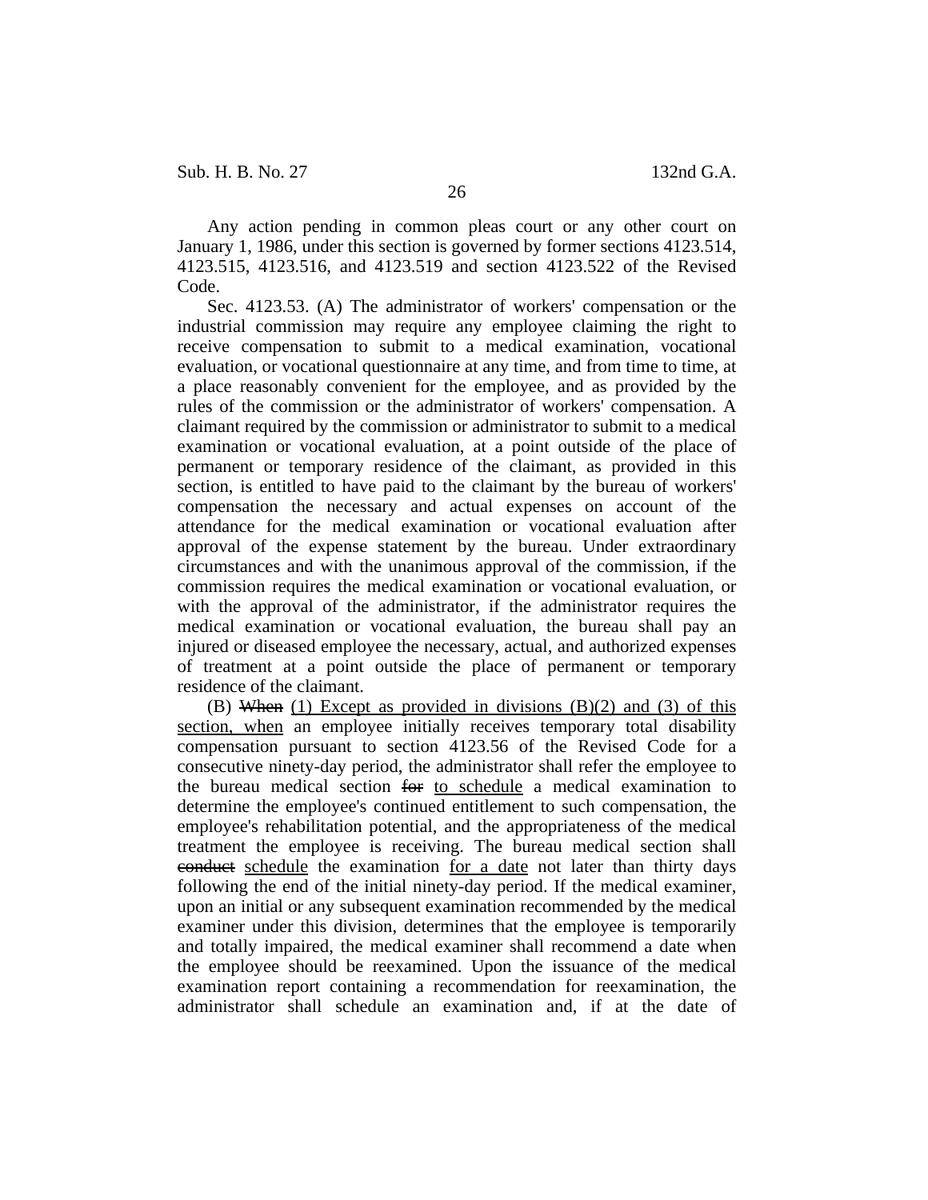Any action pending in common pleas court or any other court on January 1, 1986, under this section is governed by former sections 4123.514, 4123.515, 4123.516, and 4123.519 and section 4123.522 of the Revised Code.

Sec. 4123.53. (A) The administrator of workers' compensation or the industrial commission may require any employee claiming the right to receive compensation to submit to a medical examination, vocational evaluation, or vocational questionnaire at any time, and from time to time, at a place reasonably convenient for the employee, and as provided by the rules of the commission or the administrator of workers' compensation. A claimant required by the commission or administrator to submit to a medical examination or vocational evaluation, at a point outside of the place of permanent or temporary residence of the claimant, as provided in this section, is entitled to have paid to the claimant by the bureau of workers' compensation the necessary and actual expenses on account of the attendance for the medical examination or vocational evaluation after approval of the expense statement by the bureau. Under extraordinary circumstances and with the unanimous approval of the commission, if the commission requires the medical examination or vocational evaluation, or with the approval of the administrator, if the administrator requires the medical examination or vocational evaluation, the bureau shall pay an injured or diseased employee the necessary, actual, and authorized expenses of treatment at a point outside the place of permanent or temporary residence of the claimant.

(B) ~~When~~ <u>(1) Except as provided in divisions (B)(2) and (3) of this section, when</u> an employee initially receives temporary total disability compensation pursuant to section 4123.56 of the Revised Code for a consecutive ninety-day period, the administrator shall refer the employee to the bureau medical section ~~for~~ <u>to schedule</u> a medical examination to determine the employee's continued entitlement to such compensation, the employee's rehabilitation potential, and the appropriateness of the medical treatment the employee is receiving. The bureau medical section shall ~~conduct~~ <u>schedule</u> the examination <u>for a date</u> not later than thirty days following the end of the initial ninety-day period. If the medical examiner, upon an initial or any subsequent examination recommended by the medical examiner under this division, determines that the employee is temporarily and totally impaired, the medical examiner shall recommend a date when the employee should be reexamined. Upon the issuance of the medical examination report containing a recommendation for reexamination, the administrator shall schedule an examination and, if at the date of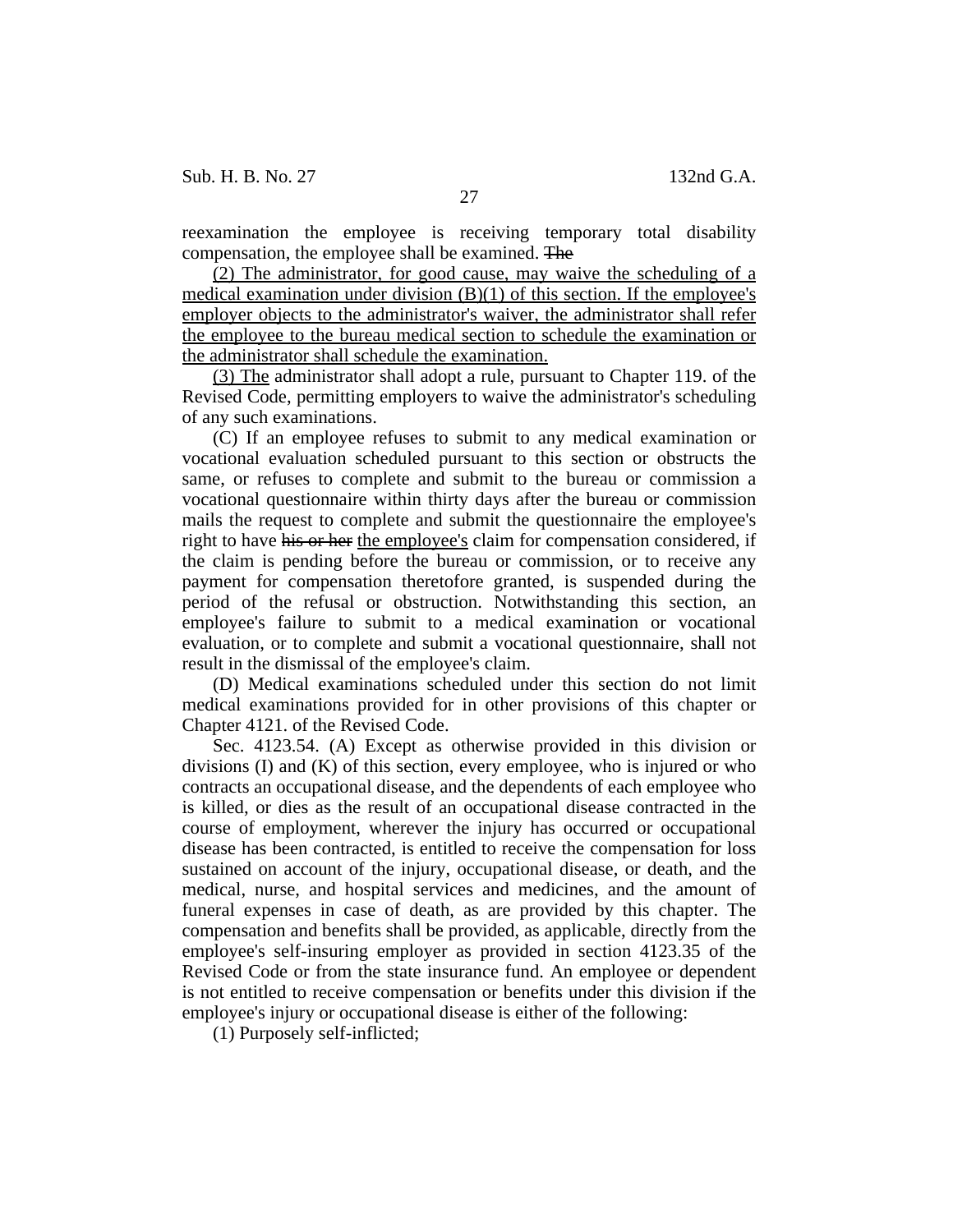reexamination the employee is receiving temporary total disability compensation, the employee shall be examined. ~~The~~

<u>(2) The administrator, for good cause, may waive the scheduling of a medical examination under division (B)(1) of this section. If the employee's employer objects to the administrator's waiver, the administrator shall refer the employee to the bureau medical section to schedule the examination or the administrator shall schedule the examination.</u>

<u>(3) The</u> administrator shall adopt a rule, pursuant to Chapter 119. of the Revised Code, permitting employers to waive the administrator's scheduling of any such examinations.

(C) If an employee refuses to submit to any medical examination or vocational evaluation scheduled pursuant to this section or obstructs the same, or refuses to complete and submit to the bureau or commission a vocational questionnaire within thirty days after the bureau or commission mails the request to complete and submit the questionnaire the employee's right to have ~~his or her~~ <u>the employee's</u> claim for compensation considered, if the claim is pending before the bureau or commission, or to receive any payment for compensation theretofore granted, is suspended during the period of the refusal or obstruction. Notwithstanding this section, an employee's failure to submit to a medical examination or vocational evaluation, or to complete and submit a vocational questionnaire, shall not result in the dismissal of the employee's claim.

(D) Medical examinations scheduled under this section do not limit medical examinations provided for in other provisions of this chapter or Chapter 4121. of the Revised Code.

Sec. 4123.54. (A) Except as otherwise provided in this division or divisions (I) and (K) of this section, every employee, who is injured or who contracts an occupational disease, and the dependents of each employee who is killed, or dies as the result of an occupational disease contracted in the course of employment, wherever the injury has occurred or occupational disease has been contracted, is entitled to receive the compensation for loss sustained on account of the injury, occupational disease, or death, and the medical, nurse, and hospital services and medicines, and the amount of funeral expenses in case of death, as are provided by this chapter. The compensation and benefits shall be provided, as applicable, directly from the employee's self-insuring employer as provided in section 4123.35 of the Revised Code or from the state insurance fund. An employee or dependent is not entitled to receive compensation or benefits under this division if the employee's injury or occupational disease is either of the following:

(1) Purposely self-inflicted;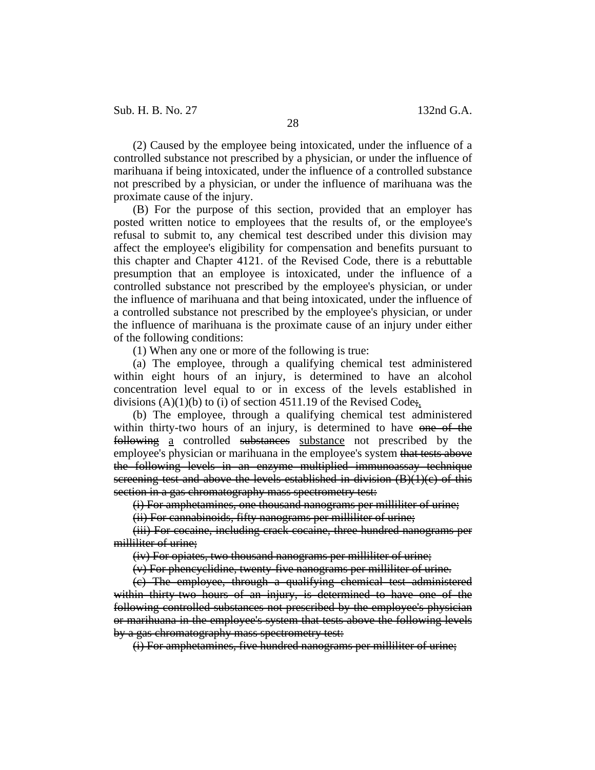(2) Caused by the employee being intoxicated, under the influence of a controlled substance not prescribed by a physician, or under the influence of marihuana if being intoxicated, under the influence of a controlled substance not prescribed by a physician, or under the influence of marihuana was the proximate cause of the injury.

(B) For the purpose of this section, provided that an employer has posted written notice to employees that the results of, or the employee's refusal to submit to, any chemical test described under this division may affect the employee's eligibility for compensation and benefits pursuant to this chapter and Chapter 4121. of the Revised Code, there is a rebuttable presumption that an employee is intoxicated, under the influence of a controlled substance not prescribed by the employee's physician, or under the influence of marihuana and that being intoxicated, under the influence of a controlled substance not prescribed by the employee's physician, or under the influence of marihuana is the proximate cause of an injury under either of the following conditions:

(1) When any one or more of the following is true:

(a) The employee, through a qualifying chemical test administered within eight hours of an injury, is determined to have an alcohol concentration level equal to or in excess of the levels established in divisions (A)(1)(b) to (i) of section 4511.19 of the Revised Code~~;~~.

(b) The employee, through a qualifying chemical test administered within thirty-two hours of an injury, is determined to have ~~one of the following~~ a controlled ~~substances~~ substance not prescribed by the employee's physician or marihuana in the employee's system ~~that tests above the following levels in an enzyme multiplied immunoassay technique screening test and above the levels established in division (B)(1)(c) of this section in a gas chromatography mass spectrometry test:~~

~~(i) For amphetamines, one thousand nanograms per milliliter of urine;~~

~~(ii) For cannabinoids, fifty nanograms per milliliter of urine;~~

~~(iii) For cocaine, including crack cocaine, three hundred nanograms per milliliter of urine;~~

~~(iv) For opiates, two thousand nanograms per milliliter of urine;~~

~~(v) For phencyclidine, twenty-five nanograms per milliliter of urine.~~

~~(c) The employee, through a qualifying chemical test administered within thirty-two hours of an injury, is determined to have one of the following controlled substances not prescribed by the employee's physician or marihuana in the employee's system that tests above the following levels by a gas chromatography mass spectrometry test:~~

~~(i) For amphetamines, five hundred nanograms per milliliter of urine;~~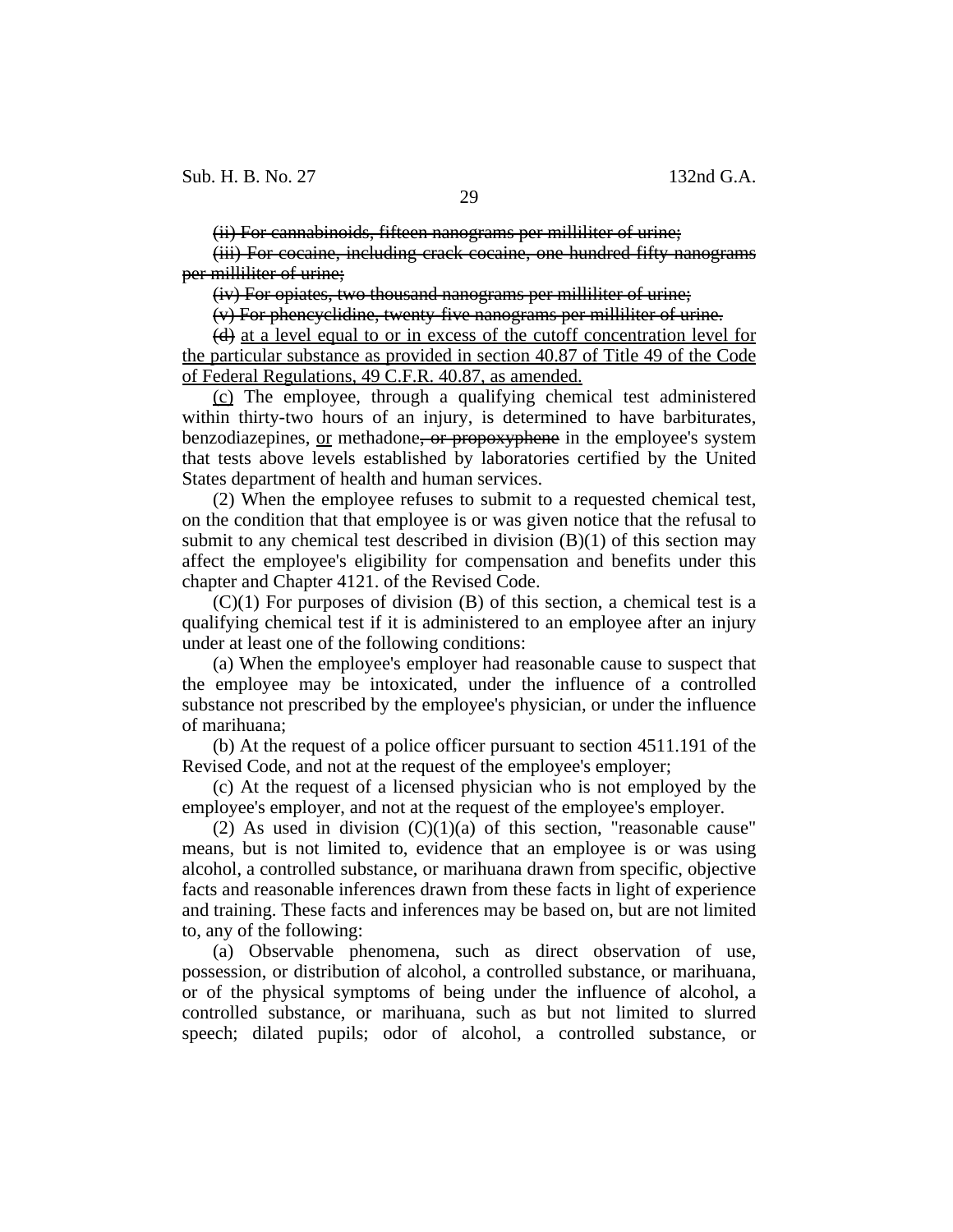~~(ii) For cannabinoids, fifteen nanograms per milliliter of urine;~~

~~(iii) For cocaine, including crack cocaine, one hundred fifty nanograms per milliliter of urine;~~

~~(iv) For opiates, two thousand nanograms per milliliter of urine;~~

~~(v) For phencyclidine, twenty-five nanograms per milliliter of urine.~~

~~(d)~~ <u>at a level equal to or in excess of the cutoff concentration level for the particular substance as provided in section 40.87 of Title 49 of the Code of Federal Regulations, 49 C.F.R. 40.87, as amended.</u>

<u>(c)</u> The employee, through a qualifying chemical test administered within thirty-two hours of an injury, is determined to have barbiturates, benzodiazepines, <u>or</u> methadone~~, or propoxyphene~~ in the employee's system that tests above levels established by laboratories certified by the United States department of health and human services.

(2) When the employee refuses to submit to a requested chemical test, on the condition that that employee is or was given notice that the refusal to submit to any chemical test described in division (B)(1) of this section may affect the employee's eligibility for compensation and benefits under this chapter and Chapter 4121. of the Revised Code.

(C)(1) For purposes of division (B) of this section, a chemical test is a qualifying chemical test if it is administered to an employee after an injury under at least one of the following conditions:

(a) When the employee's employer had reasonable cause to suspect that the employee may be intoxicated, under the influence of a controlled substance not prescribed by the employee's physician, or under the influence of marihuana;

(b) At the request of a police officer pursuant to section 4511.191 of the Revised Code, and not at the request of the employee's employer;

(c) At the request of a licensed physician who is not employed by the employee's employer, and not at the request of the employee's employer.

(2) As used in division (C)(1)(a) of this section, "reasonable cause" means, but is not limited to, evidence that an employee is or was using alcohol, a controlled substance, or marihuana drawn from specific, objective facts and reasonable inferences drawn from these facts in light of experience and training. These facts and inferences may be based on, but are not limited to, any of the following:

(a) Observable phenomena, such as direct observation of use, possession, or distribution of alcohol, a controlled substance, or marihuana, or of the physical symptoms of being under the influence of alcohol, a controlled substance, or marihuana, such as but not limited to slurred speech; dilated pupils; odor of alcohol, a controlled substance, or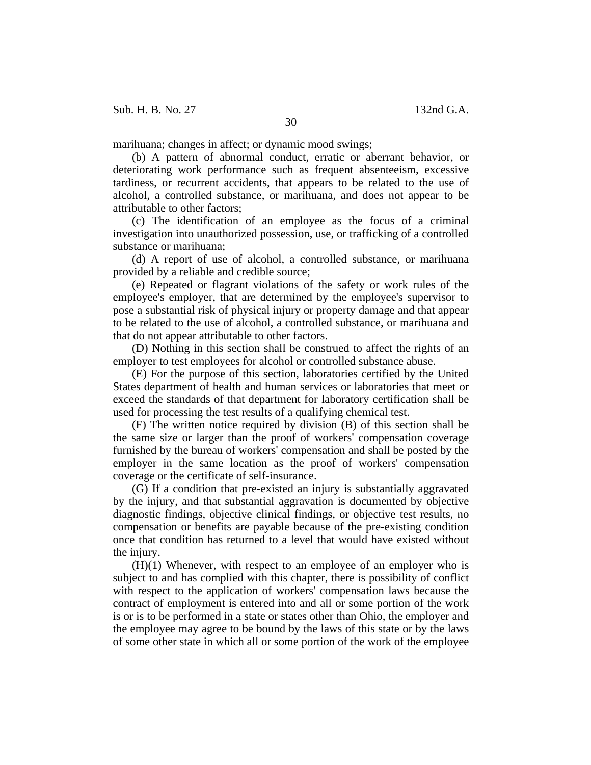marihuana; changes in affect; or dynamic mood swings;

(b) A pattern of abnormal conduct, erratic or aberrant behavior, or deteriorating work performance such as frequent absenteeism, excessive tardiness, or recurrent accidents, that appears to be related to the use of alcohol, a controlled substance, or marihuana, and does not appear to be attributable to other factors;

(c) The identification of an employee as the focus of a criminal investigation into unauthorized possession, use, or trafficking of a controlled substance or marihuana;

(d) A report of use of alcohol, a controlled substance, or marihuana provided by a reliable and credible source;

(e) Repeated or flagrant violations of the safety or work rules of the employee's employer, that are determined by the employee's supervisor to pose a substantial risk of physical injury or property damage and that appear to be related to the use of alcohol, a controlled substance, or marihuana and that do not appear attributable to other factors.

(D) Nothing in this section shall be construed to affect the rights of an employer to test employees for alcohol or controlled substance abuse.

(E) For the purpose of this section, laboratories certified by the United States department of health and human services or laboratories that meet or exceed the standards of that department for laboratory certification shall be used for processing the test results of a qualifying chemical test.

(F) The written notice required by division (B) of this section shall be the same size or larger than the proof of workers' compensation coverage furnished by the bureau of workers' compensation and shall be posted by the employer in the same location as the proof of workers' compensation coverage or the certificate of self-insurance.

(G) If a condition that pre-existed an injury is substantially aggravated by the injury, and that substantial aggravation is documented by objective diagnostic findings, objective clinical findings, or objective test results, no compensation or benefits are payable because of the pre-existing condition once that condition has returned to a level that would have existed without the injury.

(H)(1) Whenever, with respect to an employee of an employer who is subject to and has complied with this chapter, there is possibility of conflict with respect to the application of workers' compensation laws because the contract of employment is entered into and all or some portion of the work is or is to be performed in a state or states other than Ohio, the employer and the employee may agree to be bound by the laws of this state or by the laws of some other state in which all or some portion of the work of the employee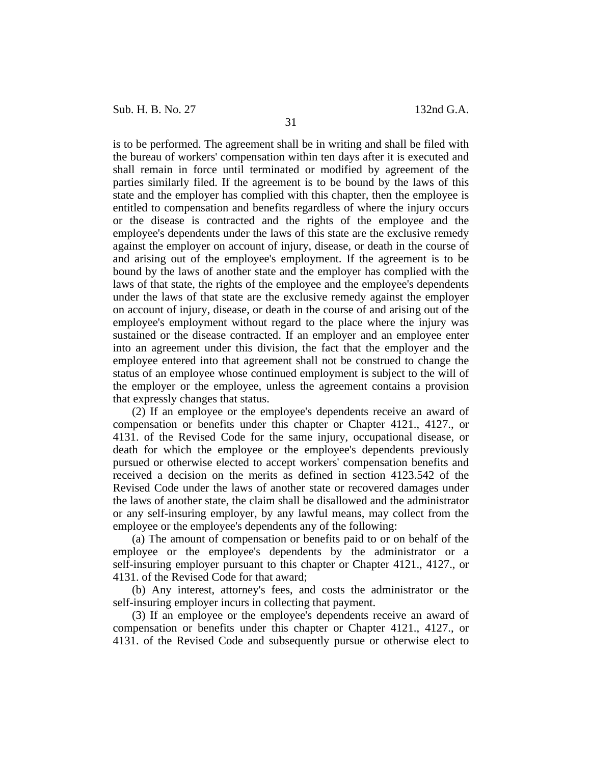is to be performed. The agreement shall be in writing and shall be filed with the bureau of workers' compensation within ten days after it is executed and shall remain in force until terminated or modified by agreement of the parties similarly filed. If the agreement is to be bound by the laws of this state and the employer has complied with this chapter, then the employee is entitled to compensation and benefits regardless of where the injury occurs or the disease is contracted and the rights of the employee and the employee's dependents under the laws of this state are the exclusive remedy against the employer on account of injury, disease, or death in the course of and arising out of the employee's employment. If the agreement is to be bound by the laws of another state and the employer has complied with the laws of that state, the rights of the employee and the employee's dependents under the laws of that state are the exclusive remedy against the employer on account of injury, disease, or death in the course of and arising out of the employee's employment without regard to the place where the injury was sustained or the disease contracted. If an employer and an employee enter into an agreement under this division, the fact that the employer and the employee entered into that agreement shall not be construed to change the status of an employee whose continued employment is subject to the will of the employer or the employee, unless the agreement contains a provision that expressly changes that status.

(2) If an employee or the employee's dependents receive an award of compensation or benefits under this chapter or Chapter 4121., 4127., or 4131. of the Revised Code for the same injury, occupational disease, or death for which the employee or the employee's dependents previously pursued or otherwise elected to accept workers' compensation benefits and received a decision on the merits as defined in section 4123.542 of the Revised Code under the laws of another state or recovered damages under the laws of another state, the claim shall be disallowed and the administrator or any self-insuring employer, by any lawful means, may collect from the employee or the employee's dependents any of the following:

(a) The amount of compensation or benefits paid to or on behalf of the employee or the employee's dependents by the administrator or a self-insuring employer pursuant to this chapter or Chapter 4121., 4127., or 4131. of the Revised Code for that award;

(b) Any interest, attorney's fees, and costs the administrator or the self-insuring employer incurs in collecting that payment.

(3) If an employee or the employee's dependents receive an award of compensation or benefits under this chapter or Chapter 4121., 4127., or 4131. of the Revised Code and subsequently pursue or otherwise elect to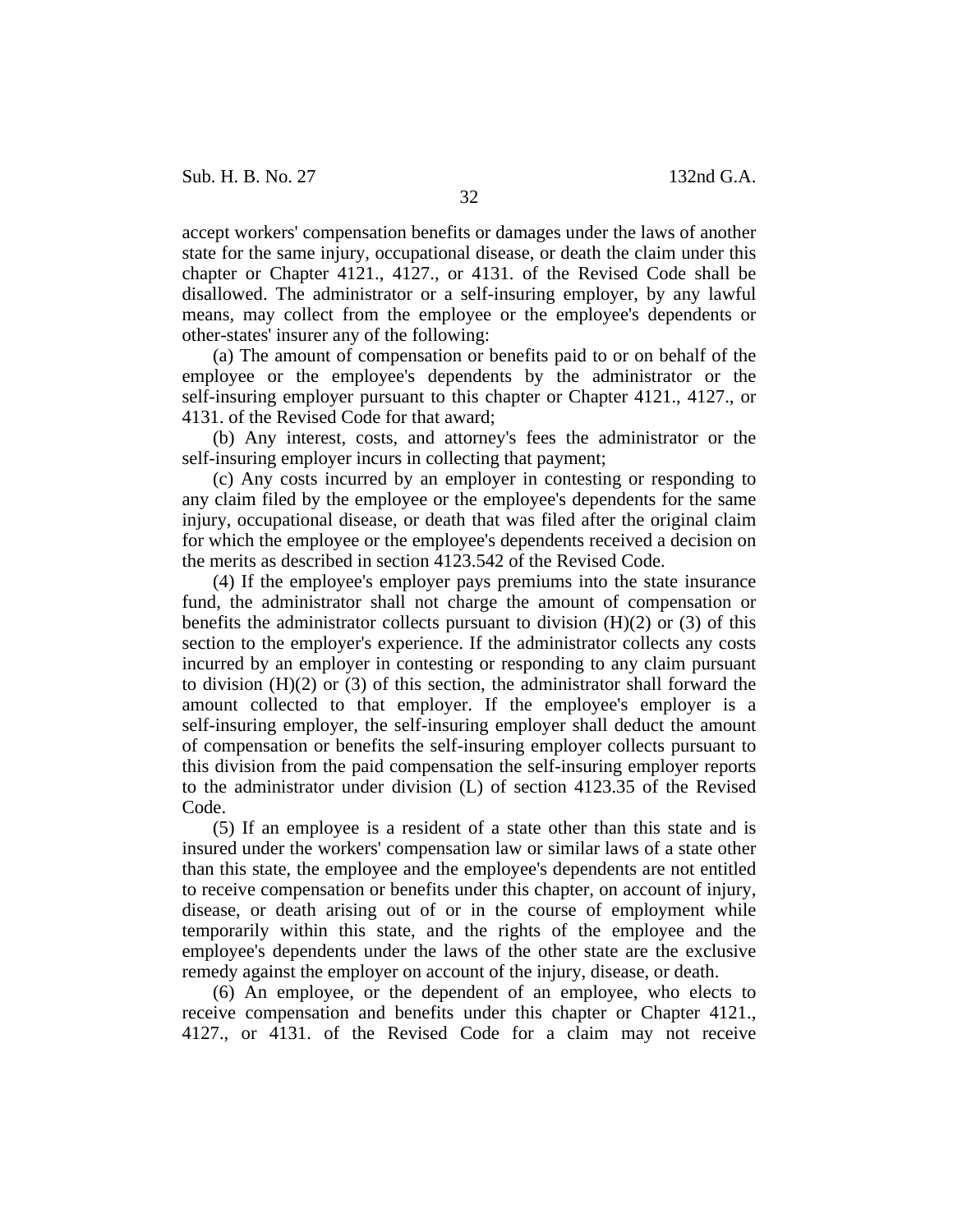accept workers' compensation benefits or damages under the laws of another state for the same injury, occupational disease, or death the claim under this chapter or Chapter 4121., 4127., or 4131. of the Revised Code shall be disallowed. The administrator or a self-insuring employer, by any lawful means, may collect from the employee or the employee's dependents or other-states' insurer any of the following:

(a) The amount of compensation or benefits paid to or on behalf of the employee or the employee's dependents by the administrator or the self-insuring employer pursuant to this chapter or Chapter 4121., 4127., or 4131. of the Revised Code for that award;

(b) Any interest, costs, and attorney's fees the administrator or the self-insuring employer incurs in collecting that payment;

(c) Any costs incurred by an employer in contesting or responding to any claim filed by the employee or the employee's dependents for the same injury, occupational disease, or death that was filed after the original claim for which the employee or the employee's dependents received a decision on the merits as described in section 4123.542 of the Revised Code.

(4) If the employee's employer pays premiums into the state insurance fund, the administrator shall not charge the amount of compensation or benefits the administrator collects pursuant to division (H)(2) or (3) of this section to the employer's experience. If the administrator collects any costs incurred by an employer in contesting or responding to any claim pursuant to division (H)(2) or (3) of this section, the administrator shall forward the amount collected to that employer. If the employee's employer is a self-insuring employer, the self-insuring employer shall deduct the amount of compensation or benefits the self-insuring employer collects pursuant to this division from the paid compensation the self-insuring employer reports to the administrator under division (L) of section 4123.35 of the Revised Code.

(5) If an employee is a resident of a state other than this state and is insured under the workers' compensation law or similar laws of a state other than this state, the employee and the employee's dependents are not entitled to receive compensation or benefits under this chapter, on account of injury, disease, or death arising out of or in the course of employment while temporarily within this state, and the rights of the employee and the employee's dependents under the laws of the other state are the exclusive remedy against the employer on account of the injury, disease, or death.

(6) An employee, or the dependent of an employee, who elects to receive compensation and benefits under this chapter or Chapter 4121., 4127., or 4131. of the Revised Code for a claim may not receive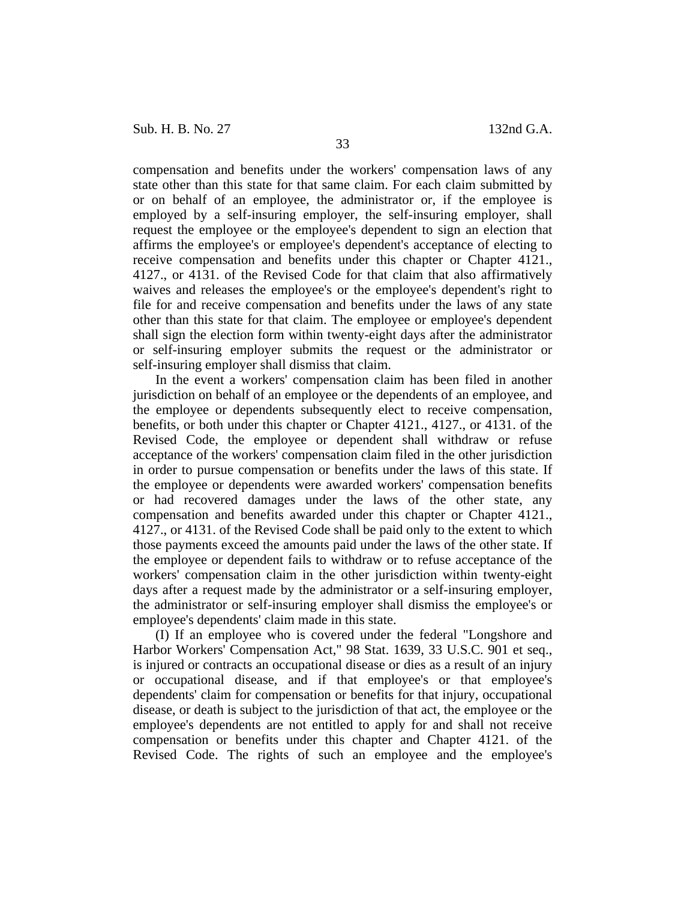compensation and benefits under the workers' compensation laws of any state other than this state for that same claim. For each claim submitted by or on behalf of an employee, the administrator or, if the employee is employed by a self-insuring employer, the self-insuring employer, shall request the employee or the employee's dependent to sign an election that affirms the employee's or employee's dependent's acceptance of electing to receive compensation and benefits under this chapter or Chapter 4121., 4127., or 4131. of the Revised Code for that claim that also affirmatively waives and releases the employee's or the employee's dependent's right to file for and receive compensation and benefits under the laws of any state other than this state for that claim. The employee or employee's dependent shall sign the election form within twenty-eight days after the administrator or self-insuring employer submits the request or the administrator or self-insuring employer shall dismiss that claim.

In the event a workers' compensation claim has been filed in another jurisdiction on behalf of an employee or the dependents of an employee, and the employee or dependents subsequently elect to receive compensation, benefits, or both under this chapter or Chapter 4121., 4127., or 4131. of the Revised Code, the employee or dependent shall withdraw or refuse acceptance of the workers' compensation claim filed in the other jurisdiction in order to pursue compensation or benefits under the laws of this state. If the employee or dependents were awarded workers' compensation benefits or had recovered damages under the laws of the other state, any compensation and benefits awarded under this chapter or Chapter 4121., 4127., or 4131. of the Revised Code shall be paid only to the extent to which those payments exceed the amounts paid under the laws of the other state. If the employee or dependent fails to withdraw or to refuse acceptance of the workers' compensation claim in the other jurisdiction within twenty-eight days after a request made by the administrator or a self-insuring employer, the administrator or self-insuring employer shall dismiss the employee's or employee's dependents' claim made in this state.

(I) If an employee who is covered under the federal "Longshore and Harbor Workers' Compensation Act," 98 Stat. 1639, 33 U.S.C. 901 et seq., is injured or contracts an occupational disease or dies as a result of an injury or occupational disease, and if that employee's or that employee's dependents' claim for compensation or benefits for that injury, occupational disease, or death is subject to the jurisdiction of that act, the employee or the employee's dependents are not entitled to apply for and shall not receive compensation or benefits under this chapter and Chapter 4121. of the Revised Code. The rights of such an employee and the employee's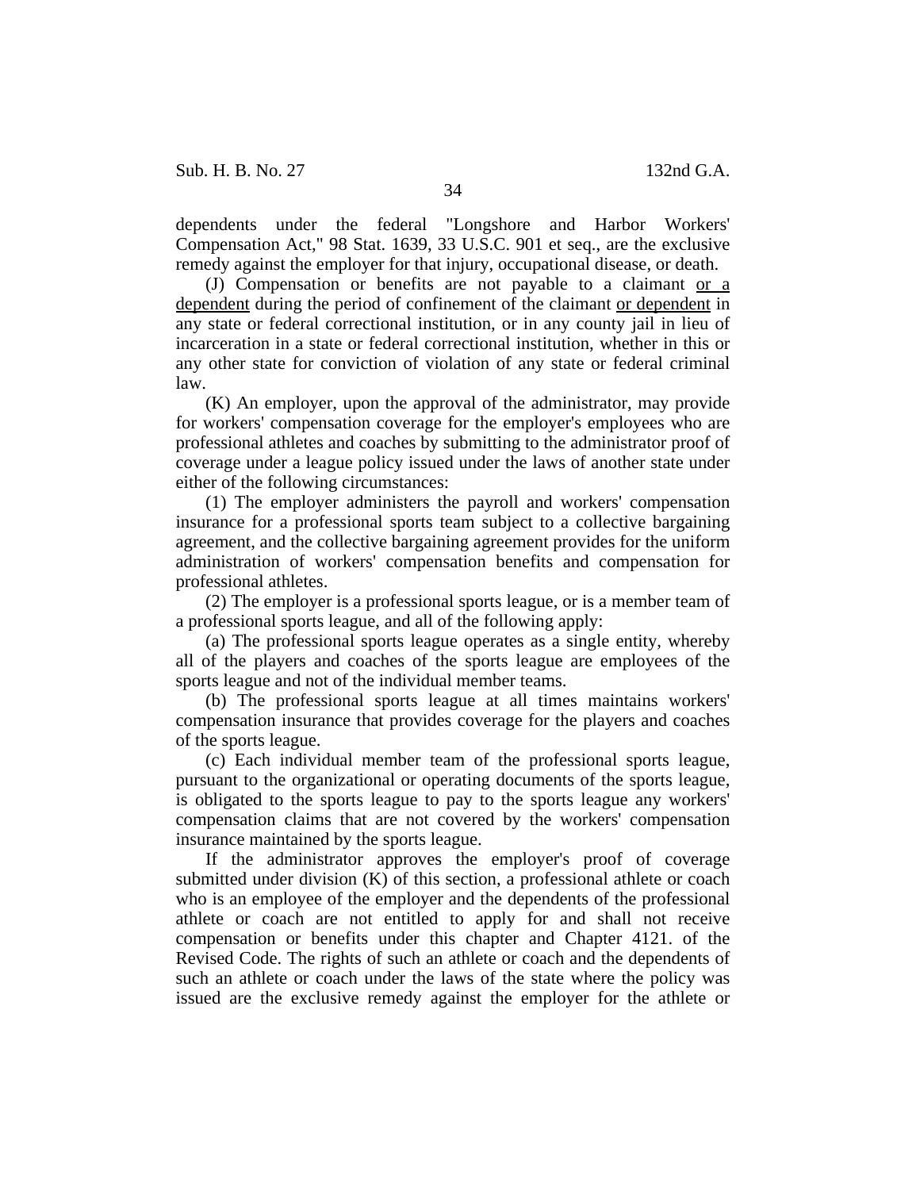dependents under the federal "Longshore and Harbor Workers' Compensation Act," 98 Stat. 1639, 33 U.S.C. 901 et seq., are the exclusive remedy against the employer for that injury, occupational disease, or death.

(J) Compensation or benefits are not payable to a claimant <u>or a dependent</u> during the period of confinement of the claimant <u>or dependent</u> in any state or federal correctional institution, or in any county jail in lieu of incarceration in a state or federal correctional institution, whether in this or any other state for conviction of violation of any state or federal criminal law.

(K) An employer, upon the approval of the administrator, may provide for workers' compensation coverage for the employer's employees who are professional athletes and coaches by submitting to the administrator proof of coverage under a league policy issued under the laws of another state under either of the following circumstances:

(1) The employer administers the payroll and workers' compensation insurance for a professional sports team subject to a collective bargaining agreement, and the collective bargaining agreement provides for the uniform administration of workers' compensation benefits and compensation for professional athletes.

(2) The employer is a professional sports league, or is a member team of a professional sports league, and all of the following apply:

(a) The professional sports league operates as a single entity, whereby all of the players and coaches of the sports league are employees of the sports league and not of the individual member teams.

(b) The professional sports league at all times maintains workers' compensation insurance that provides coverage for the players and coaches of the sports league.

(c) Each individual member team of the professional sports league, pursuant to the organizational or operating documents of the sports league, is obligated to the sports league to pay to the sports league any workers' compensation claims that are not covered by the workers' compensation insurance maintained by the sports league.

If the administrator approves the employer's proof of coverage submitted under division (K) of this section, a professional athlete or coach who is an employee of the employer and the dependents of the professional athlete or coach are not entitled to apply for and shall not receive compensation or benefits under this chapter and Chapter 4121. of the Revised Code. The rights of such an athlete or coach and the dependents of such an athlete or coach under the laws of the state where the policy was issued are the exclusive remedy against the employer for the athlete or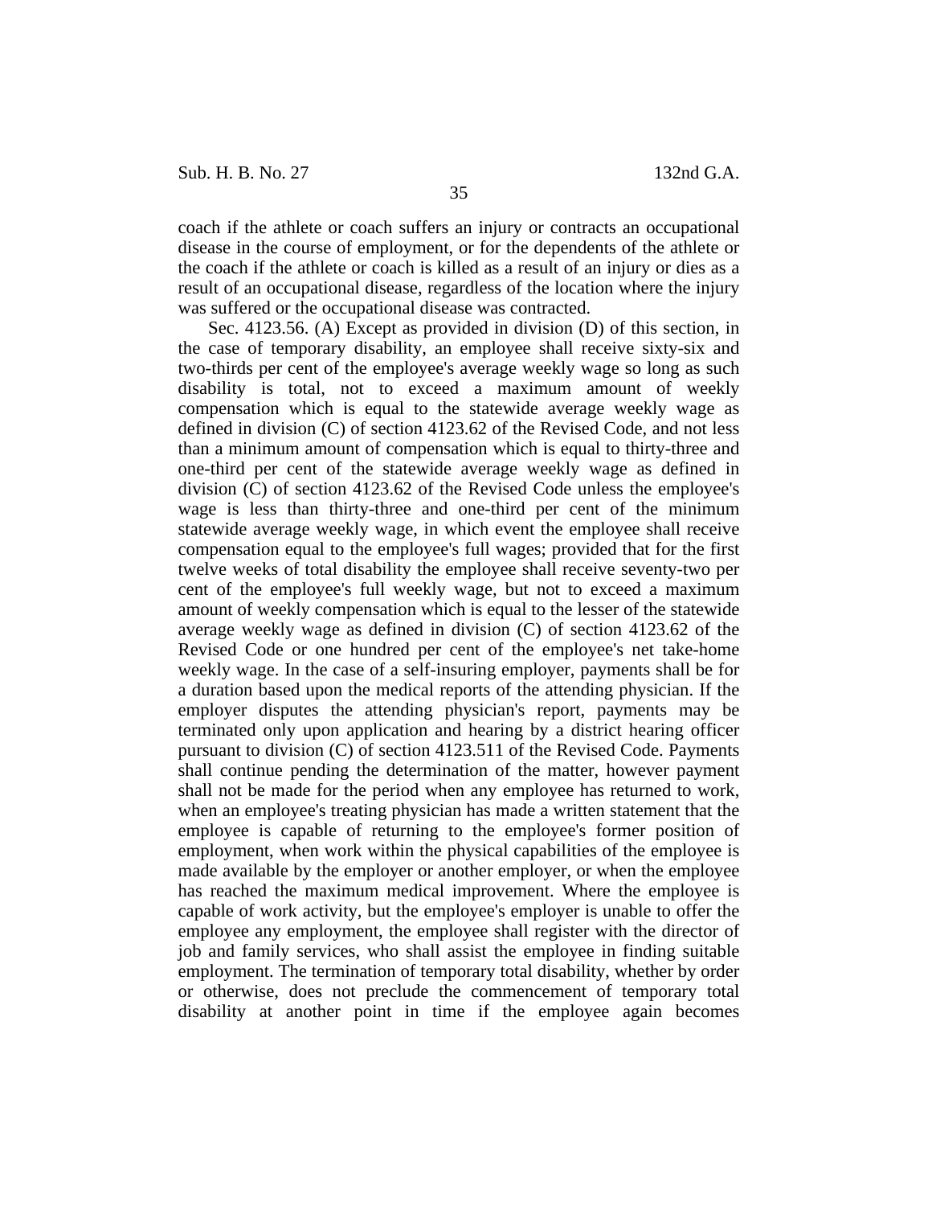coach if the athlete or coach suffers an injury or contracts an occupational disease in the course of employment, or for the dependents of the athlete or the coach if the athlete or coach is killed as a result of an injury or dies as a result of an occupational disease, regardless of the location where the injury was suffered or the occupational disease was contracted.

Sec. 4123.56. (A) Except as provided in division (D) of this section, in the case of temporary disability, an employee shall receive sixty-six and two-thirds per cent of the employee's average weekly wage so long as such disability is total, not to exceed a maximum amount of weekly compensation which is equal to the statewide average weekly wage as defined in division (C) of section 4123.62 of the Revised Code, and not less than a minimum amount of compensation which is equal to thirty-three and one-third per cent of the statewide average weekly wage as defined in division (C) of section 4123.62 of the Revised Code unless the employee's wage is less than thirty-three and one-third per cent of the minimum statewide average weekly wage, in which event the employee shall receive compensation equal to the employee's full wages; provided that for the first twelve weeks of total disability the employee shall receive seventy-two per cent of the employee's full weekly wage, but not to exceed a maximum amount of weekly compensation which is equal to the lesser of the statewide average weekly wage as defined in division (C) of section 4123.62 of the Revised Code or one hundred per cent of the employee's net take-home weekly wage. In the case of a self-insuring employer, payments shall be for a duration based upon the medical reports of the attending physician. If the employer disputes the attending physician's report, payments may be terminated only upon application and hearing by a district hearing officer pursuant to division (C) of section 4123.511 of the Revised Code. Payments shall continue pending the determination of the matter, however payment shall not be made for the period when any employee has returned to work, when an employee's treating physician has made a written statement that the employee is capable of returning to the employee's former position of employment, when work within the physical capabilities of the employee is made available by the employer or another employer, or when the employee has reached the maximum medical improvement. Where the employee is capable of work activity, but the employee's employer is unable to offer the employee any employment, the employee shall register with the director of job and family services, who shall assist the employee in finding suitable employment. The termination of temporary total disability, whether by order or otherwise, does not preclude the commencement of temporary total disability at another point in time if the employee again becomes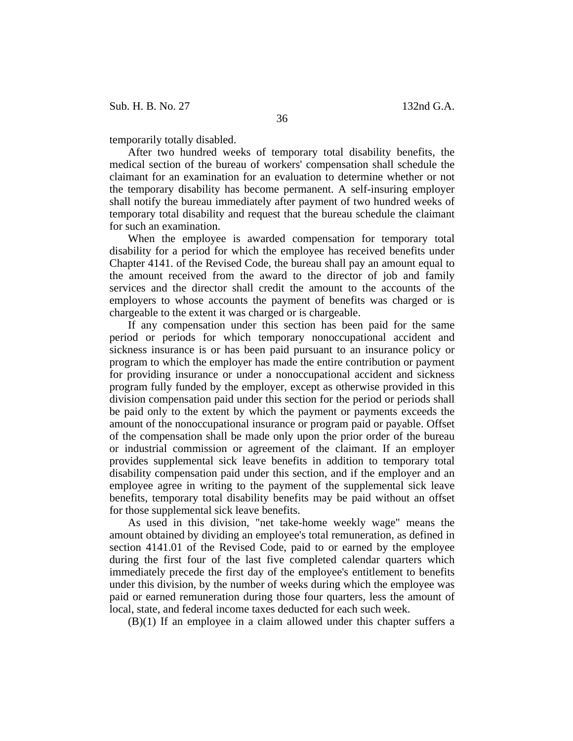temporarily totally disabled.

After two hundred weeks of temporary total disability benefits, the medical section of the bureau of workers' compensation shall schedule the claimant for an examination for an evaluation to determine whether or not the temporary disability has become permanent. A self-insuring employer shall notify the bureau immediately after payment of two hundred weeks of temporary total disability and request that the bureau schedule the claimant for such an examination.

When the employee is awarded compensation for temporary total disability for a period for which the employee has received benefits under Chapter 4141. of the Revised Code, the bureau shall pay an amount equal to the amount received from the award to the director of job and family services and the director shall credit the amount to the accounts of the employers to whose accounts the payment of benefits was charged or is chargeable to the extent it was charged or is chargeable.

If any compensation under this section has been paid for the same period or periods for which temporary nonoccupational accident and sickness insurance is or has been paid pursuant to an insurance policy or program to which the employer has made the entire contribution or payment for providing insurance or under a nonoccupational accident and sickness program fully funded by the employer, except as otherwise provided in this division compensation paid under this section for the period or periods shall be paid only to the extent by which the payment or payments exceeds the amount of the nonoccupational insurance or program paid or payable. Offset of the compensation shall be made only upon the prior order of the bureau or industrial commission or agreement of the claimant. If an employer provides supplemental sick leave benefits in addition to temporary total disability compensation paid under this section, and if the employer and an employee agree in writing to the payment of the supplemental sick leave benefits, temporary total disability benefits may be paid without an offset for those supplemental sick leave benefits.

As used in this division, "net take-home weekly wage" means the amount obtained by dividing an employee's total remuneration, as defined in section 4141.01 of the Revised Code, paid to or earned by the employee during the first four of the last five completed calendar quarters which immediately precede the first day of the employee's entitlement to benefits under this division, by the number of weeks during which the employee was paid or earned remuneration during those four quarters, less the amount of local, state, and federal income taxes deducted for each such week.

(B)(1) If an employee in a claim allowed under this chapter suffers a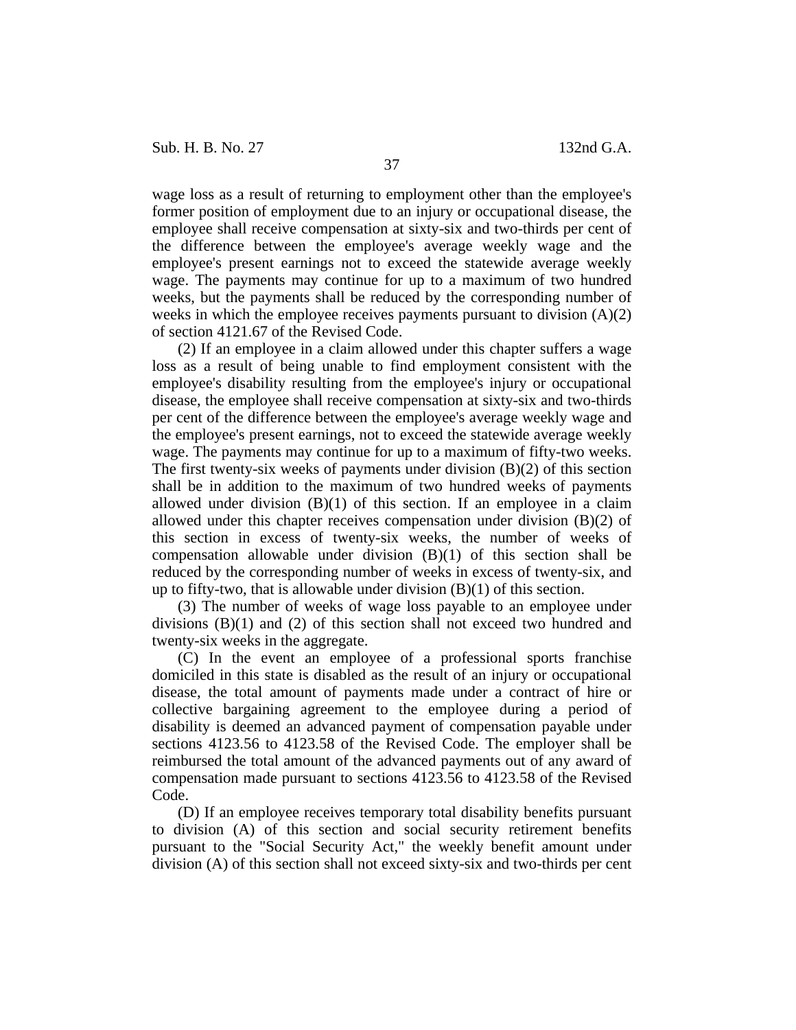wage loss as a result of returning to employment other than the employee's former position of employment due to an injury or occupational disease, the employee shall receive compensation at sixty-six and two-thirds per cent of the difference between the employee's average weekly wage and the employee's present earnings not to exceed the statewide average weekly wage. The payments may continue for up to a maximum of two hundred weeks, but the payments shall be reduced by the corresponding number of weeks in which the employee receives payments pursuant to division (A)(2) of section 4121.67 of the Revised Code.

(2) If an employee in a claim allowed under this chapter suffers a wage loss as a result of being unable to find employment consistent with the employee's disability resulting from the employee's injury or occupational disease, the employee shall receive compensation at sixty-six and two-thirds per cent of the difference between the employee's average weekly wage and the employee's present earnings, not to exceed the statewide average weekly wage. The payments may continue for up to a maximum of fifty-two weeks. The first twenty-six weeks of payments under division (B)(2) of this section shall be in addition to the maximum of two hundred weeks of payments allowed under division (B)(1) of this section. If an employee in a claim allowed under this chapter receives compensation under division (B)(2) of this section in excess of twenty-six weeks, the number of weeks of compensation allowable under division (B)(1) of this section shall be reduced by the corresponding number of weeks in excess of twenty-six, and up to fifty-two, that is allowable under division (B)(1) of this section.

(3) The number of weeks of wage loss payable to an employee under divisions (B)(1) and (2) of this section shall not exceed two hundred and twenty-six weeks in the aggregate.

(C) In the event an employee of a professional sports franchise domiciled in this state is disabled as the result of an injury or occupational disease, the total amount of payments made under a contract of hire or collective bargaining agreement to the employee during a period of disability is deemed an advanced payment of compensation payable under sections 4123.56 to 4123.58 of the Revised Code. The employer shall be reimbursed the total amount of the advanced payments out of any award of compensation made pursuant to sections 4123.56 to 4123.58 of the Revised Code.

(D) If an employee receives temporary total disability benefits pursuant to division (A) of this section and social security retirement benefits pursuant to the "Social Security Act," the weekly benefit amount under division (A) of this section shall not exceed sixty-six and two-thirds per cent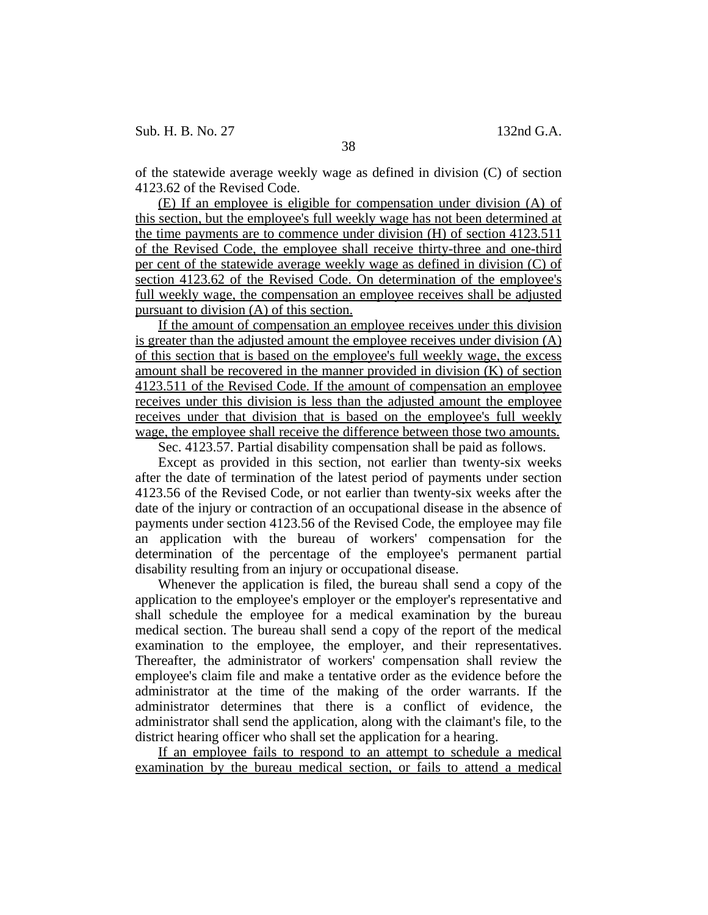of the statewide average weekly wage as defined in division (C) of section 4123.62 of the Revised Code.

(E) If an employee is eligible for compensation under division (A) of this section, but the employee's full weekly wage has not been determined at the time payments are to commence under division (H) of section 4123.511 of the Revised Code, the employee shall receive thirty-three and one-third per cent of the statewide average weekly wage as defined in division (C) of section 4123.62 of the Revised Code. On determination of the employee's full weekly wage, the compensation an employee receives shall be adjusted pursuant to division (A) of this section.

If the amount of compensation an employee receives under this division is greater than the adjusted amount the employee receives under division (A) of this section that is based on the employee's full weekly wage, the excess amount shall be recovered in the manner provided in division (K) of section 4123.511 of the Revised Code. If the amount of compensation an employee receives under this division is less than the adjusted amount the employee receives under that division that is based on the employee's full weekly wage, the employee shall receive the difference between those two amounts.

Sec. 4123.57. Partial disability compensation shall be paid as follows.

Except as provided in this section, not earlier than twenty-six weeks after the date of termination of the latest period of payments under section 4123.56 of the Revised Code, or not earlier than twenty-six weeks after the date of the injury or contraction of an occupational disease in the absence of payments under section 4123.56 of the Revised Code, the employee may file an application with the bureau of workers' compensation for the determination of the percentage of the employee's permanent partial disability resulting from an injury or occupational disease.

Whenever the application is filed, the bureau shall send a copy of the application to the employee's employer or the employer's representative and shall schedule the employee for a medical examination by the bureau medical section. The bureau shall send a copy of the report of the medical examination to the employee, the employer, and their representatives. Thereafter, the administrator of workers' compensation shall review the employee's claim file and make a tentative order as the evidence before the administrator at the time of the making of the order warrants. If the administrator determines that there is a conflict of evidence, the administrator shall send the application, along with the claimant's file, to the district hearing officer who shall set the application for a hearing.

If an employee fails to respond to an attempt to schedule a medical examination by the bureau medical section, or fails to attend a medical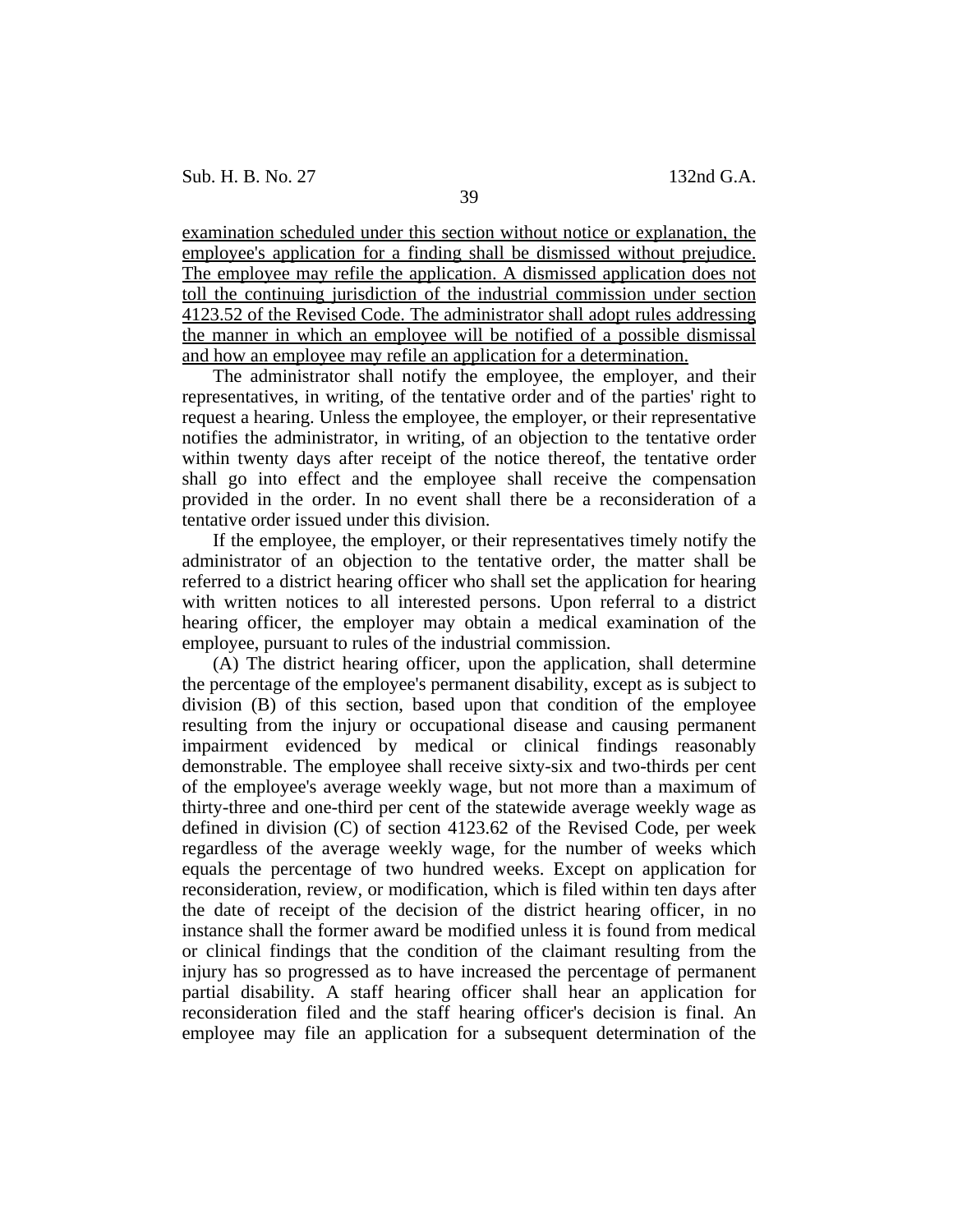examination scheduled under this section without notice or explanation, the employee's application for a finding shall be dismissed without prejudice. The employee may refile the application. A dismissed application does not toll the continuing jurisdiction of the industrial commission under section 4123.52 of the Revised Code. The administrator shall adopt rules addressing the manner in which an employee will be notified of a possible dismissal and how an employee may refile an application for a determination.

The administrator shall notify the employee, the employer, and their representatives, in writing, of the tentative order and of the parties' right to request a hearing. Unless the employee, the employer, or their representative notifies the administrator, in writing, of an objection to the tentative order within twenty days after receipt of the notice thereof, the tentative order shall go into effect and the employee shall receive the compensation provided in the order. In no event shall there be a reconsideration of a tentative order issued under this division.

If the employee, the employer, or their representatives timely notify the administrator of an objection to the tentative order, the matter shall be referred to a district hearing officer who shall set the application for hearing with written notices to all interested persons. Upon referral to a district hearing officer, the employer may obtain a medical examination of the employee, pursuant to rules of the industrial commission.

(A) The district hearing officer, upon the application, shall determine the percentage of the employee's permanent disability, except as is subject to division (B) of this section, based upon that condition of the employee resulting from the injury or occupational disease and causing permanent impairment evidenced by medical or clinical findings reasonably demonstrable. The employee shall receive sixty-six and two-thirds per cent of the employee's average weekly wage, but not more than a maximum of thirty-three and one-third per cent of the statewide average weekly wage as defined in division (C) of section 4123.62 of the Revised Code, per week regardless of the average weekly wage, for the number of weeks which equals the percentage of two hundred weeks. Except on application for reconsideration, review, or modification, which is filed within ten days after the date of receipt of the decision of the district hearing officer, in no instance shall the former award be modified unless it is found from medical or clinical findings that the condition of the claimant resulting from the injury has so progressed as to have increased the percentage of permanent partial disability. A staff hearing officer shall hear an application for reconsideration filed and the staff hearing officer's decision is final. An employee may file an application for a subsequent determination of the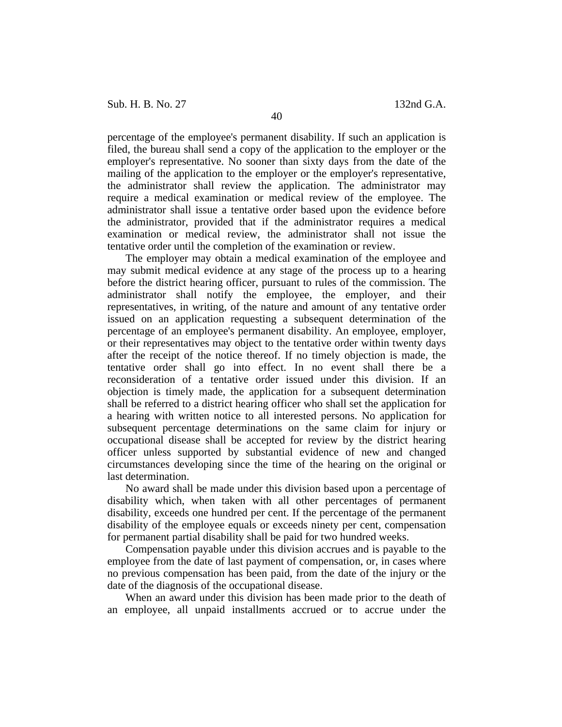percentage of the employee's permanent disability. If such an application is filed, the bureau shall send a copy of the application to the employer or the employer's representative. No sooner than sixty days from the date of the mailing of the application to the employer or the employer's representative, the administrator shall review the application. The administrator may require a medical examination or medical review of the employee. The administrator shall issue a tentative order based upon the evidence before the administrator, provided that if the administrator requires a medical examination or medical review, the administrator shall not issue the tentative order until the completion of the examination or review.

The employer may obtain a medical examination of the employee and may submit medical evidence at any stage of the process up to a hearing before the district hearing officer, pursuant to rules of the commission. The administrator shall notify the employee, the employer, and their representatives, in writing, of the nature and amount of any tentative order issued on an application requesting a subsequent determination of the percentage of an employee's permanent disability. An employee, employer, or their representatives may object to the tentative order within twenty days after the receipt of the notice thereof. If no timely objection is made, the tentative order shall go into effect. In no event shall there be a reconsideration of a tentative order issued under this division. If an objection is timely made, the application for a subsequent determination shall be referred to a district hearing officer who shall set the application for a hearing with written notice to all interested persons. No application for subsequent percentage determinations on the same claim for injury or occupational disease shall be accepted for review by the district hearing officer unless supported by substantial evidence of new and changed circumstances developing since the time of the hearing on the original or last determination.

No award shall be made under this division based upon a percentage of disability which, when taken with all other percentages of permanent disability, exceeds one hundred per cent. If the percentage of the permanent disability of the employee equals or exceeds ninety per cent, compensation for permanent partial disability shall be paid for two hundred weeks.

Compensation payable under this division accrues and is payable to the employee from the date of last payment of compensation, or, in cases where no previous compensation has been paid, from the date of the injury or the date of the diagnosis of the occupational disease.

When an award under this division has been made prior to the death of an employee, all unpaid installments accrued or to accrue under the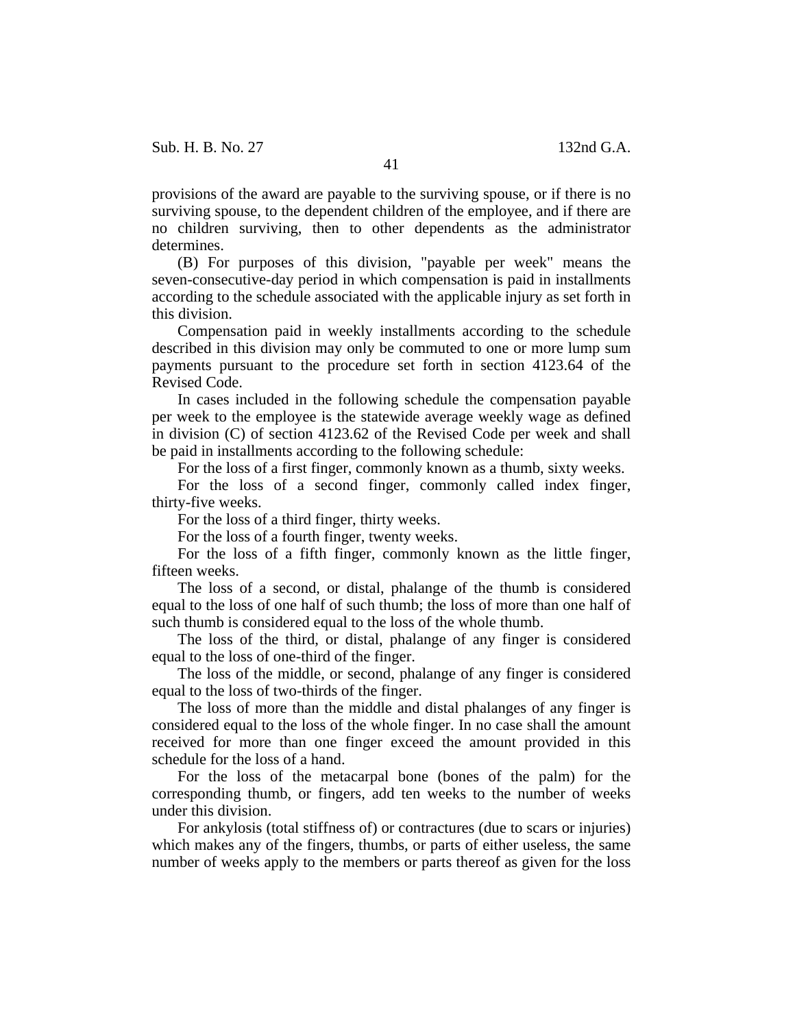provisions of the award are payable to the surviving spouse, or if there is no surviving spouse, to the dependent children of the employee, and if there are no children surviving, then to other dependents as the administrator determines.

(B) For purposes of this division, "payable per week" means the seven-consecutive-day period in which compensation is paid in installments according to the schedule associated with the applicable injury as set forth in this division.

Compensation paid in weekly installments according to the schedule described in this division may only be commuted to one or more lump sum payments pursuant to the procedure set forth in section 4123.64 of the Revised Code.

In cases included in the following schedule the compensation payable per week to the employee is the statewide average weekly wage as defined in division (C) of section 4123.62 of the Revised Code per week and shall be paid in installments according to the following schedule:

For the loss of a first finger, commonly known as a thumb, sixty weeks.

For the loss of a second finger, commonly called index finger, thirty-five weeks.

For the loss of a third finger, thirty weeks.

For the loss of a fourth finger, twenty weeks.

For the loss of a fifth finger, commonly known as the little finger, fifteen weeks.

The loss of a second, or distal, phalange of the thumb is considered equal to the loss of one half of such thumb; the loss of more than one half of such thumb is considered equal to the loss of the whole thumb.

The loss of the third, or distal, phalange of any finger is considered equal to the loss of one-third of the finger.

The loss of the middle, or second, phalange of any finger is considered equal to the loss of two-thirds of the finger.

The loss of more than the middle and distal phalanges of any finger is considered equal to the loss of the whole finger. In no case shall the amount received for more than one finger exceed the amount provided in this schedule for the loss of a hand.

For the loss of the metacarpal bone (bones of the palm) for the corresponding thumb, or fingers, add ten weeks to the number of weeks under this division.

For ankylosis (total stiffness of) or contractures (due to scars or injuries) which makes any of the fingers, thumbs, or parts of either useless, the same number of weeks apply to the members or parts thereof as given for the loss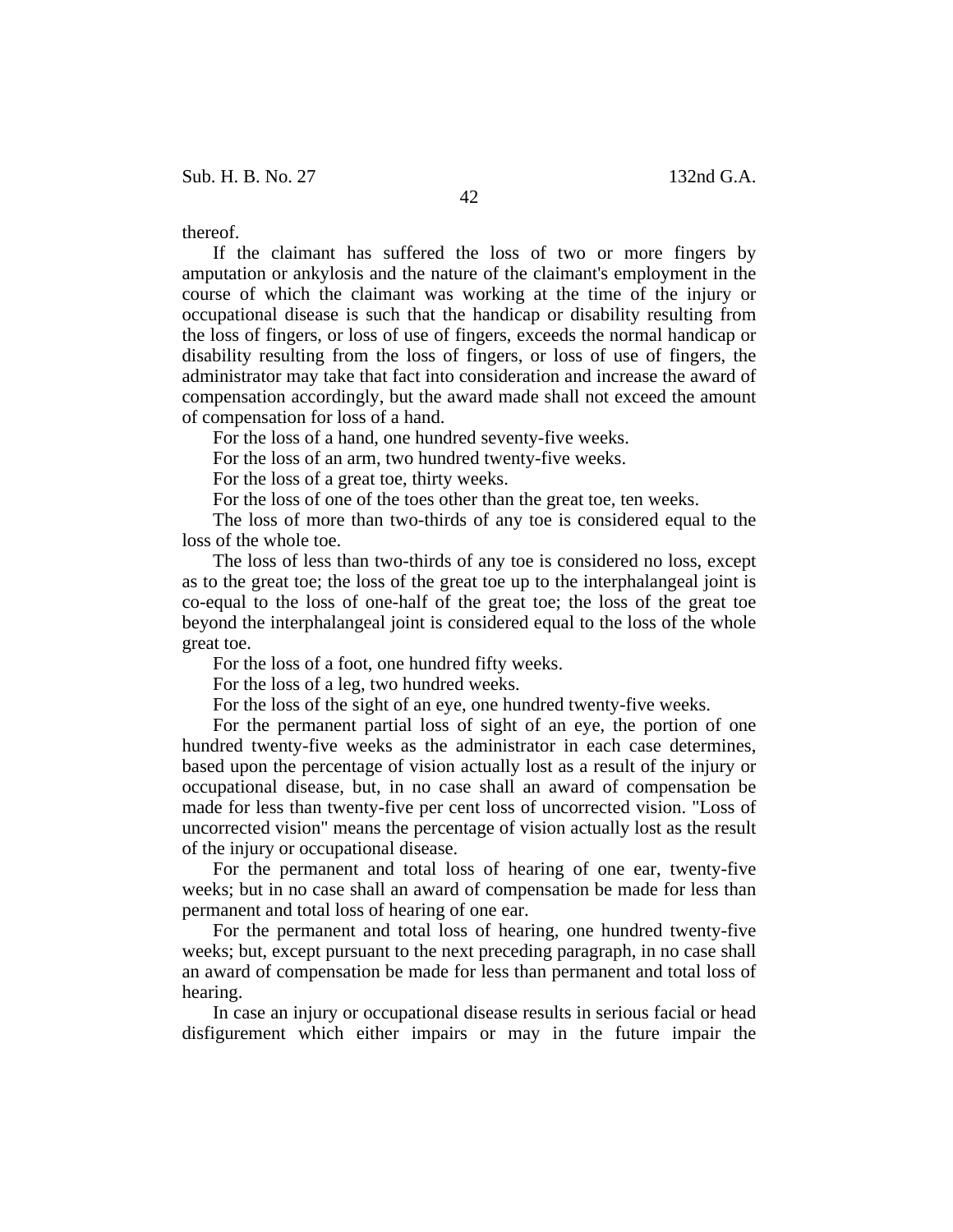thereof.

If the claimant has suffered the loss of two or more fingers by amputation or ankylosis and the nature of the claimant's employment in the course of which the claimant was working at the time of the injury or occupational disease is such that the handicap or disability resulting from the loss of fingers, or loss of use of fingers, exceeds the normal handicap or disability resulting from the loss of fingers, or loss of use of fingers, the administrator may take that fact into consideration and increase the award of compensation accordingly, but the award made shall not exceed the amount of compensation for loss of a hand.

For the loss of a hand, one hundred seventy-five weeks.

For the loss of an arm, two hundred twenty-five weeks.

For the loss of a great toe, thirty weeks.

For the loss of one of the toes other than the great toe, ten weeks.

The loss of more than two-thirds of any toe is considered equal to the loss of the whole toe.

The loss of less than two-thirds of any toe is considered no loss, except as to the great toe; the loss of the great toe up to the interphalangeal joint is co-equal to the loss of one-half of the great toe; the loss of the great toe beyond the interphalangeal joint is considered equal to the loss of the whole great toe.

For the loss of a foot, one hundred fifty weeks.

For the loss of a leg, two hundred weeks.

For the loss of the sight of an eye, one hundred twenty-five weeks.

For the permanent partial loss of sight of an eye, the portion of one hundred twenty-five weeks as the administrator in each case determines, based upon the percentage of vision actually lost as a result of the injury or occupational disease, but, in no case shall an award of compensation be made for less than twenty-five per cent loss of uncorrected vision. "Loss of uncorrected vision" means the percentage of vision actually lost as the result of the injury or occupational disease.

For the permanent and total loss of hearing of one ear, twenty-five weeks; but in no case shall an award of compensation be made for less than permanent and total loss of hearing of one ear.

For the permanent and total loss of hearing, one hundred twenty-five weeks; but, except pursuant to the next preceding paragraph, in no case shall an award of compensation be made for less than permanent and total loss of hearing.

In case an injury or occupational disease results in serious facial or head disfigurement which either impairs or may in the future impair the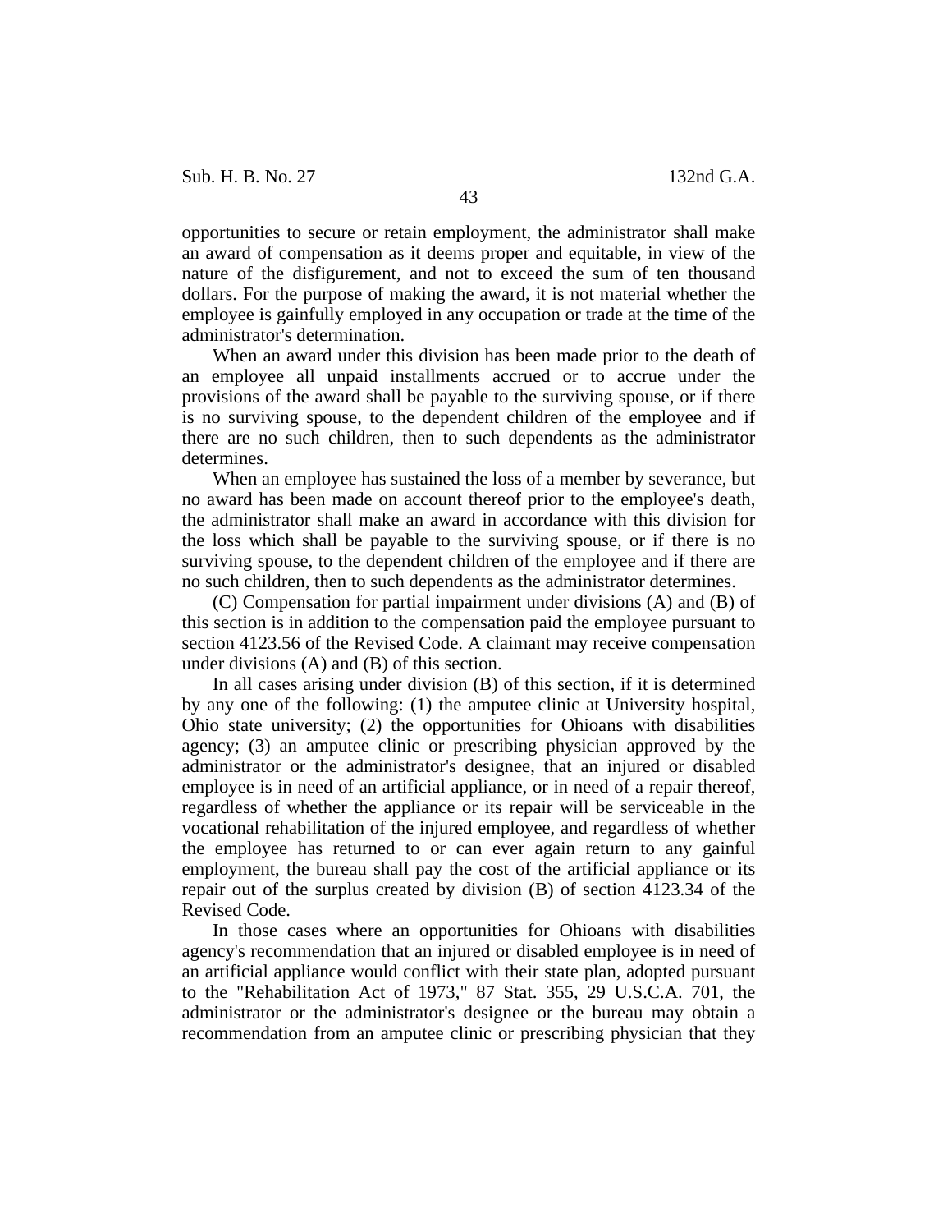opportunities to secure or retain employment, the administrator shall make an award of compensation as it deems proper and equitable, in view of the nature of the disfigurement, and not to exceed the sum of ten thousand dollars. For the purpose of making the award, it is not material whether the employee is gainfully employed in any occupation or trade at the time of the administrator's determination.

When an award under this division has been made prior to the death of an employee all unpaid installments accrued or to accrue under the provisions of the award shall be payable to the surviving spouse, or if there is no surviving spouse, to the dependent children of the employee and if there are no such children, then to such dependents as the administrator determines.

When an employee has sustained the loss of a member by severance, but no award has been made on account thereof prior to the employee's death, the administrator shall make an award in accordance with this division for the loss which shall be payable to the surviving spouse, or if there is no surviving spouse, to the dependent children of the employee and if there are no such children, then to such dependents as the administrator determines.

(C) Compensation for partial impairment under divisions (A) and (B) of this section is in addition to the compensation paid the employee pursuant to section 4123.56 of the Revised Code. A claimant may receive compensation under divisions (A) and (B) of this section.

In all cases arising under division (B) of this section, if it is determined by any one of the following: (1) the amputee clinic at University hospital, Ohio state university; (2) the opportunities for Ohioans with disabilities agency; (3) an amputee clinic or prescribing physician approved by the administrator or the administrator's designee, that an injured or disabled employee is in need of an artificial appliance, or in need of a repair thereof, regardless of whether the appliance or its repair will be serviceable in the vocational rehabilitation of the injured employee, and regardless of whether the employee has returned to or can ever again return to any gainful employment, the bureau shall pay the cost of the artificial appliance or its repair out of the surplus created by division (B) of section 4123.34 of the Revised Code.

In those cases where an opportunities for Ohioans with disabilities agency's recommendation that an injured or disabled employee is in need of an artificial appliance would conflict with their state plan, adopted pursuant to the "Rehabilitation Act of 1973," 87 Stat. 355, 29 U.S.C.A. 701, the administrator or the administrator's designee or the bureau may obtain a recommendation from an amputee clinic or prescribing physician that they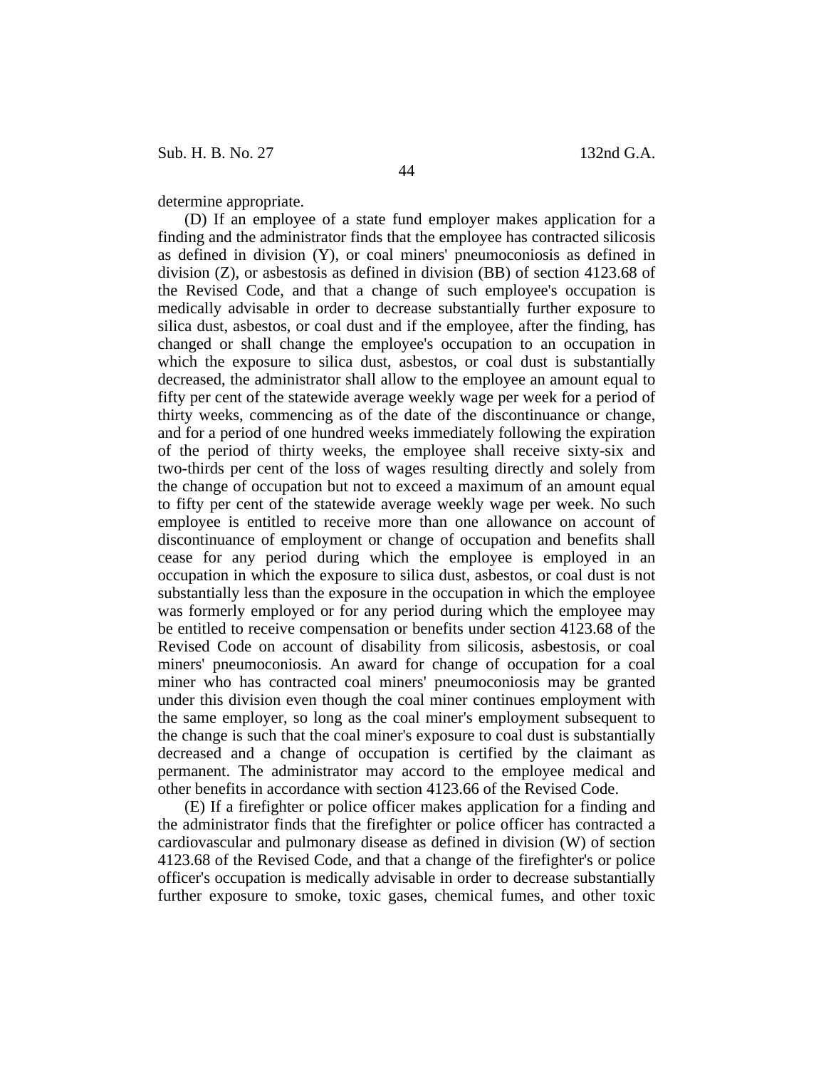determine appropriate.

(D) If an employee of a state fund employer makes application for a finding and the administrator finds that the employee has contracted silicosis as defined in division (Y), or coal miners' pneumoconiosis as defined in division (Z), or asbestosis as defined in division (BB) of section 4123.68 of the Revised Code, and that a change of such employee's occupation is medically advisable in order to decrease substantially further exposure to silica dust, asbestos, or coal dust and if the employee, after the finding, has changed or shall change the employee's occupation to an occupation in which the exposure to silica dust, asbestos, or coal dust is substantially decreased, the administrator shall allow to the employee an amount equal to fifty per cent of the statewide average weekly wage per week for a period of thirty weeks, commencing as of the date of the discontinuance or change, and for a period of one hundred weeks immediately following the expiration of the period of thirty weeks, the employee shall receive sixty-six and two-thirds per cent of the loss of wages resulting directly and solely from the change of occupation but not to exceed a maximum of an amount equal to fifty per cent of the statewide average weekly wage per week. No such employee is entitled to receive more than one allowance on account of discontinuance of employment or change of occupation and benefits shall cease for any period during which the employee is employed in an occupation in which the exposure to silica dust, asbestos, or coal dust is not substantially less than the exposure in the occupation in which the employee was formerly employed or for any period during which the employee may be entitled to receive compensation or benefits under section 4123.68 of the Revised Code on account of disability from silicosis, asbestosis, or coal miners' pneumoconiosis. An award for change of occupation for a coal miner who has contracted coal miners' pneumoconiosis may be granted under this division even though the coal miner continues employment with the same employer, so long as the coal miner's employment subsequent to the change is such that the coal miner's exposure to coal dust is substantially decreased and a change of occupation is certified by the claimant as permanent. The administrator may accord to the employee medical and other benefits in accordance with section 4123.66 of the Revised Code.

(E) If a firefighter or police officer makes application for a finding and the administrator finds that the firefighter or police officer has contracted a cardiovascular and pulmonary disease as defined in division (W) of section 4123.68 of the Revised Code, and that a change of the firefighter's or police officer's occupation is medically advisable in order to decrease substantially further exposure to smoke, toxic gases, chemical fumes, and other toxic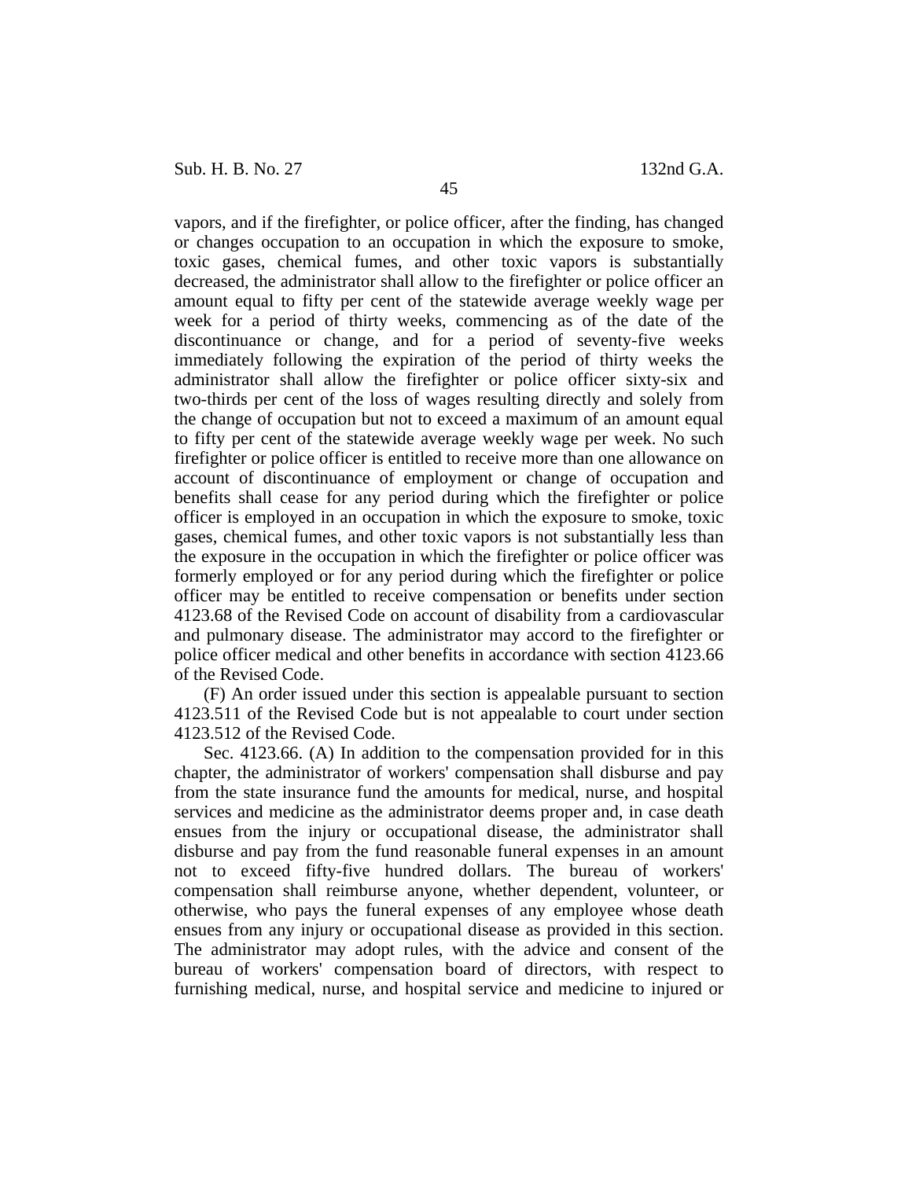vapors, and if the firefighter, or police officer, after the finding, has changed or changes occupation to an occupation in which the exposure to smoke, toxic gases, chemical fumes, and other toxic vapors is substantially decreased, the administrator shall allow to the firefighter or police officer an amount equal to fifty per cent of the statewide average weekly wage per week for a period of thirty weeks, commencing as of the date of the discontinuance or change, and for a period of seventy-five weeks immediately following the expiration of the period of thirty weeks the administrator shall allow the firefighter or police officer sixty-six and two-thirds per cent of the loss of wages resulting directly and solely from the change of occupation but not to exceed a maximum of an amount equal to fifty per cent of the statewide average weekly wage per week. No such firefighter or police officer is entitled to receive more than one allowance on account of discontinuance of employment or change of occupation and benefits shall cease for any period during which the firefighter or police officer is employed in an occupation in which the exposure to smoke, toxic gases, chemical fumes, and other toxic vapors is not substantially less than the exposure in the occupation in which the firefighter or police officer was formerly employed or for any period during which the firefighter or police officer may be entitled to receive compensation or benefits under section 4123.68 of the Revised Code on account of disability from a cardiovascular and pulmonary disease. The administrator may accord to the firefighter or police officer medical and other benefits in accordance with section 4123.66 of the Revised Code.

(F) An order issued under this section is appealable pursuant to section 4123.511 of the Revised Code but is not appealable to court under section 4123.512 of the Revised Code.

Sec. 4123.66. (A) In addition to the compensation provided for in this chapter, the administrator of workers' compensation shall disburse and pay from the state insurance fund the amounts for medical, nurse, and hospital services and medicine as the administrator deems proper and, in case death ensues from the injury or occupational disease, the administrator shall disburse and pay from the fund reasonable funeral expenses in an amount not to exceed fifty-five hundred dollars. The bureau of workers' compensation shall reimburse anyone, whether dependent, volunteer, or otherwise, who pays the funeral expenses of any employee whose death ensues from any injury or occupational disease as provided in this section. The administrator may adopt rules, with the advice and consent of the bureau of workers' compensation board of directors, with respect to furnishing medical, nurse, and hospital service and medicine to injured or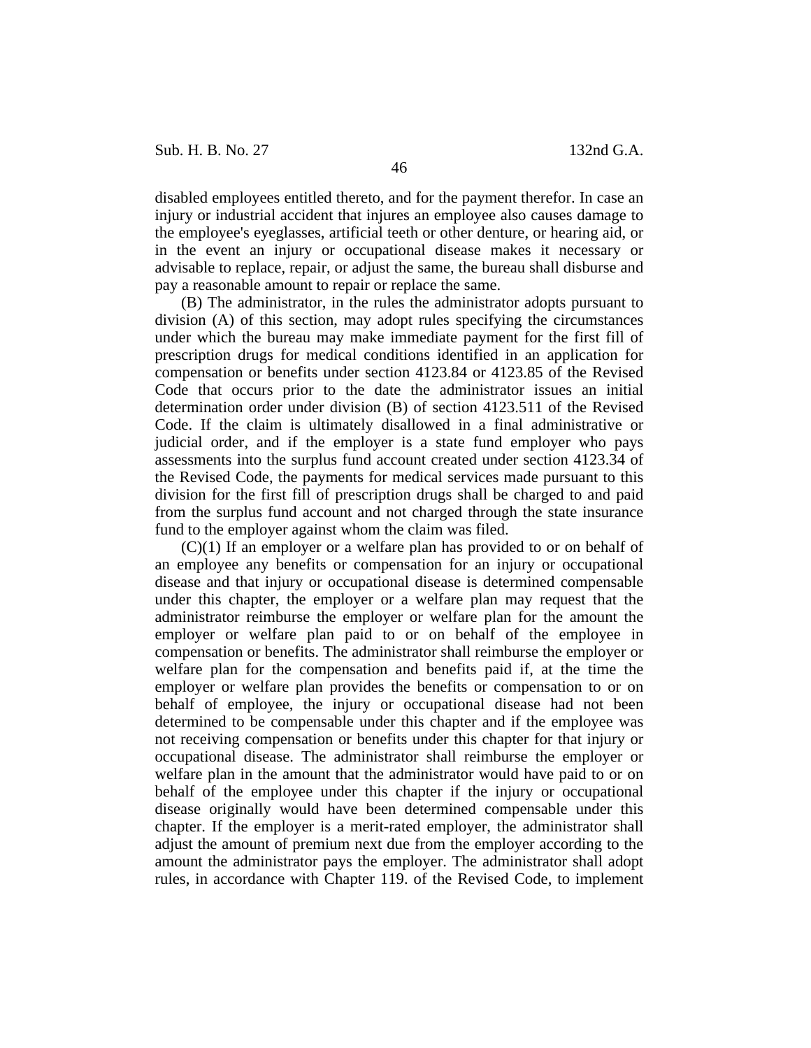disabled employees entitled thereto, and for the payment therefor. In case an injury or industrial accident that injures an employee also causes damage to the employee's eyeglasses, artificial teeth or other denture, or hearing aid, or in the event an injury or occupational disease makes it necessary or advisable to replace, repair, or adjust the same, the bureau shall disburse and pay a reasonable amount to repair or replace the same.

(B) The administrator, in the rules the administrator adopts pursuant to division (A) of this section, may adopt rules specifying the circumstances under which the bureau may make immediate payment for the first fill of prescription drugs for medical conditions identified in an application for compensation or benefits under section 4123.84 or 4123.85 of the Revised Code that occurs prior to the date the administrator issues an initial determination order under division (B) of section 4123.511 of the Revised Code. If the claim is ultimately disallowed in a final administrative or judicial order, and if the employer is a state fund employer who pays assessments into the surplus fund account created under section 4123.34 of the Revised Code, the payments for medical services made pursuant to this division for the first fill of prescription drugs shall be charged to and paid from the surplus fund account and not charged through the state insurance fund to the employer against whom the claim was filed.

(C)(1) If an employer or a welfare plan has provided to or on behalf of an employee any benefits or compensation for an injury or occupational disease and that injury or occupational disease is determined compensable under this chapter, the employer or a welfare plan may request that the administrator reimburse the employer or welfare plan for the amount the employer or welfare plan paid to or on behalf of the employee in compensation or benefits. The administrator shall reimburse the employer or welfare plan for the compensation and benefits paid if, at the time the employer or welfare plan provides the benefits or compensation to or on behalf of employee, the injury or occupational disease had not been determined to be compensable under this chapter and if the employee was not receiving compensation or benefits under this chapter for that injury or occupational disease. The administrator shall reimburse the employer or welfare plan in the amount that the administrator would have paid to or on behalf of the employee under this chapter if the injury or occupational disease originally would have been determined compensable under this chapter. If the employer is a merit-rated employer, the administrator shall adjust the amount of premium next due from the employer according to the amount the administrator pays the employer. The administrator shall adopt rules, in accordance with Chapter 119. of the Revised Code, to implement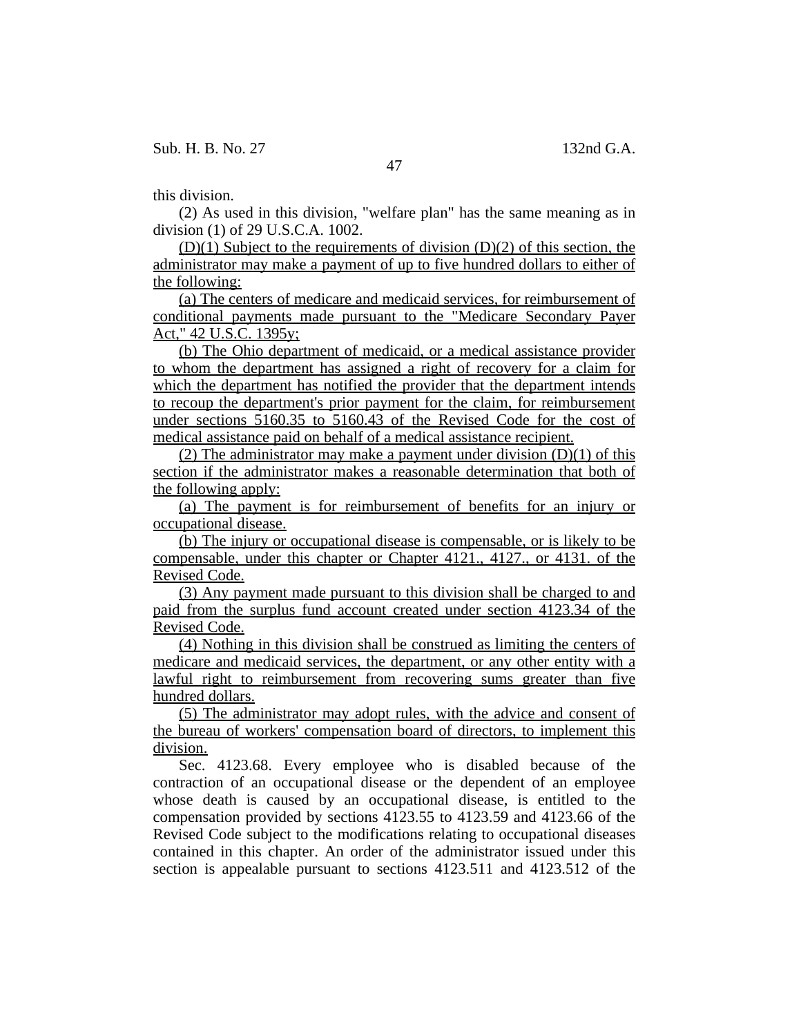this division.

(2) As used in this division, "welfare plan" has the same meaning as in division (1) of 29 U.S.C.A. 1002.

<u>(D)(1) Subject to the requirements of division (D)(2) of this section, the administrator may make a payment of up to five hundred dollars to either of the following:</u>

<u>(a) The centers of medicare and medicaid services, for reimbursement of conditional payments made pursuant to the "Medicare Secondary Payer Act," 42 U.S.C. 1395y;</u>

<u>(b) The Ohio department of medicaid, or a medical assistance provider to whom the department has assigned a right of recovery for a claim for which the department has notified the provider that the department intends to recoup the department's prior payment for the claim, for reimbursement under sections 5160.35 to 5160.43 of the Revised Code for the cost of medical assistance paid on behalf of a medical assistance recipient.</u>

<u>(2) The administrator may make a payment under division (D)(1) of this section if the administrator makes a reasonable determination that both of the following apply:</u>

<u>(a) The payment is for reimbursement of benefits for an injury or occupational disease.</u>

<u>(b) The injury or occupational disease is compensable, or is likely to be compensable, under this chapter or Chapter 4121., 4127., or 4131. of the Revised Code.</u>

<u>(3) Any payment made pursuant to this division shall be charged to and paid from the surplus fund account created under section 4123.34 of the Revised Code.</u>

<u>(4) Nothing in this division shall be construed as limiting the centers of medicare and medicaid services, the department, or any other entity with a lawful right to reimbursement from recovering sums greater than five hundred dollars.</u>

<u>(5) The administrator may adopt rules, with the advice and consent of the bureau of workers' compensation board of directors, to implement this division.</u>

Sec. 4123.68. Every employee who is disabled because of the contraction of an occupational disease or the dependent of an employee whose death is caused by an occupational disease, is entitled to the compensation provided by sections 4123.55 to 4123.59 and 4123.66 of the Revised Code subject to the modifications relating to occupational diseases contained in this chapter. An order of the administrator issued under this section is appealable pursuant to sections 4123.511 and 4123.512 of the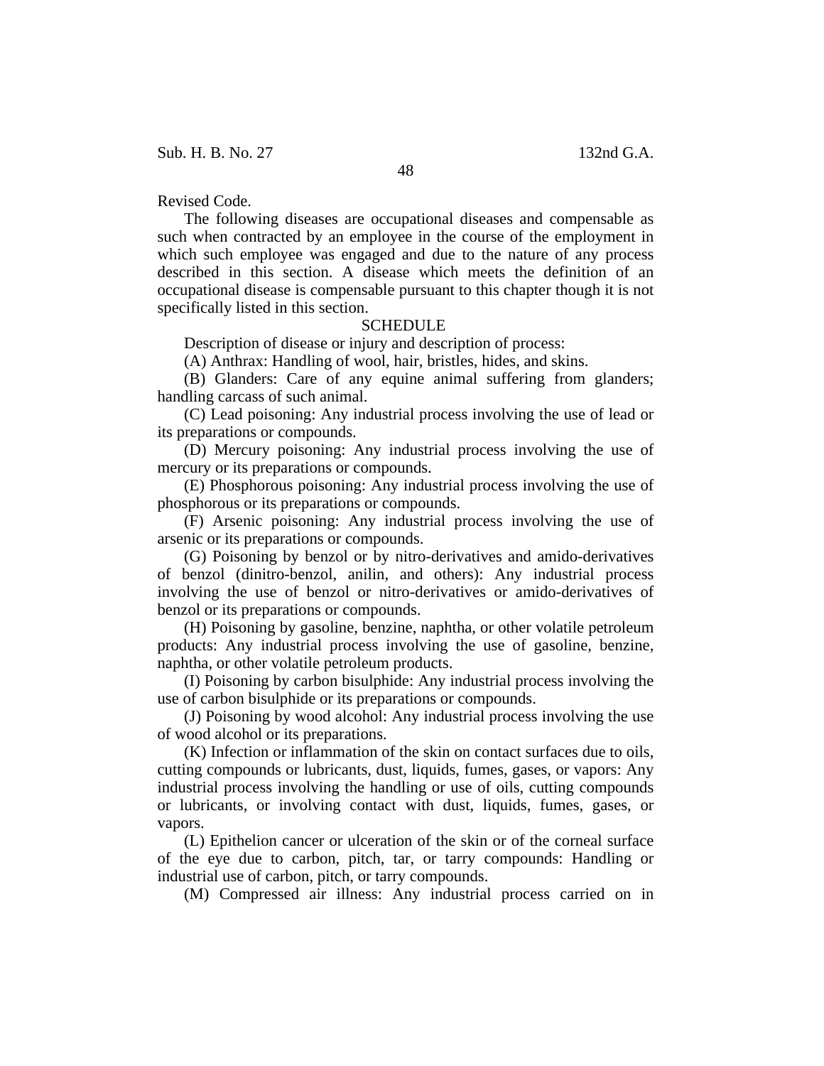Revised Code.

The following diseases are occupational diseases and compensable as such when contracted by an employee in the course of the employment in which such employee was engaged and due to the nature of any process described in this section. A disease which meets the definition of an occupational disease is compensable pursuant to this chapter though it is not specifically listed in this section.

SCHEDULE

Description of disease or injury and description of process:

(A) Anthrax: Handling of wool, hair, bristles, hides, and skins.

(B) Glanders: Care of any equine animal suffering from glanders; handling carcass of such animal.

(C) Lead poisoning: Any industrial process involving the use of lead or its preparations or compounds.

(D) Mercury poisoning: Any industrial process involving the use of mercury or its preparations or compounds.

(E) Phosphorous poisoning: Any industrial process involving the use of phosphorous or its preparations or compounds.

(F) Arsenic poisoning: Any industrial process involving the use of arsenic or its preparations or compounds.

(G) Poisoning by benzol or by nitro-derivatives and amido-derivatives of benzol (dinitro-benzol, anilin, and others): Any industrial process involving the use of benzol or nitro-derivatives or amido-derivatives of benzol or its preparations or compounds.

(H) Poisoning by gasoline, benzine, naphtha, or other volatile petroleum products: Any industrial process involving the use of gasoline, benzine, naphtha, or other volatile petroleum products.

(I) Poisoning by carbon bisulphide: Any industrial process involving the use of carbon bisulphide or its preparations or compounds.

(J) Poisoning by wood alcohol: Any industrial process involving the use of wood alcohol or its preparations.

(K) Infection or inflammation of the skin on contact surfaces due to oils, cutting compounds or lubricants, dust, liquids, fumes, gases, or vapors: Any industrial process involving the handling or use of oils, cutting compounds or lubricants, or involving contact with dust, liquids, fumes, gases, or vapors.

(L) Epithelion cancer or ulceration of the skin or of the corneal surface of the eye due to carbon, pitch, tar, or tarry compounds: Handling or industrial use of carbon, pitch, or tarry compounds.

(M) Compressed air illness: Any industrial process carried on in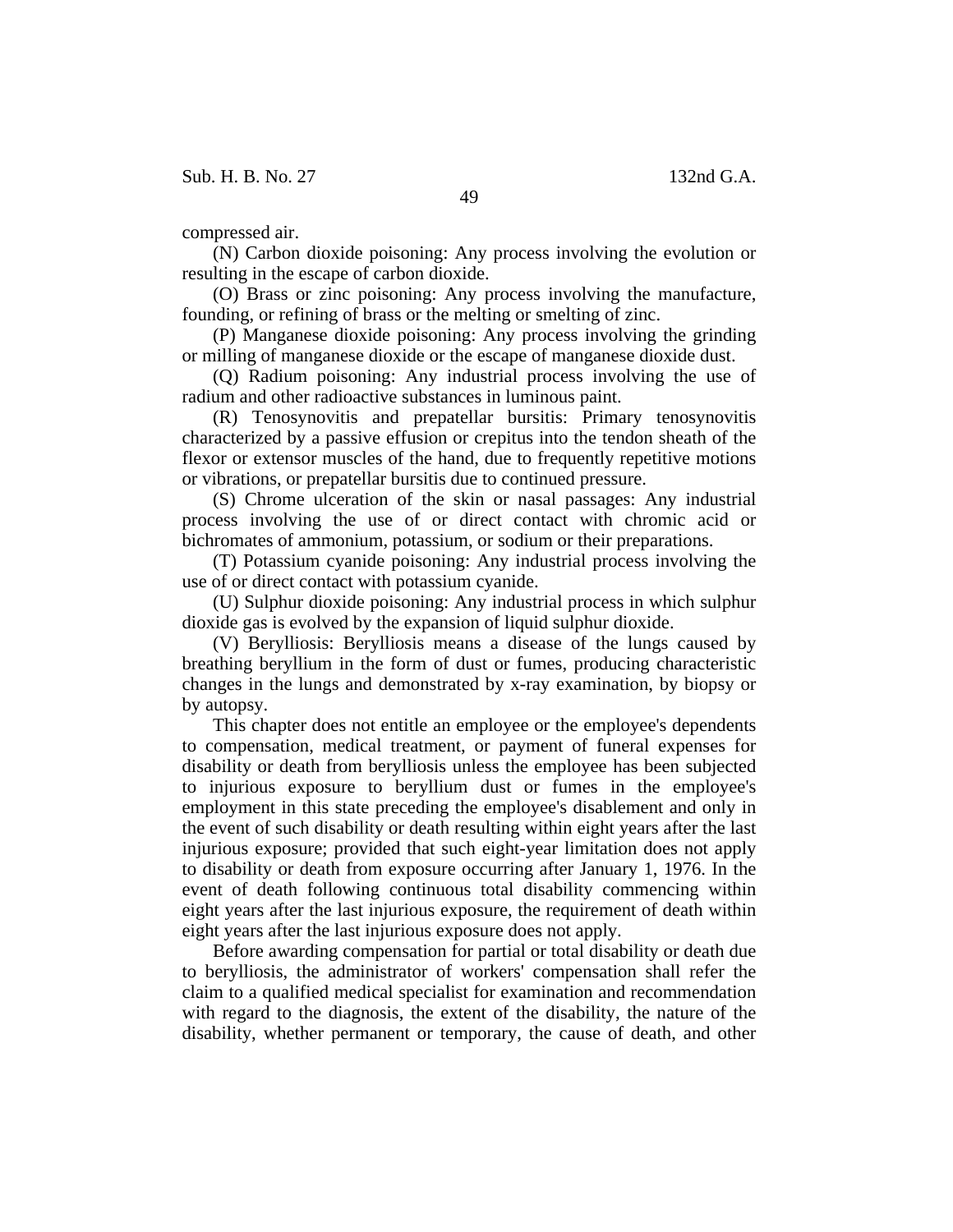compressed air.

(N) Carbon dioxide poisoning: Any process involving the evolution or resulting in the escape of carbon dioxide.

(O) Brass or zinc poisoning: Any process involving the manufacture, founding, or refining of brass or the melting or smelting of zinc.

(P) Manganese dioxide poisoning: Any process involving the grinding or milling of manganese dioxide or the escape of manganese dioxide dust.

(Q) Radium poisoning: Any industrial process involving the use of radium and other radioactive substances in luminous paint.

(R) Tenosynovitis and prepatellar bursitis: Primary tenosynovitis characterized by a passive effusion or crepitus into the tendon sheath of the flexor or extensor muscles of the hand, due to frequently repetitive motions or vibrations, or prepatellar bursitis due to continued pressure.

(S) Chrome ulceration of the skin or nasal passages: Any industrial process involving the use of or direct contact with chromic acid or bichromates of ammonium, potassium, or sodium or their preparations.

(T) Potassium cyanide poisoning: Any industrial process involving the use of or direct contact with potassium cyanide.

(U) Sulphur dioxide poisoning: Any industrial process in which sulphur dioxide gas is evolved by the expansion of liquid sulphur dioxide.

(V) Berylliosis: Berylliosis means a disease of the lungs caused by breathing beryllium in the form of dust or fumes, producing characteristic changes in the lungs and demonstrated by x-ray examination, by biopsy or by autopsy.

This chapter does not entitle an employee or the employee's dependents to compensation, medical treatment, or payment of funeral expenses for disability or death from berylliosis unless the employee has been subjected to injurious exposure to beryllium dust or fumes in the employee's employment in this state preceding the employee's disablement and only in the event of such disability or death resulting within eight years after the last injurious exposure; provided that such eight-year limitation does not apply to disability or death from exposure occurring after January 1, 1976. In the event of death following continuous total disability commencing within eight years after the last injurious exposure, the requirement of death within eight years after the last injurious exposure does not apply.

Before awarding compensation for partial or total disability or death due to berylliosis, the administrator of workers' compensation shall refer the claim to a qualified medical specialist for examination and recommendation with regard to the diagnosis, the extent of the disability, the nature of the disability, whether permanent or temporary, the cause of death, and other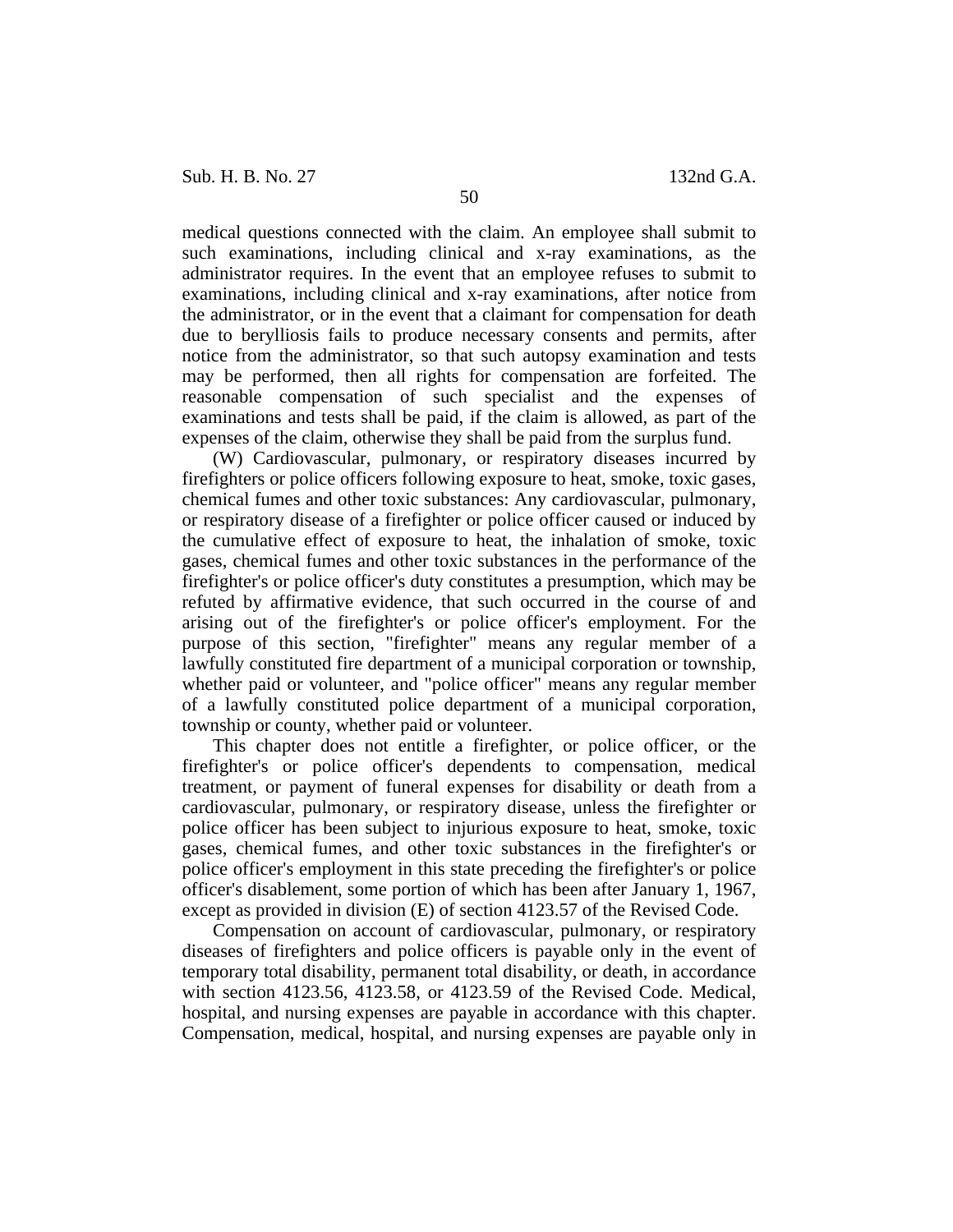medical questions connected with the claim. An employee shall submit to such examinations, including clinical and x-ray examinations, as the administrator requires. In the event that an employee refuses to submit to examinations, including clinical and x-ray examinations, after notice from the administrator, or in the event that a claimant for compensation for death due to berylliosis fails to produce necessary consents and permits, after notice from the administrator, so that such autopsy examination and tests may be performed, then all rights for compensation are forfeited. The reasonable compensation of such specialist and the expenses of examinations and tests shall be paid, if the claim is allowed, as part of the expenses of the claim, otherwise they shall be paid from the surplus fund.

(W) Cardiovascular, pulmonary, or respiratory diseases incurred by firefighters or police officers following exposure to heat, smoke, toxic gases, chemical fumes and other toxic substances: Any cardiovascular, pulmonary, or respiratory disease of a firefighter or police officer caused or induced by the cumulative effect of exposure to heat, the inhalation of smoke, toxic gases, chemical fumes and other toxic substances in the performance of the firefighter's or police officer's duty constitutes a presumption, which may be refuted by affirmative evidence, that such occurred in the course of and arising out of the firefighter's or police officer's employment. For the purpose of this section, "firefighter" means any regular member of a lawfully constituted fire department of a municipal corporation or township, whether paid or volunteer, and "police officer" means any regular member of a lawfully constituted police department of a municipal corporation, township or county, whether paid or volunteer.

This chapter does not entitle a firefighter, or police officer, or the firefighter's or police officer's dependents to compensation, medical treatment, or payment of funeral expenses for disability or death from a cardiovascular, pulmonary, or respiratory disease, unless the firefighter or police officer has been subject to injurious exposure to heat, smoke, toxic gases, chemical fumes, and other toxic substances in the firefighter's or police officer's employment in this state preceding the firefighter's or police officer's disablement, some portion of which has been after January 1, 1967, except as provided in division (E) of section 4123.57 of the Revised Code.

Compensation on account of cardiovascular, pulmonary, or respiratory diseases of firefighters and police officers is payable only in the event of temporary total disability, permanent total disability, or death, in accordance with section 4123.56, 4123.58, or 4123.59 of the Revised Code. Medical, hospital, and nursing expenses are payable in accordance with this chapter. Compensation, medical, hospital, and nursing expenses are payable only in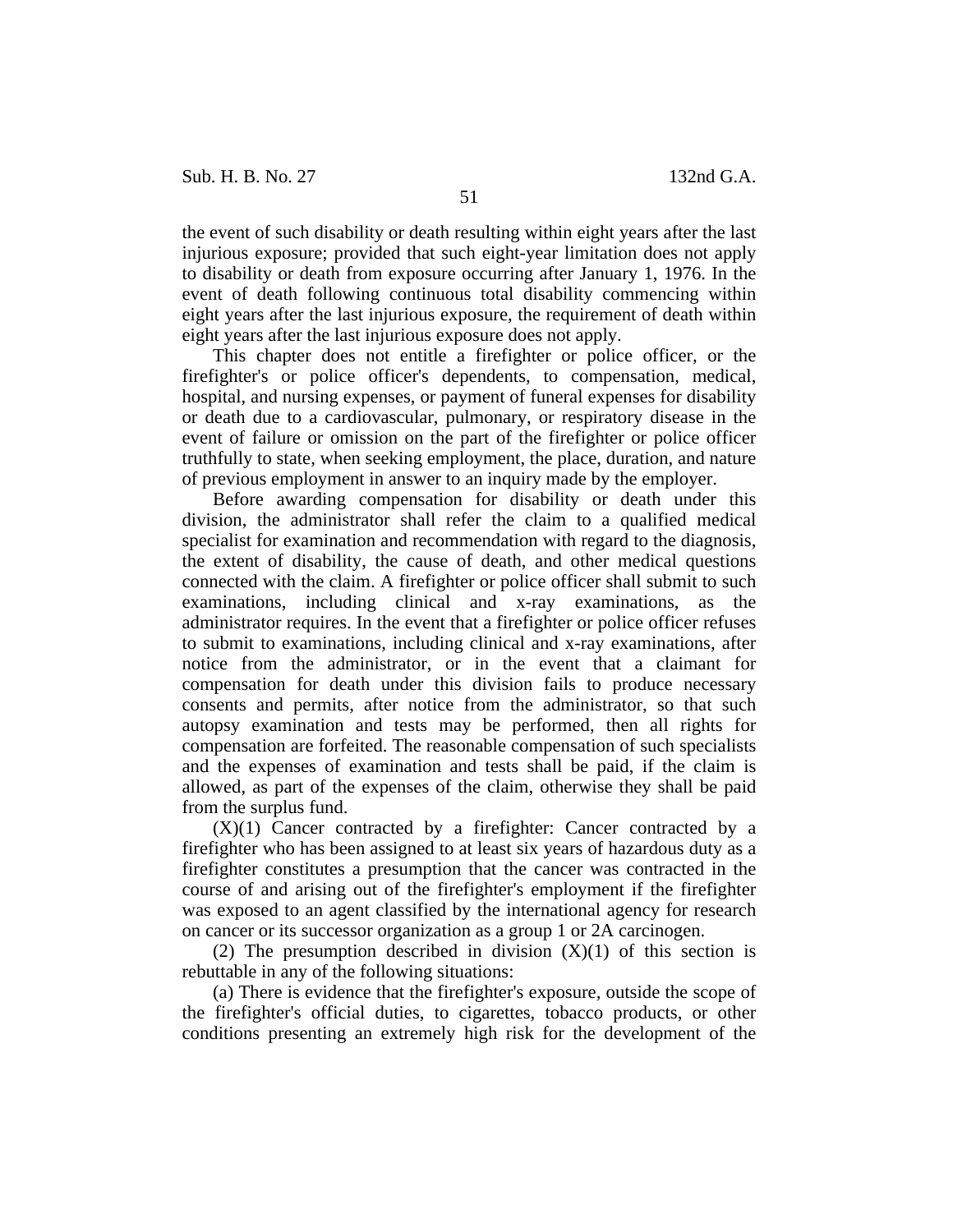the event of such disability or death resulting within eight years after the last injurious exposure; provided that such eight-year limitation does not apply to disability or death from exposure occurring after January 1, 1976. In the event of death following continuous total disability commencing within eight years after the last injurious exposure, the requirement of death within eight years after the last injurious exposure does not apply.

This chapter does not entitle a firefighter or police officer, or the firefighter's or police officer's dependents, to compensation, medical, hospital, and nursing expenses, or payment of funeral expenses for disability or death due to a cardiovascular, pulmonary, or respiratory disease in the event of failure or omission on the part of the firefighter or police officer truthfully to state, when seeking employment, the place, duration, and nature of previous employment in answer to an inquiry made by the employer.

Before awarding compensation for disability or death under this division, the administrator shall refer the claim to a qualified medical specialist for examination and recommendation with regard to the diagnosis, the extent of disability, the cause of death, and other medical questions connected with the claim. A firefighter or police officer shall submit to such examinations, including clinical and x-ray examinations, as the administrator requires. In the event that a firefighter or police officer refuses to submit to examinations, including clinical and x-ray examinations, after notice from the administrator, or in the event that a claimant for compensation for death under this division fails to produce necessary consents and permits, after notice from the administrator, so that such autopsy examination and tests may be performed, then all rights for compensation are forfeited. The reasonable compensation of such specialists and the expenses of examination and tests shall be paid, if the claim is allowed, as part of the expenses of the claim, otherwise they shall be paid from the surplus fund.

(X)(1) Cancer contracted by a firefighter: Cancer contracted by a firefighter who has been assigned to at least six years of hazardous duty as a firefighter constitutes a presumption that the cancer was contracted in the course of and arising out of the firefighter's employment if the firefighter was exposed to an agent classified by the international agency for research on cancer or its successor organization as a group 1 or 2A carcinogen.

(2) The presumption described in division (X)(1) of this section is rebuttable in any of the following situations:

(a) There is evidence that the firefighter's exposure, outside the scope of the firefighter's official duties, to cigarettes, tobacco products, or other conditions presenting an extremely high risk for the development of the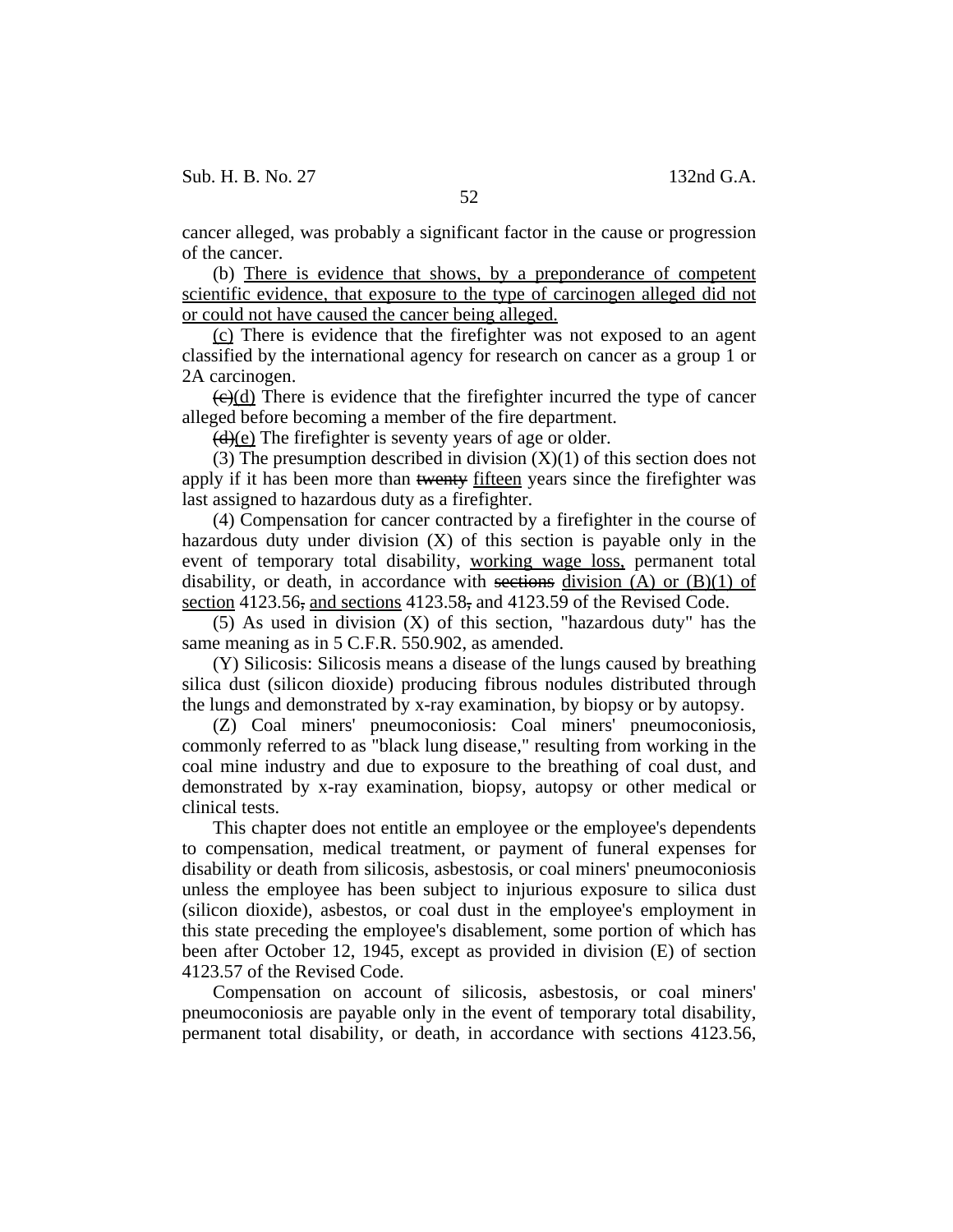cancer alleged, was probably a significant factor in the cause or progression of the cancer.

(b) There is evidence that shows, by a preponderance of competent scientific evidence, that exposure to the type of carcinogen alleged did not or could not have caused the cancer being alleged.

(c) There is evidence that the firefighter was not exposed to an agent classified by the international agency for research on cancer as a group 1 or 2A carcinogen.

~~(c)~~(d) There is evidence that the firefighter incurred the type of cancer alleged before becoming a member of the fire department.

~~(d)~~(e) The firefighter is seventy years of age or older.

(3) The presumption described in division (X)(1) of this section does not apply if it has been more than ~~twenty~~ fifteen years since the firefighter was last assigned to hazardous duty as a firefighter.

(4) Compensation for cancer contracted by a firefighter in the course of hazardous duty under division (X) of this section is payable only in the event of temporary total disability, working wage loss, permanent total disability, or death, in accordance with ~~sections~~ division (A) or (B)(1) of section 4123.56~~,~~ and sections 4123.58~~,~~ and 4123.59 of the Revised Code.

(5) As used in division (X) of this section, "hazardous duty" has the same meaning as in 5 C.F.R. 550.902, as amended.

(Y) Silicosis: Silicosis means a disease of the lungs caused by breathing silica dust (silicon dioxide) producing fibrous nodules distributed through the lungs and demonstrated by x-ray examination, by biopsy or by autopsy.

(Z) Coal miners' pneumoconiosis: Coal miners' pneumoconiosis, commonly referred to as "black lung disease," resulting from working in the coal mine industry and due to exposure to the breathing of coal dust, and demonstrated by x-ray examination, biopsy, autopsy or other medical or clinical tests.

This chapter does not entitle an employee or the employee's dependents to compensation, medical treatment, or payment of funeral expenses for disability or death from silicosis, asbestosis, or coal miners' pneumoconiosis unless the employee has been subject to injurious exposure to silica dust (silicon dioxide), asbestos, or coal dust in the employee's employment in this state preceding the employee's disablement, some portion of which has been after October 12, 1945, except as provided in division (E) of section 4123.57 of the Revised Code.

Compensation on account of silicosis, asbestosis, or coal miners' pneumoconiosis are payable only in the event of temporary total disability, permanent total disability, or death, in accordance with sections 4123.56,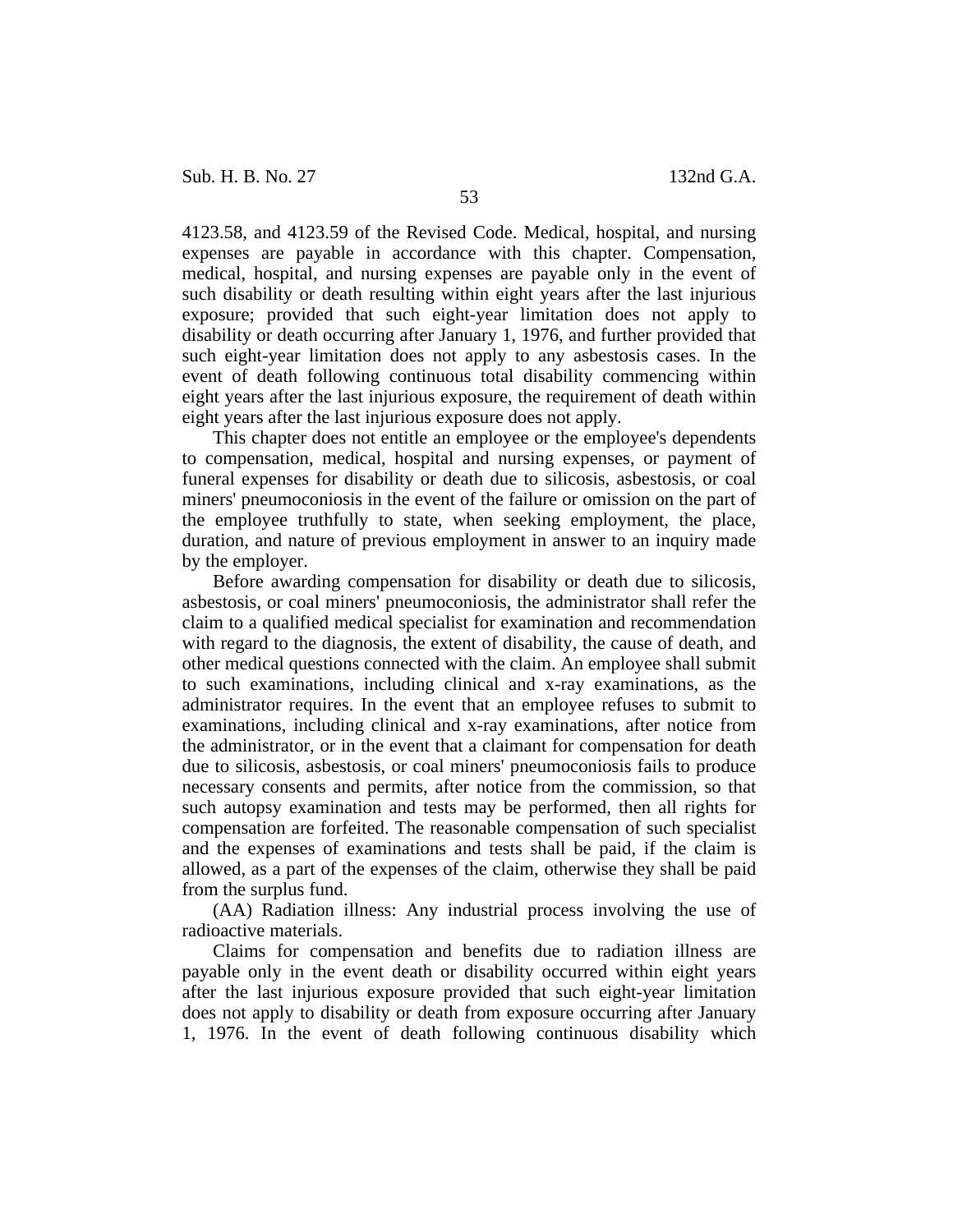4123.58, and 4123.59 of the Revised Code. Medical, hospital, and nursing expenses are payable in accordance with this chapter. Compensation, medical, hospital, and nursing expenses are payable only in the event of such disability or death resulting within eight years after the last injurious exposure; provided that such eight-year limitation does not apply to disability or death occurring after January 1, 1976, and further provided that such eight-year limitation does not apply to any asbestosis cases. In the event of death following continuous total disability commencing within eight years after the last injurious exposure, the requirement of death within eight years after the last injurious exposure does not apply.

This chapter does not entitle an employee or the employee's dependents to compensation, medical, hospital and nursing expenses, or payment of funeral expenses for disability or death due to silicosis, asbestosis, or coal miners' pneumoconiosis in the event of the failure or omission on the part of the employee truthfully to state, when seeking employment, the place, duration, and nature of previous employment in answer to an inquiry made by the employer.

Before awarding compensation for disability or death due to silicosis, asbestosis, or coal miners' pneumoconiosis, the administrator shall refer the claim to a qualified medical specialist for examination and recommendation with regard to the diagnosis, the extent of disability, the cause of death, and other medical questions connected with the claim. An employee shall submit to such examinations, including clinical and x-ray examinations, as the administrator requires. In the event that an employee refuses to submit to examinations, including clinical and x-ray examinations, after notice from the administrator, or in the event that a claimant for compensation for death due to silicosis, asbestosis, or coal miners' pneumoconiosis fails to produce necessary consents and permits, after notice from the commission, so that such autopsy examination and tests may be performed, then all rights for compensation are forfeited. The reasonable compensation of such specialist and the expenses of examinations and tests shall be paid, if the claim is allowed, as a part of the expenses of the claim, otherwise they shall be paid from the surplus fund.

(AA) Radiation illness: Any industrial process involving the use of radioactive materials.

Claims for compensation and benefits due to radiation illness are payable only in the event death or disability occurred within eight years after the last injurious exposure provided that such eight-year limitation does not apply to disability or death from exposure occurring after January 1, 1976. In the event of death following continuous disability which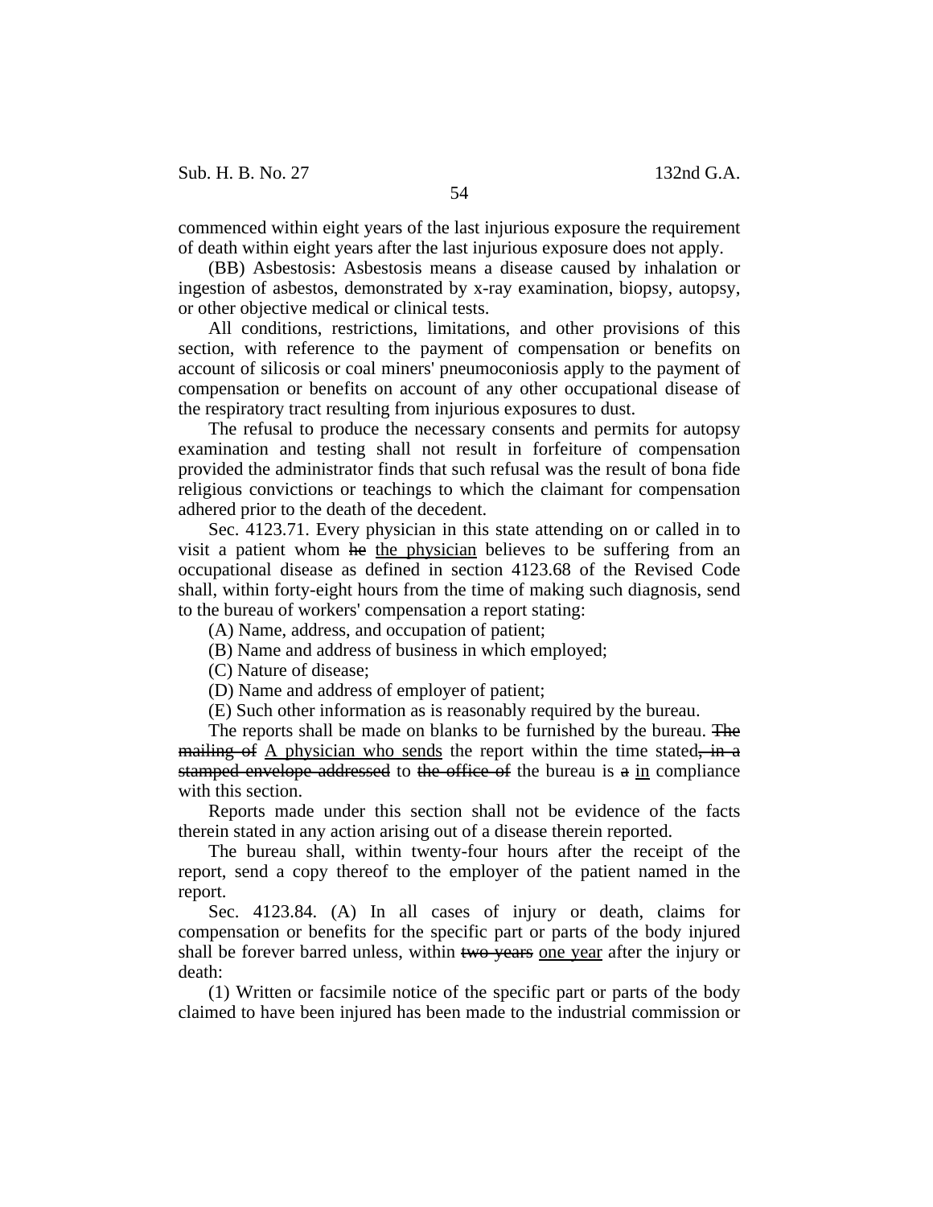commenced within eight years of the last injurious exposure the requirement of death within eight years after the last injurious exposure does not apply.

(BB) Asbestosis: Asbestosis means a disease caused by inhalation or ingestion of asbestos, demonstrated by x-ray examination, biopsy, autopsy, or other objective medical or clinical tests.

All conditions, restrictions, limitations, and other provisions of this section, with reference to the payment of compensation or benefits on account of silicosis or coal miners' pneumoconiosis apply to the payment of compensation or benefits on account of any other occupational disease of the respiratory tract resulting from injurious exposures to dust.

The refusal to produce the necessary consents and permits for autopsy examination and testing shall not result in forfeiture of compensation provided the administrator finds that such refusal was the result of bona fide religious convictions or teachings to which the claimant for compensation adhered prior to the death of the decedent.

Sec. 4123.71. Every physician in this state attending on or called in to visit a patient whom ~~he~~ <u>the physician</u> believes to be suffering from an occupational disease as defined in section 4123.68 of the Revised Code shall, within forty-eight hours from the time of making such diagnosis, send to the bureau of workers' compensation a report stating:

(A) Name, address, and occupation of patient;

(B) Name and address of business in which employed;

(C) Nature of disease;

(D) Name and address of employer of patient;

(E) Such other information as is reasonably required by the bureau.

The reports shall be made on blanks to be furnished by the bureau. ~~The mailing of~~ <u>A physician who sends</u> the report within the time stated~~, in a stamped envelope addressed~~ to ~~the office of~~ the bureau is ~~a~~ <u>in</u> compliance with this section.

Reports made under this section shall not be evidence of the facts therein stated in any action arising out of a disease therein reported.

The bureau shall, within twenty-four hours after the receipt of the report, send a copy thereof to the employer of the patient named in the report.

Sec. 4123.84. (A) In all cases of injury or death, claims for compensation or benefits for the specific part or parts of the body injured shall be forever barred unless, within ~~two years~~ <u>one year</u> after the injury or death:

(1) Written or facsimile notice of the specific part or parts of the body claimed to have been injured has been made to the industrial commission or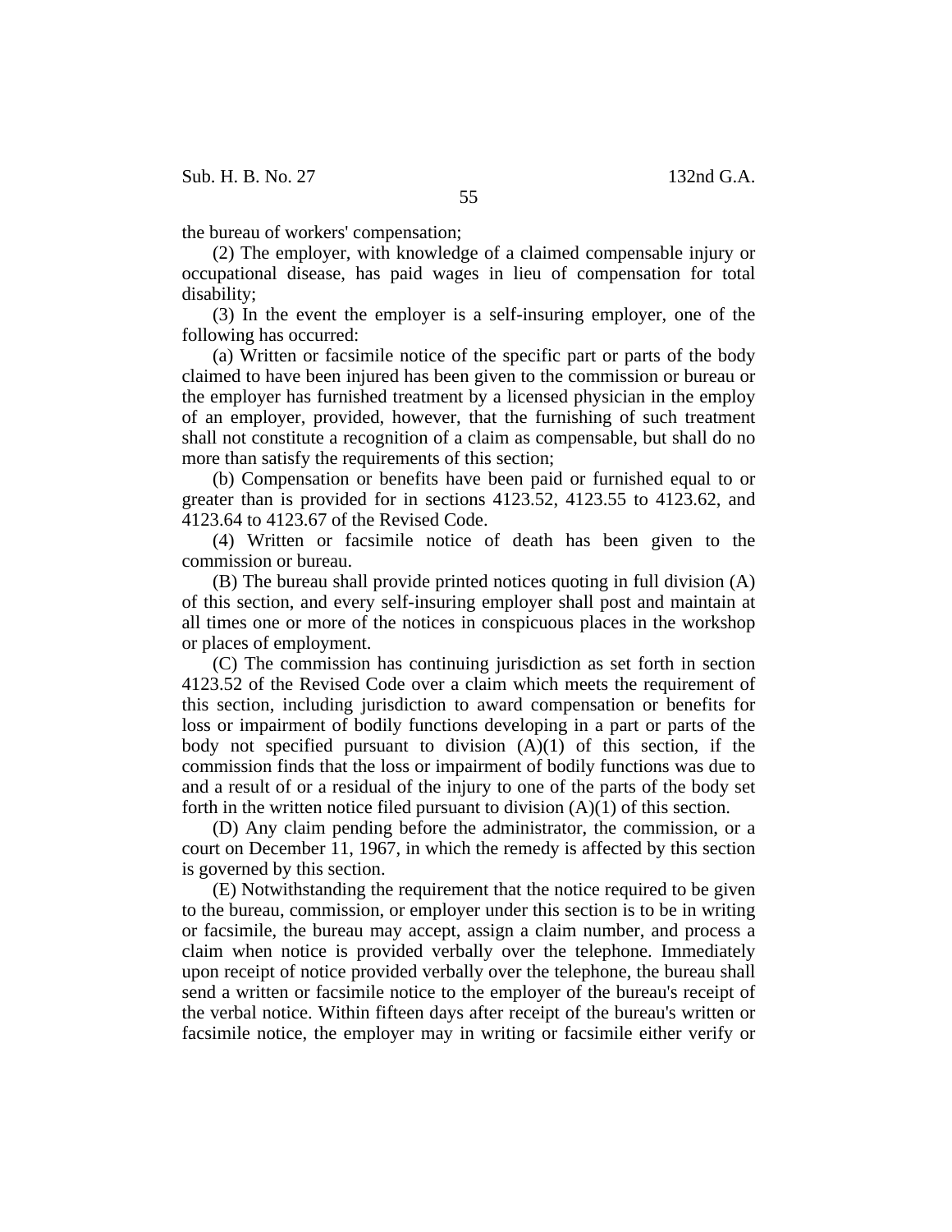the bureau of workers' compensation;

(2) The employer, with knowledge of a claimed compensable injury or occupational disease, has paid wages in lieu of compensation for total disability;

(3) In the event the employer is a self-insuring employer, one of the following has occurred:

(a) Written or facsimile notice of the specific part or parts of the body claimed to have been injured has been given to the commission or bureau or the employer has furnished treatment by a licensed physician in the employ of an employer, provided, however, that the furnishing of such treatment shall not constitute a recognition of a claim as compensable, but shall do no more than satisfy the requirements of this section;

(b) Compensation or benefits have been paid or furnished equal to or greater than is provided for in sections 4123.52, 4123.55 to 4123.62, and 4123.64 to 4123.67 of the Revised Code.

(4) Written or facsimile notice of death has been given to the commission or bureau.

(B) The bureau shall provide printed notices quoting in full division (A) of this section, and every self-insuring employer shall post and maintain at all times one or more of the notices in conspicuous places in the workshop or places of employment.

(C) The commission has continuing jurisdiction as set forth in section 4123.52 of the Revised Code over a claim which meets the requirement of this section, including jurisdiction to award compensation or benefits for loss or impairment of bodily functions developing in a part or parts of the body not specified pursuant to division (A)(1) of this section, if the commission finds that the loss or impairment of bodily functions was due to and a result of or a residual of the injury to one of the parts of the body set forth in the written notice filed pursuant to division (A)(1) of this section.

(D) Any claim pending before the administrator, the commission, or a court on December 11, 1967, in which the remedy is affected by this section is governed by this section.

(E) Notwithstanding the requirement that the notice required to be given to the bureau, commission, or employer under this section is to be in writing or facsimile, the bureau may accept, assign a claim number, and process a claim when notice is provided verbally over the telephone. Immediately upon receipt of notice provided verbally over the telephone, the bureau shall send a written or facsimile notice to the employer of the bureau's receipt of the verbal notice. Within fifteen days after receipt of the bureau's written or facsimile notice, the employer may in writing or facsimile either verify or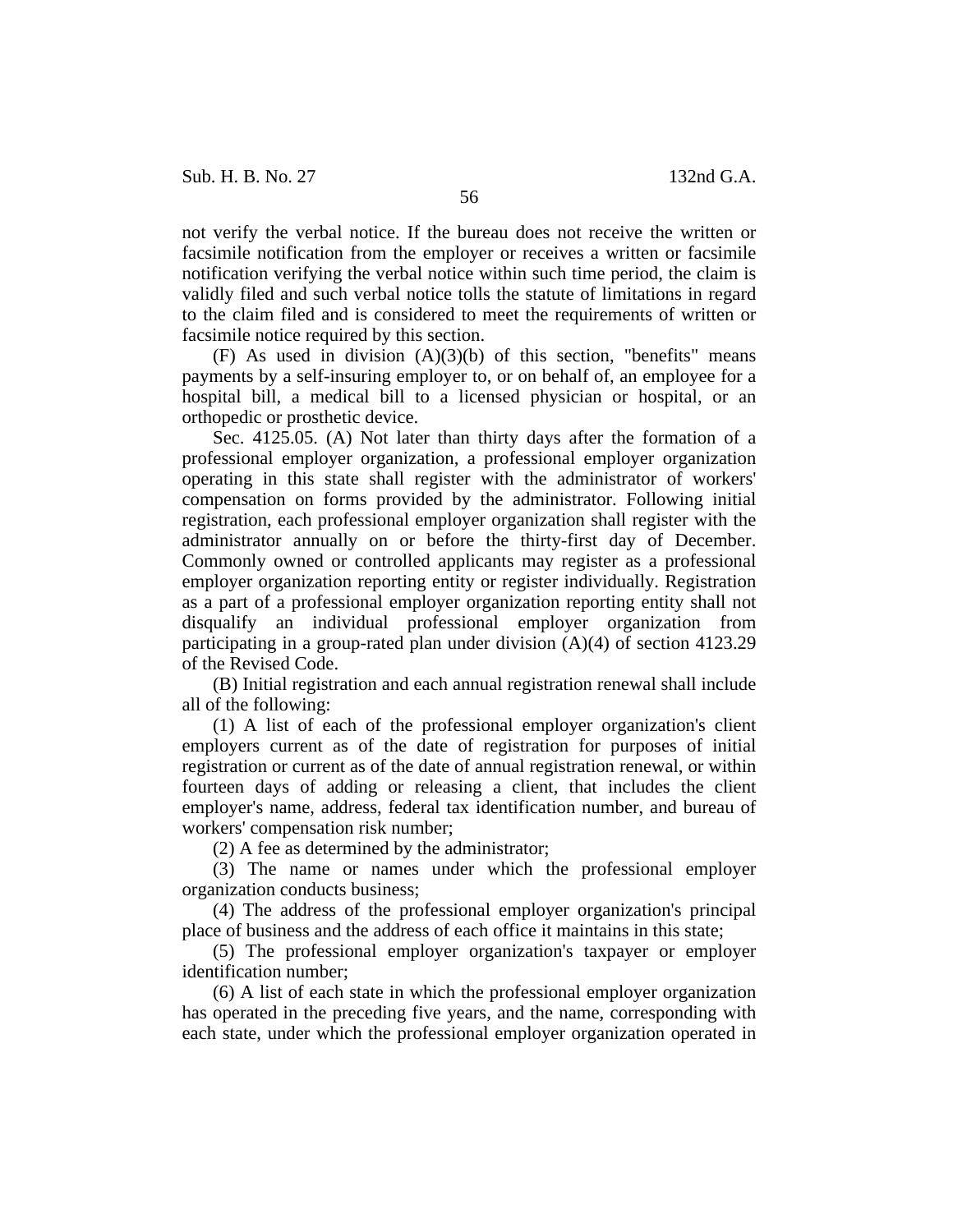not verify the verbal notice. If the bureau does not receive the written or facsimile notification from the employer or receives a written or facsimile notification verifying the verbal notice within such time period, the claim is validly filed and such verbal notice tolls the statute of limitations in regard to the claim filed and is considered to meet the requirements of written or facsimile notice required by this section.

(F) As used in division (A)(3)(b) of this section, "benefits" means payments by a self-insuring employer to, or on behalf of, an employee for a hospital bill, a medical bill to a licensed physician or hospital, or an orthopedic or prosthetic device.

Sec. 4125.05. (A) Not later than thirty days after the formation of a professional employer organization, a professional employer organization operating in this state shall register with the administrator of workers' compensation on forms provided by the administrator. Following initial registration, each professional employer organization shall register with the administrator annually on or before the thirty-first day of December. Commonly owned or controlled applicants may register as a professional employer organization reporting entity or register individually. Registration as a part of a professional employer organization reporting entity shall not disqualify an individual professional employer organization from participating in a group-rated plan under division (A)(4) of section 4123.29 of the Revised Code.

(B) Initial registration and each annual registration renewal shall include all of the following:

(1) A list of each of the professional employer organization's client employers current as of the date of registration for purposes of initial registration or current as of the date of annual registration renewal, or within fourteen days of adding or releasing a client, that includes the client employer's name, address, federal tax identification number, and bureau of workers' compensation risk number;

(2) A fee as determined by the administrator;

(3) The name or names under which the professional employer organization conducts business;

(4) The address of the professional employer organization's principal place of business and the address of each office it maintains in this state;

(5) The professional employer organization's taxpayer or employer identification number;

(6) A list of each state in which the professional employer organization has operated in the preceding five years, and the name, corresponding with each state, under which the professional employer organization operated in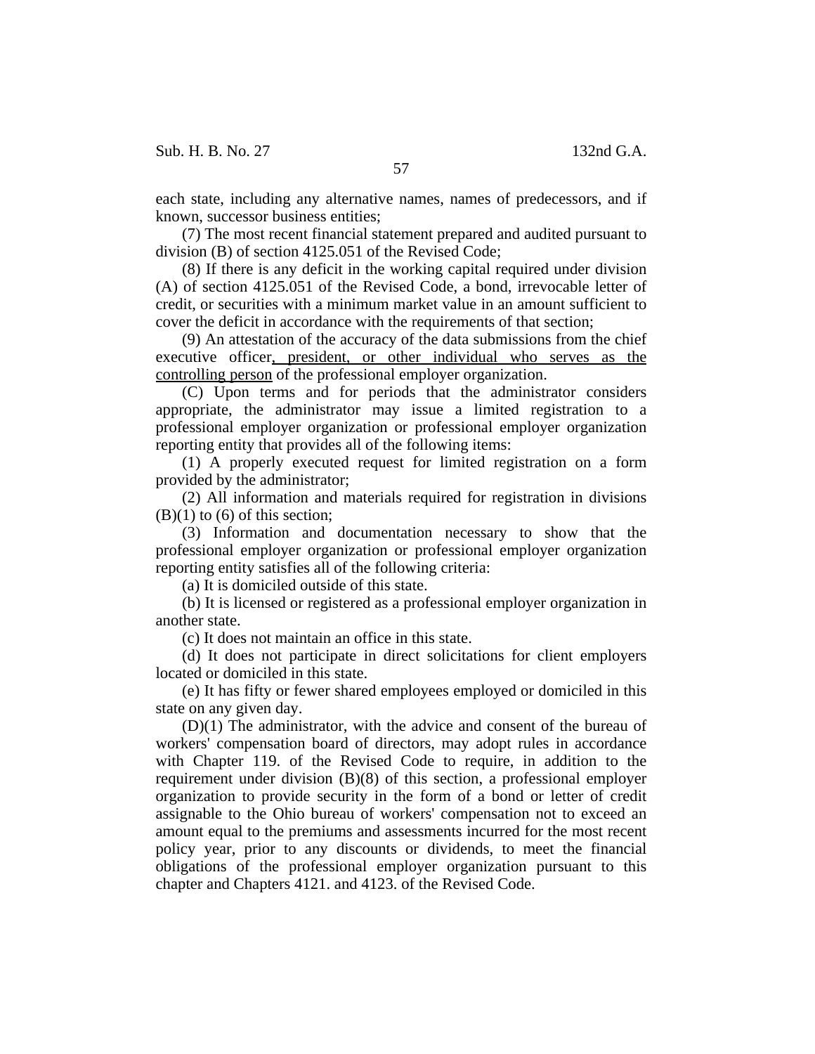each state, including any alternative names, names of predecessors, and if known, successor business entities;

(7) The most recent financial statement prepared and audited pursuant to division (B) of section 4125.051 of the Revised Code;

(8) If there is any deficit in the working capital required under division (A) of section 4125.051 of the Revised Code, a bond, irrevocable letter of credit, or securities with a minimum market value in an amount sufficient to cover the deficit in accordance with the requirements of that section;

(9) An attestation of the accuracy of the data submissions from the chief executive officer<u>, president, or other individual who serves as the controlling person</u> of the professional employer organization.

(C) Upon terms and for periods that the administrator considers appropriate, the administrator may issue a limited registration to a professional employer organization or professional employer organization reporting entity that provides all of the following items:

(1) A properly executed request for limited registration on a form provided by the administrator;

(2) All information and materials required for registration in divisions (B)(1) to (6) of this section;

(3) Information and documentation necessary to show that the professional employer organization or professional employer organization reporting entity satisfies all of the following criteria:

(a) It is domiciled outside of this state.

(b) It is licensed or registered as a professional employer organization in another state.

(c) It does not maintain an office in this state.

(d) It does not participate in direct solicitations for client employers located or domiciled in this state.

(e) It has fifty or fewer shared employees employed or domiciled in this state on any given day.

(D)(1) The administrator, with the advice and consent of the bureau of workers' compensation board of directors, may adopt rules in accordance with Chapter 119. of the Revised Code to require, in addition to the requirement under division (B)(8) of this section, a professional employer organization to provide security in the form of a bond or letter of credit assignable to the Ohio bureau of workers' compensation not to exceed an amount equal to the premiums and assessments incurred for the most recent policy year, prior to any discounts or dividends, to meet the financial obligations of the professional employer organization pursuant to this chapter and Chapters 4121. and 4123. of the Revised Code.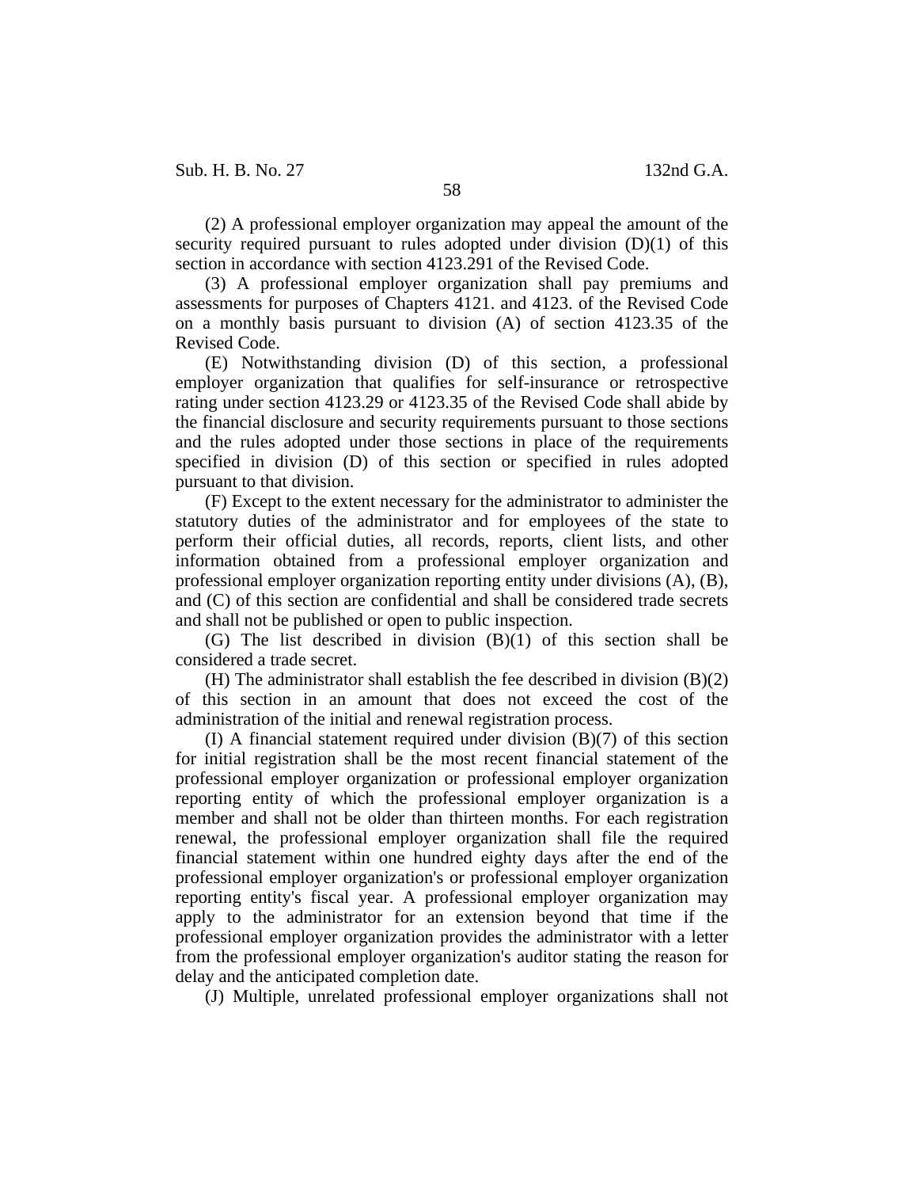(2) A professional employer organization may appeal the amount of the security required pursuant to rules adopted under division (D)(1) of this section in accordance with section 4123.291 of the Revised Code.

(3) A professional employer organization shall pay premiums and assessments for purposes of Chapters 4121. and 4123. of the Revised Code on a monthly basis pursuant to division (A) of section 4123.35 of the Revised Code.

(E) Notwithstanding division (D) of this section, a professional employer organization that qualifies for self-insurance or retrospective rating under section 4123.29 or 4123.35 of the Revised Code shall abide by the financial disclosure and security requirements pursuant to those sections and the rules adopted under those sections in place of the requirements specified in division (D) of this section or specified in rules adopted pursuant to that division.

(F) Except to the extent necessary for the administrator to administer the statutory duties of the administrator and for employees of the state to perform their official duties, all records, reports, client lists, and other information obtained from a professional employer organization and professional employer organization reporting entity under divisions (A), (B), and (C) of this section are confidential and shall be considered trade secrets and shall not be published or open to public inspection.

(G) The list described in division (B)(1) of this section shall be considered a trade secret.

(H) The administrator shall establish the fee described in division (B)(2) of this section in an amount that does not exceed the cost of the administration of the initial and renewal registration process.

(I) A financial statement required under division (B)(7) of this section for initial registration shall be the most recent financial statement of the professional employer organization or professional employer organization reporting entity of which the professional employer organization is a member and shall not be older than thirteen months. For each registration renewal, the professional employer organization shall file the required financial statement within one hundred eighty days after the end of the professional employer organization's or professional employer organization reporting entity's fiscal year. A professional employer organization may apply to the administrator for an extension beyond that time if the professional employer organization provides the administrator with a letter from the professional employer organization's auditor stating the reason for delay and the anticipated completion date.

(J) Multiple, unrelated professional employer organizations shall not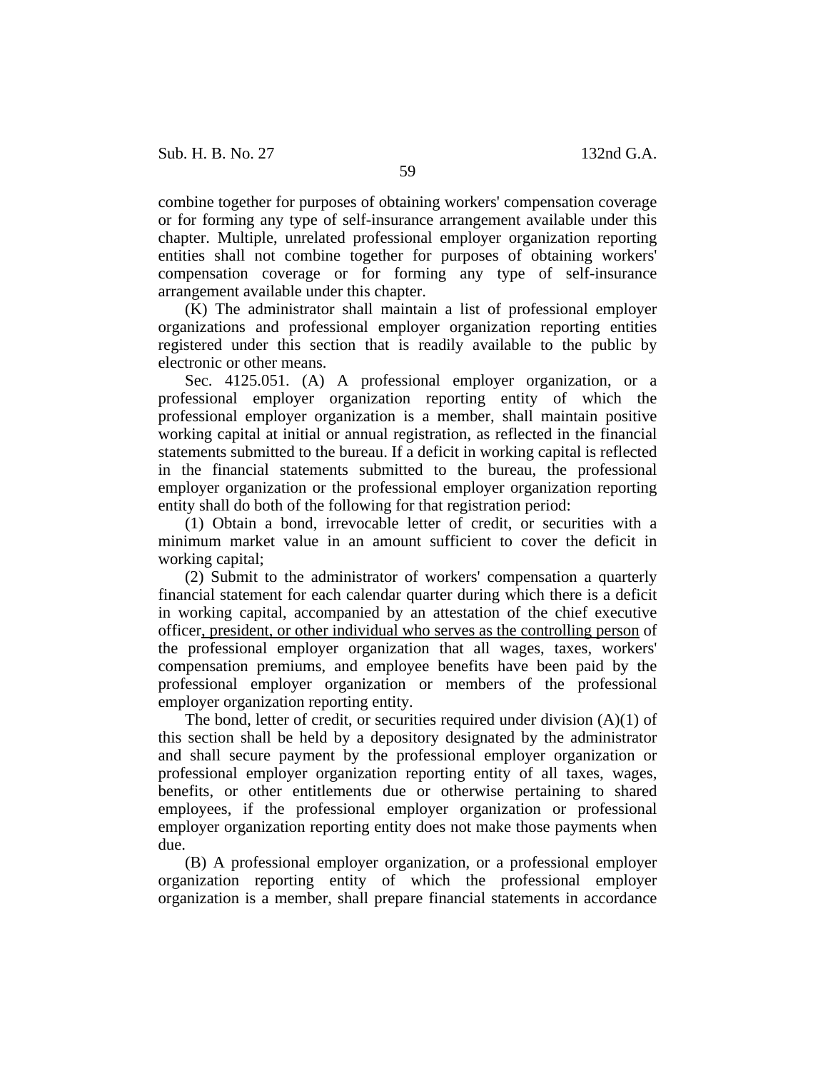combine together for purposes of obtaining workers' compensation coverage or for forming any type of self-insurance arrangement available under this chapter. Multiple, unrelated professional employer organization reporting entities shall not combine together for purposes of obtaining workers' compensation coverage or for forming any type of self-insurance arrangement available under this chapter.

(K) The administrator shall maintain a list of professional employer organizations and professional employer organization reporting entities registered under this section that is readily available to the public by electronic or other means.

Sec. 4125.051. (A) A professional employer organization, or a professional employer organization reporting entity of which the professional employer organization is a member, shall maintain positive working capital at initial or annual registration, as reflected in the financial statements submitted to the bureau. If a deficit in working capital is reflected in the financial statements submitted to the bureau, the professional employer organization or the professional employer organization reporting entity shall do both of the following for that registration period:

(1) Obtain a bond, irrevocable letter of credit, or securities with a minimum market value in an amount sufficient to cover the deficit in working capital;

(2) Submit to the administrator of workers' compensation a quarterly financial statement for each calendar quarter during which there is a deficit in working capital, accompanied by an attestation of the chief executive officer, president, or other individual who serves as the controlling person of the professional employer organization that all wages, taxes, workers' compensation premiums, and employee benefits have been paid by the professional employer organization or members of the professional employer organization reporting entity.

The bond, letter of credit, or securities required under division (A)(1) of this section shall be held by a depository designated by the administrator and shall secure payment by the professional employer organization or professional employer organization reporting entity of all taxes, wages, benefits, or other entitlements due or otherwise pertaining to shared employees, if the professional employer organization or professional employer organization reporting entity does not make those payments when due.

(B) A professional employer organization, or a professional employer organization reporting entity of which the professional employer organization is a member, shall prepare financial statements in accordance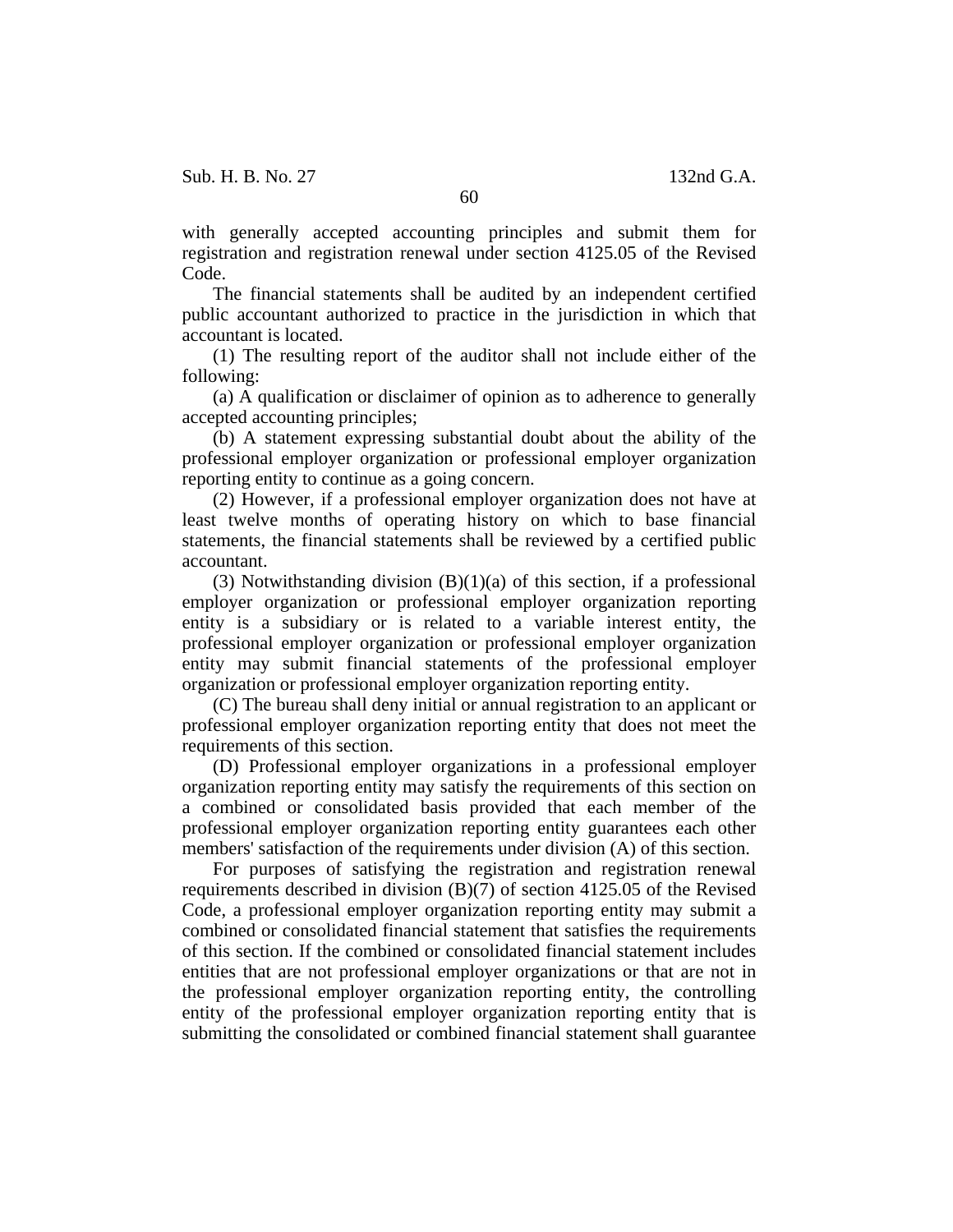with generally accepted accounting principles and submit them for registration and registration renewal under section 4125.05 of the Revised Code.

The financial statements shall be audited by an independent certified public accountant authorized to practice in the jurisdiction in which that accountant is located.

(1) The resulting report of the auditor shall not include either of the following:

(a) A qualification or disclaimer of opinion as to adherence to generally accepted accounting principles;

(b) A statement expressing substantial doubt about the ability of the professional employer organization or professional employer organization reporting entity to continue as a going concern.

(2) However, if a professional employer organization does not have at least twelve months of operating history on which to base financial statements, the financial statements shall be reviewed by a certified public accountant.

(3) Notwithstanding division (B)(1)(a) of this section, if a professional employer organization or professional employer organization reporting entity is a subsidiary or is related to a variable interest entity, the professional employer organization or professional employer organization entity may submit financial statements of the professional employer organization or professional employer organization reporting entity.

(C) The bureau shall deny initial or annual registration to an applicant or professional employer organization reporting entity that does not meet the requirements of this section.

(D) Professional employer organizations in a professional employer organization reporting entity may satisfy the requirements of this section on a combined or consolidated basis provided that each member of the professional employer organization reporting entity guarantees each other members' satisfaction of the requirements under division (A) of this section.

For purposes of satisfying the registration and registration renewal requirements described in division (B)(7) of section 4125.05 of the Revised Code, a professional employer organization reporting entity may submit a combined or consolidated financial statement that satisfies the requirements of this section. If the combined or consolidated financial statement includes entities that are not professional employer organizations or that are not in the professional employer organization reporting entity, the controlling entity of the professional employer organization reporting entity that is submitting the consolidated or combined financial statement shall guarantee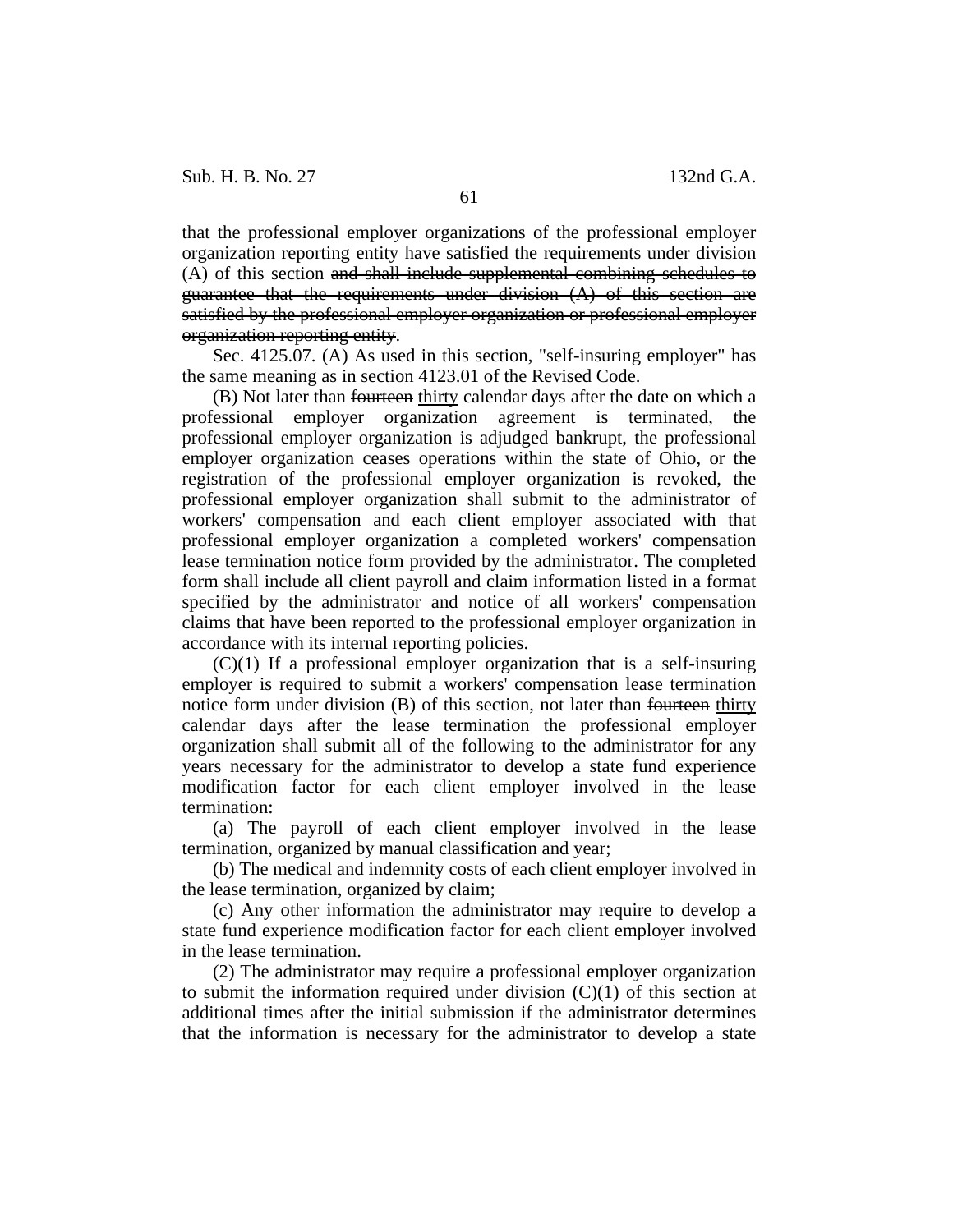that the professional employer organizations of the professional employer organization reporting entity have satisfied the requirements under division (A) of this section ~~and shall include supplemental combining schedules to guarantee that the requirements under division (A) of this section are satisfied by the professional employer organization or professional employer organization reporting entity~~.

Sec. 4125.07. (A) As used in this section, "self-insuring employer" has the same meaning as in section 4123.01 of the Revised Code.

(B) Not later than ~~fourteen~~ <u>thirty</u> calendar days after the date on which a professional employer organization agreement is terminated, the professional employer organization is adjudged bankrupt, the professional employer organization ceases operations within the state of Ohio, or the registration of the professional employer organization is revoked, the professional employer organization shall submit to the administrator of workers' compensation and each client employer associated with that professional employer organization a completed workers' compensation lease termination notice form provided by the administrator. The completed form shall include all client payroll and claim information listed in a format specified by the administrator and notice of all workers' compensation claims that have been reported to the professional employer organization in accordance with its internal reporting policies.

(C)(1) If a professional employer organization that is a self-insuring employer is required to submit a workers' compensation lease termination notice form under division (B) of this section, not later than ~~fourteen~~ <u>thirty</u> calendar days after the lease termination the professional employer organization shall submit all of the following to the administrator for any years necessary for the administrator to develop a state fund experience modification factor for each client employer involved in the lease termination:

(a) The payroll of each client employer involved in the lease termination, organized by manual classification and year;

(b) The medical and indemnity costs of each client employer involved in the lease termination, organized by claim;

(c) Any other information the administrator may require to develop a state fund experience modification factor for each client employer involved in the lease termination.

(2) The administrator may require a professional employer organization to submit the information required under division (C)(1) of this section at additional times after the initial submission if the administrator determines that the information is necessary for the administrator to develop a state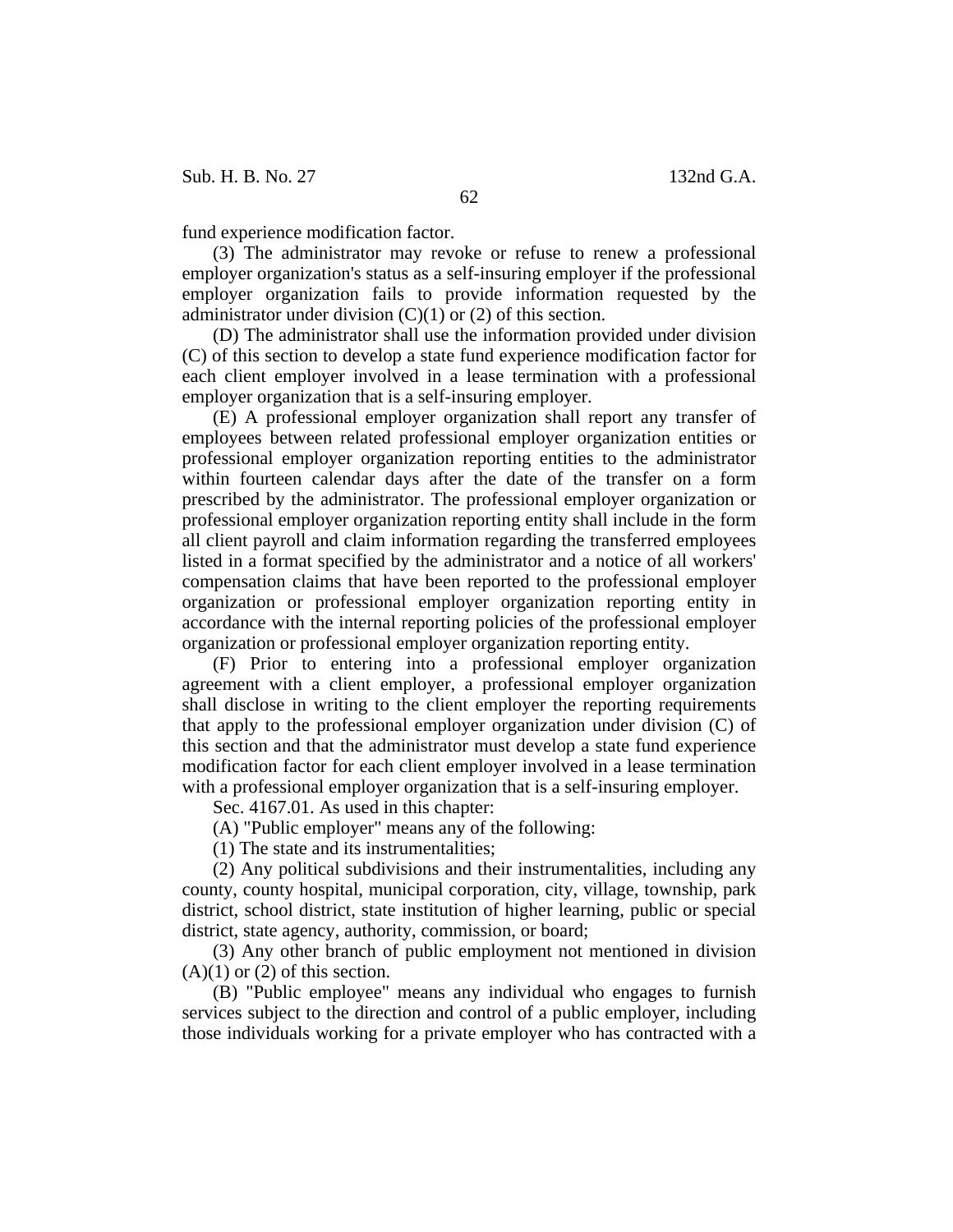fund experience modification factor.

(3) The administrator may revoke or refuse to renew a professional employer organization's status as a self-insuring employer if the professional employer organization fails to provide information requested by the administrator under division (C)(1) or (2) of this section.

(D) The administrator shall use the information provided under division (C) of this section to develop a state fund experience modification factor for each client employer involved in a lease termination with a professional employer organization that is a self-insuring employer.

(E) A professional employer organization shall report any transfer of employees between related professional employer organization entities or professional employer organization reporting entities to the administrator within fourteen calendar days after the date of the transfer on a form prescribed by the administrator. The professional employer organization or professional employer organization reporting entity shall include in the form all client payroll and claim information regarding the transferred employees listed in a format specified by the administrator and a notice of all workers' compensation claims that have been reported to the professional employer organization or professional employer organization reporting entity in accordance with the internal reporting policies of the professional employer organization or professional employer organization reporting entity.

(F) Prior to entering into a professional employer organization agreement with a client employer, a professional employer organization shall disclose in writing to the client employer the reporting requirements that apply to the professional employer organization under division (C) of this section and that the administrator must develop a state fund experience modification factor for each client employer involved in a lease termination with a professional employer organization that is a self-insuring employer.

Sec. 4167.01. As used in this chapter:

(A) "Public employer" means any of the following:

(1) The state and its instrumentalities;

(2) Any political subdivisions and their instrumentalities, including any county, county hospital, municipal corporation, city, village, township, park district, school district, state institution of higher learning, public or special district, state agency, authority, commission, or board;

(3) Any other branch of public employment not mentioned in division (A)(1) or (2) of this section.

(B) "Public employee" means any individual who engages to furnish services subject to the direction and control of a public employer, including those individuals working for a private employer who has contracted with a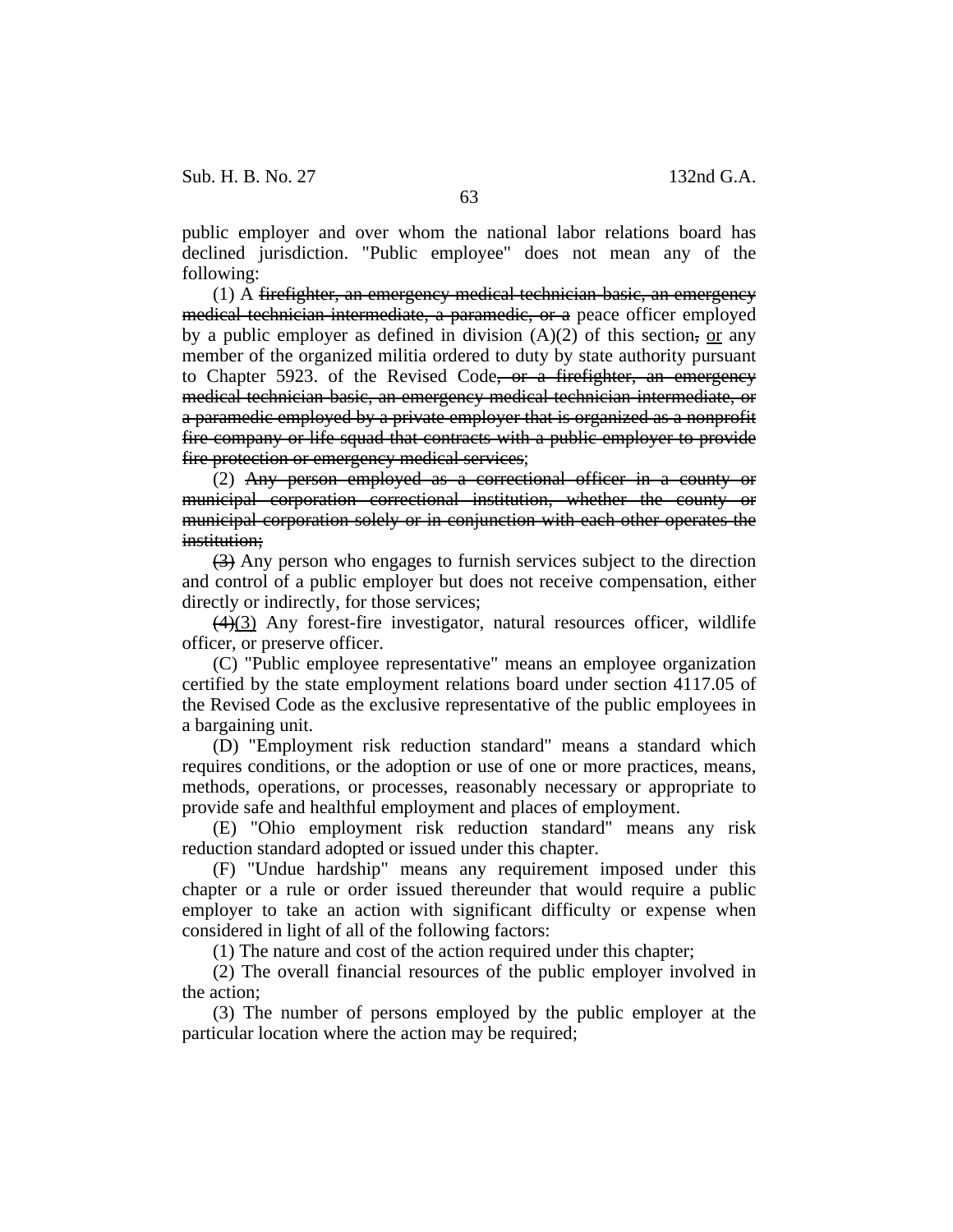public employer and over whom the national labor relations board has declined jurisdiction. "Public employee" does not mean any of the following:

(1) A ~~firefighter, an emergency medical technician-basic, an emergency medical technician-intermediate, a paramedic, or a~~ peace officer employed by a public employer as defined in division (A)(2) of this section~~,~~ or any member of the organized militia ordered to duty by state authority pursuant to Chapter 5923. of the Revised Code~~, or a firefighter, an emergency medical technician-basic, an emergency medical technician-intermediate, or a paramedic employed by a private employer that is organized as a nonprofit fire company or life squad that contracts with a public employer to provide fire protection or emergency medical services~~;

(2) ~~Any person employed as a correctional officer in a county or municipal corporation correctional institution, whether the county or municipal corporation solely or in conjunction with each other operates the institution;~~

~~(3)~~ Any person who engages to furnish services subject to the direction and control of a public employer but does not receive compensation, either directly or indirectly, for those services;

~~(4)~~(3) Any forest-fire investigator, natural resources officer, wildlife officer, or preserve officer.

(C) "Public employee representative" means an employee organization certified by the state employment relations board under section 4117.05 of the Revised Code as the exclusive representative of the public employees in a bargaining unit.

(D) "Employment risk reduction standard" means a standard which requires conditions, or the adoption or use of one or more practices, means, methods, operations, or processes, reasonably necessary or appropriate to provide safe and healthful employment and places of employment.

(E) "Ohio employment risk reduction standard" means any risk reduction standard adopted or issued under this chapter.

(F) "Undue hardship" means any requirement imposed under this chapter or a rule or order issued thereunder that would require a public employer to take an action with significant difficulty or expense when considered in light of all of the following factors:

(1) The nature and cost of the action required under this chapter;

(2) The overall financial resources of the public employer involved in the action;

(3) The number of persons employed by the public employer at the particular location where the action may be required;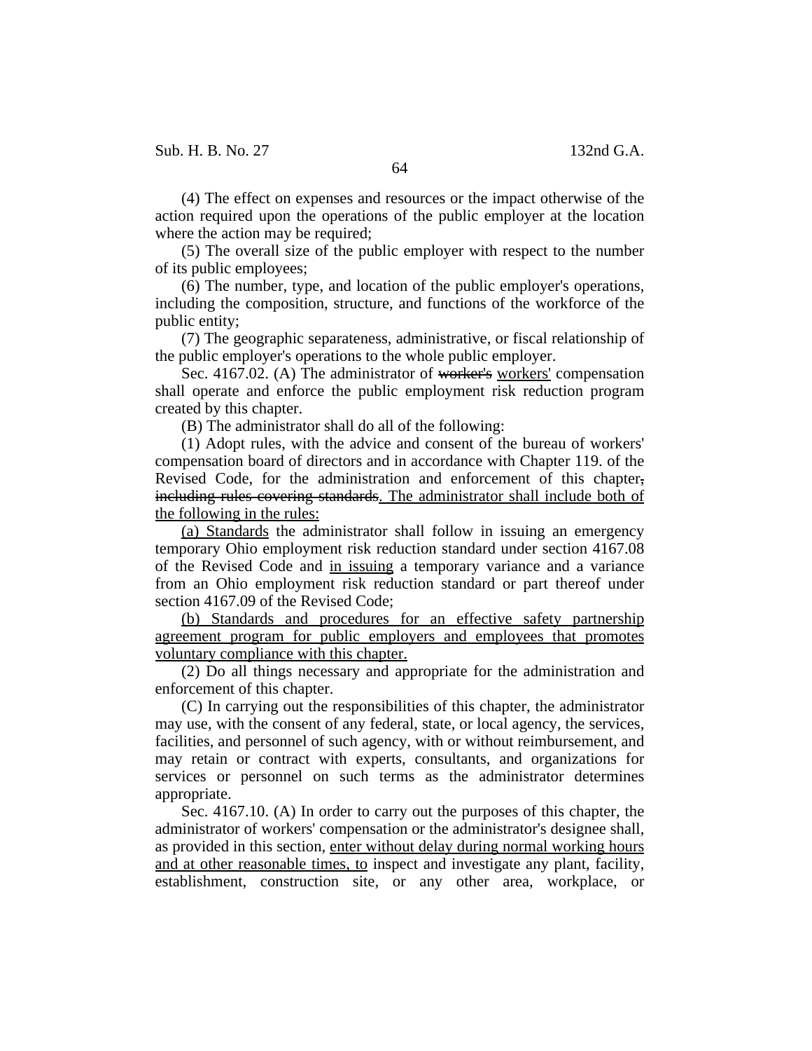(4) The effect on expenses and resources or the impact otherwise of the action required upon the operations of the public employer at the location where the action may be required;

(5) The overall size of the public employer with respect to the number of its public employees;

(6) The number, type, and location of the public employer's operations, including the composition, structure, and functions of the workforce of the public entity;

(7) The geographic separateness, administrative, or fiscal relationship of the public employer's operations to the whole public employer.

Sec. 4167.02. (A) The administrator of ~~worker's~~ <u>workers'</u> compensation shall operate and enforce the public employment risk reduction program created by this chapter.

(B) The administrator shall do all of the following:

(1) Adopt rules, with the advice and consent of the bureau of workers' compensation board of directors and in accordance with Chapter 119. of the Revised Code, for the administration and enforcement of this chapter~~, including rules covering standards~~<u>. The administrator shall include both of the following in the rules:</u>

<u>(a) Standards</u> the administrator shall follow in issuing an emergency temporary Ohio employment risk reduction standard under section 4167.08 of the Revised Code and <u>in issuing</u> a temporary variance and a variance from an Ohio employment risk reduction standard or part thereof under section 4167.09 of the Revised Code;

<u>(b) Standards and procedures for an effective safety partnership agreement program for public employers and employees that promotes voluntary compliance with this chapter.</u>

(2) Do all things necessary and appropriate for the administration and enforcement of this chapter.

(C) In carrying out the responsibilities of this chapter, the administrator may use, with the consent of any federal, state, or local agency, the services, facilities, and personnel of such agency, with or without reimbursement, and may retain or contract with experts, consultants, and organizations for services or personnel on such terms as the administrator determines appropriate.

Sec. 4167.10. (A) In order to carry out the purposes of this chapter, the administrator of workers' compensation or the administrator's designee shall, as provided in this section, <u>enter without delay during normal working hours and at other reasonable times, to</u> inspect and investigate any plant, facility, establishment, construction site, or any other area, workplace, or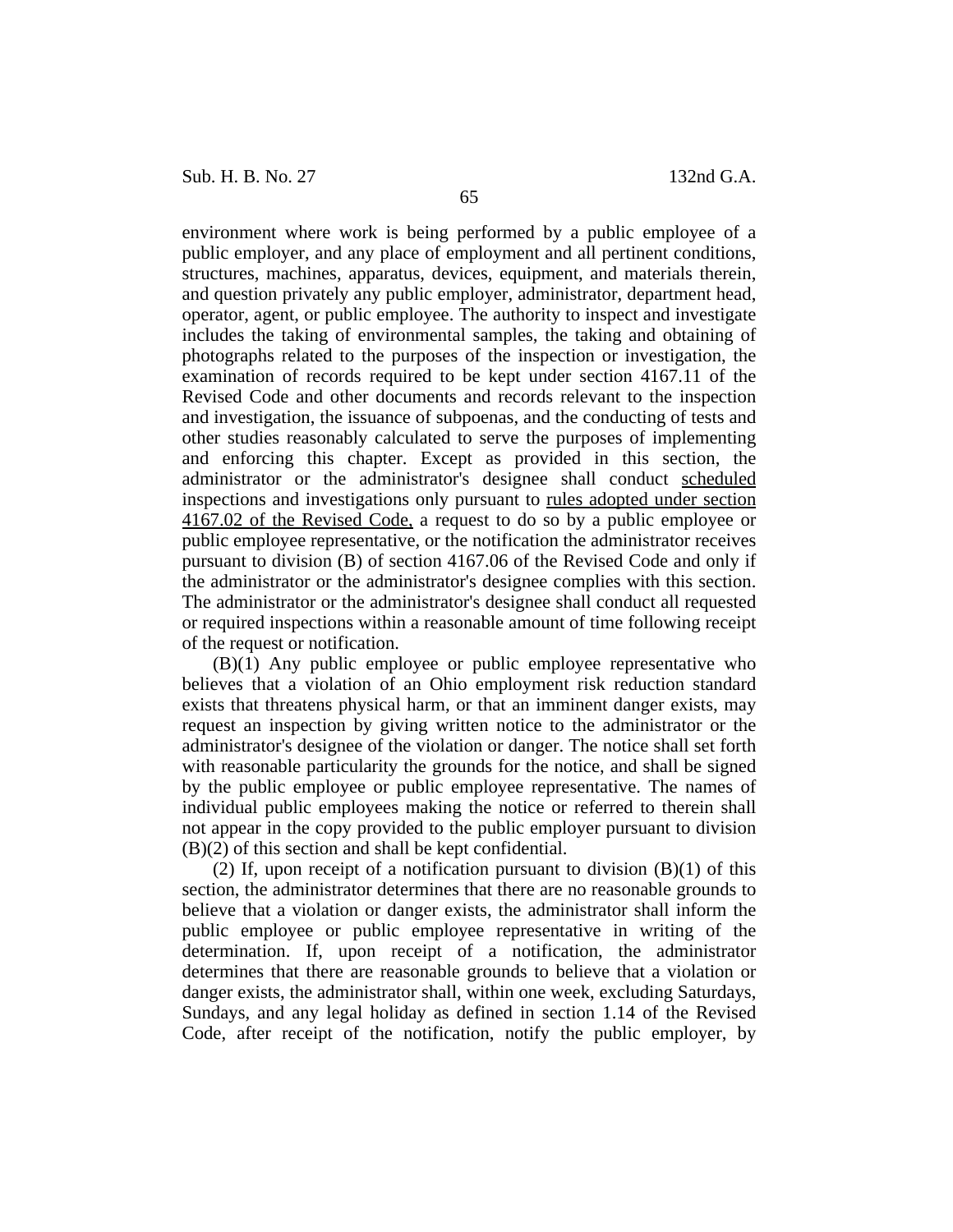environment where work is being performed by a public employee of a public employer, and any place of employment and all pertinent conditions, structures, machines, apparatus, devices, equipment, and materials therein, and question privately any public employer, administrator, department head, operator, agent, or public employee. The authority to inspect and investigate includes the taking of environmental samples, the taking and obtaining of photographs related to the purposes of the inspection or investigation, the examination of records required to be kept under section 4167.11 of the Revised Code and other documents and records relevant to the inspection and investigation, the issuance of subpoenas, and the conducting of tests and other studies reasonably calculated to serve the purposes of implementing and enforcing this chapter. Except as provided in this section, the administrator or the administrator's designee shall conduct scheduled inspections and investigations only pursuant to rules adopted under section 4167.02 of the Revised Code, a request to do so by a public employee or public employee representative, or the notification the administrator receives pursuant to division (B) of section 4167.06 of the Revised Code and only if the administrator or the administrator's designee complies with this section. The administrator or the administrator's designee shall conduct all requested or required inspections within a reasonable amount of time following receipt of the request or notification.

(B)(1) Any public employee or public employee representative who believes that a violation of an Ohio employment risk reduction standard exists that threatens physical harm, or that an imminent danger exists, may request an inspection by giving written notice to the administrator or the administrator's designee of the violation or danger. The notice shall set forth with reasonable particularity the grounds for the notice, and shall be signed by the public employee or public employee representative. The names of individual public employees making the notice or referred to therein shall not appear in the copy provided to the public employer pursuant to division (B)(2) of this section and shall be kept confidential.

(2) If, upon receipt of a notification pursuant to division (B)(1) of this section, the administrator determines that there are no reasonable grounds to believe that a violation or danger exists, the administrator shall inform the public employee or public employee representative in writing of the determination. If, upon receipt of a notification, the administrator determines that there are reasonable grounds to believe that a violation or danger exists, the administrator shall, within one week, excluding Saturdays, Sundays, and any legal holiday as defined in section 1.14 of the Revised Code, after receipt of the notification, notify the public employer, by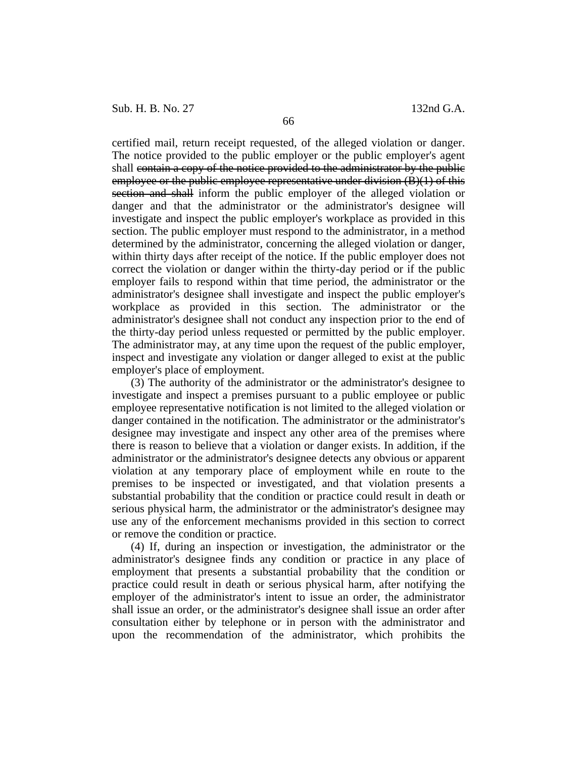certified mail, return receipt requested, of the alleged violation or danger. The notice provided to the public employer or the public employer's agent shall ~~contain a copy of the notice provided to the administrator by the public employee or the public employee representative under division (B)(1) of this section and shall~~ inform the public employer of the alleged violation or danger and that the administrator or the administrator's designee will investigate and inspect the public employer's workplace as provided in this section. The public employer must respond to the administrator, in a method determined by the administrator, concerning the alleged violation or danger, within thirty days after receipt of the notice. If the public employer does not correct the violation or danger within the thirty-day period or if the public employer fails to respond within that time period, the administrator or the administrator's designee shall investigate and inspect the public employer's workplace as provided in this section. The administrator or the administrator's designee shall not conduct any inspection prior to the end of the thirty-day period unless requested or permitted by the public employer. The administrator may, at any time upon the request of the public employer, inspect and investigate any violation or danger alleged to exist at the public employer's place of employment.

(3) The authority of the administrator or the administrator's designee to investigate and inspect a premises pursuant to a public employee or public employee representative notification is not limited to the alleged violation or danger contained in the notification. The administrator or the administrator's designee may investigate and inspect any other area of the premises where there is reason to believe that a violation or danger exists. In addition, if the administrator or the administrator's designee detects any obvious or apparent violation at any temporary place of employment while en route to the premises to be inspected or investigated, and that violation presents a substantial probability that the condition or practice could result in death or serious physical harm, the administrator or the administrator's designee may use any of the enforcement mechanisms provided in this section to correct or remove the condition or practice.

(4) If, during an inspection or investigation, the administrator or the administrator's designee finds any condition or practice in any place of employment that presents a substantial probability that the condition or practice could result in death or serious physical harm, after notifying the employer of the administrator's intent to issue an order, the administrator shall issue an order, or the administrator's designee shall issue an order after consultation either by telephone or in person with the administrator and upon the recommendation of the administrator, which prohibits the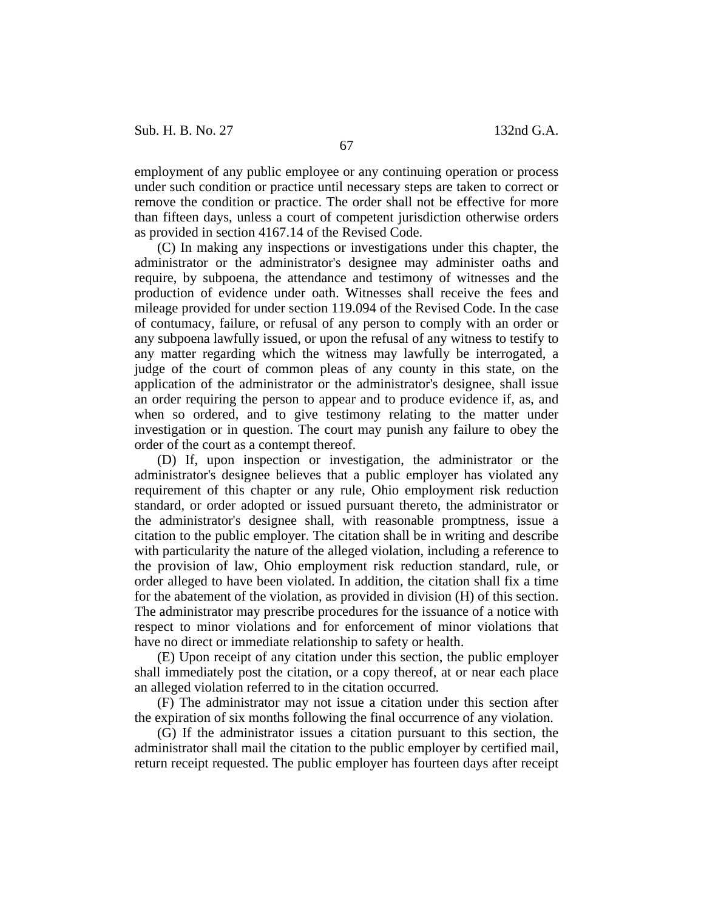employment of any public employee or any continuing operation or process under such condition or practice until necessary steps are taken to correct or remove the condition or practice. The order shall not be effective for more than fifteen days, unless a court of competent jurisdiction otherwise orders as provided in section 4167.14 of the Revised Code.

(C) In making any inspections or investigations under this chapter, the administrator or the administrator's designee may administer oaths and require, by subpoena, the attendance and testimony of witnesses and the production of evidence under oath. Witnesses shall receive the fees and mileage provided for under section 119.094 of the Revised Code. In the case of contumacy, failure, or refusal of any person to comply with an order or any subpoena lawfully issued, or upon the refusal of any witness to testify to any matter regarding which the witness may lawfully be interrogated, a judge of the court of common pleas of any county in this state, on the application of the administrator or the administrator's designee, shall issue an order requiring the person to appear and to produce evidence if, as, and when so ordered, and to give testimony relating to the matter under investigation or in question. The court may punish any failure to obey the order of the court as a contempt thereof.

(D) If, upon inspection or investigation, the administrator or the administrator's designee believes that a public employer has violated any requirement of this chapter or any rule, Ohio employment risk reduction standard, or order adopted or issued pursuant thereto, the administrator or the administrator's designee shall, with reasonable promptness, issue a citation to the public employer. The citation shall be in writing and describe with particularity the nature of the alleged violation, including a reference to the provision of law, Ohio employment risk reduction standard, rule, or order alleged to have been violated. In addition, the citation shall fix a time for the abatement of the violation, as provided in division (H) of this section. The administrator may prescribe procedures for the issuance of a notice with respect to minor violations and for enforcement of minor violations that have no direct or immediate relationship to safety or health.

(E) Upon receipt of any citation under this section, the public employer shall immediately post the citation, or a copy thereof, at or near each place an alleged violation referred to in the citation occurred.

(F) The administrator may not issue a citation under this section after the expiration of six months following the final occurrence of any violation.

(G) If the administrator issues a citation pursuant to this section, the administrator shall mail the citation to the public employer by certified mail, return receipt requested. The public employer has fourteen days after receipt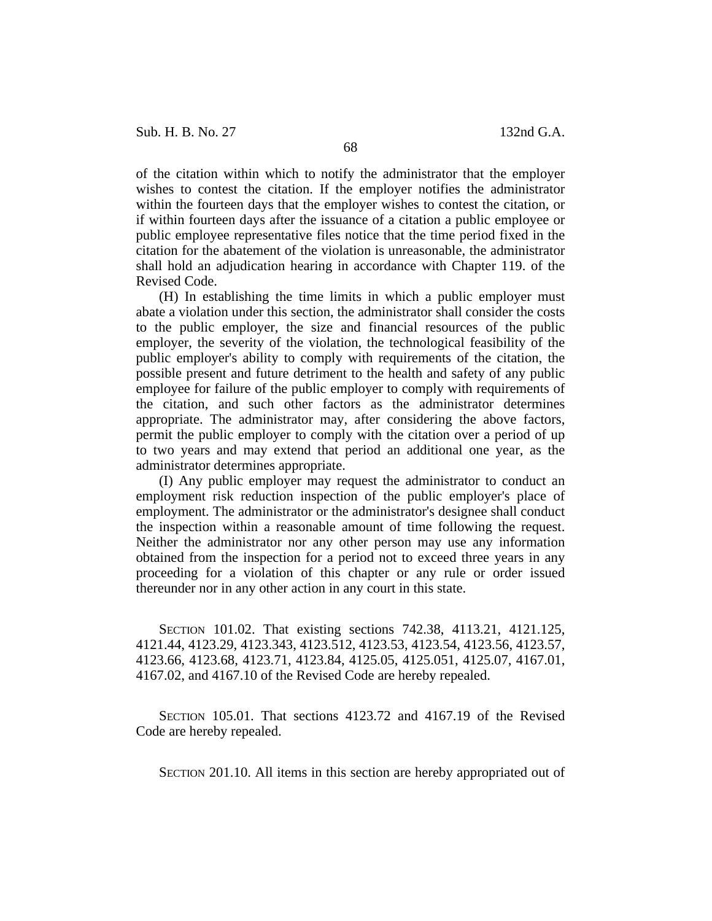of the citation within which to notify the administrator that the employer wishes to contest the citation. If the employer notifies the administrator within the fourteen days that the employer wishes to contest the citation, or if within fourteen days after the issuance of a citation a public employee or public employee representative files notice that the time period fixed in the citation for the abatement of the violation is unreasonable, the administrator shall hold an adjudication hearing in accordance with Chapter 119. of the Revised Code.

(H) In establishing the time limits in which a public employer must abate a violation under this section, the administrator shall consider the costs to the public employer, the size and financial resources of the public employer, the severity of the violation, the technological feasibility of the public employer's ability to comply with requirements of the citation, the possible present and future detriment to the health and safety of any public employee for failure of the public employer to comply with requirements of the citation, and such other factors as the administrator determines appropriate. The administrator may, after considering the above factors, permit the public employer to comply with the citation over a period of up to two years and may extend that period an additional one year, as the administrator determines appropriate.

(I) Any public employer may request the administrator to conduct an employment risk reduction inspection of the public employer's place of employment. The administrator or the administrator's designee shall conduct the inspection within a reasonable amount of time following the request. Neither the administrator nor any other person may use any information obtained from the inspection for a period not to exceed three years in any proceeding for a violation of this chapter or any rule or order issued thereunder nor in any other action in any court in this state.

SECTION 101.02. That existing sections 742.38, 4113.21, 4121.125, 4121.44, 4123.29, 4123.343, 4123.512, 4123.53, 4123.54, 4123.56, 4123.57, 4123.66, 4123.68, 4123.71, 4123.84, 4125.05, 4125.051, 4125.07, 4167.01, 4167.02, and 4167.10 of the Revised Code are hereby repealed.

SECTION 105.01. That sections 4123.72 and 4167.19 of the Revised Code are hereby repealed.

SECTION 201.10. All items in this section are hereby appropriated out of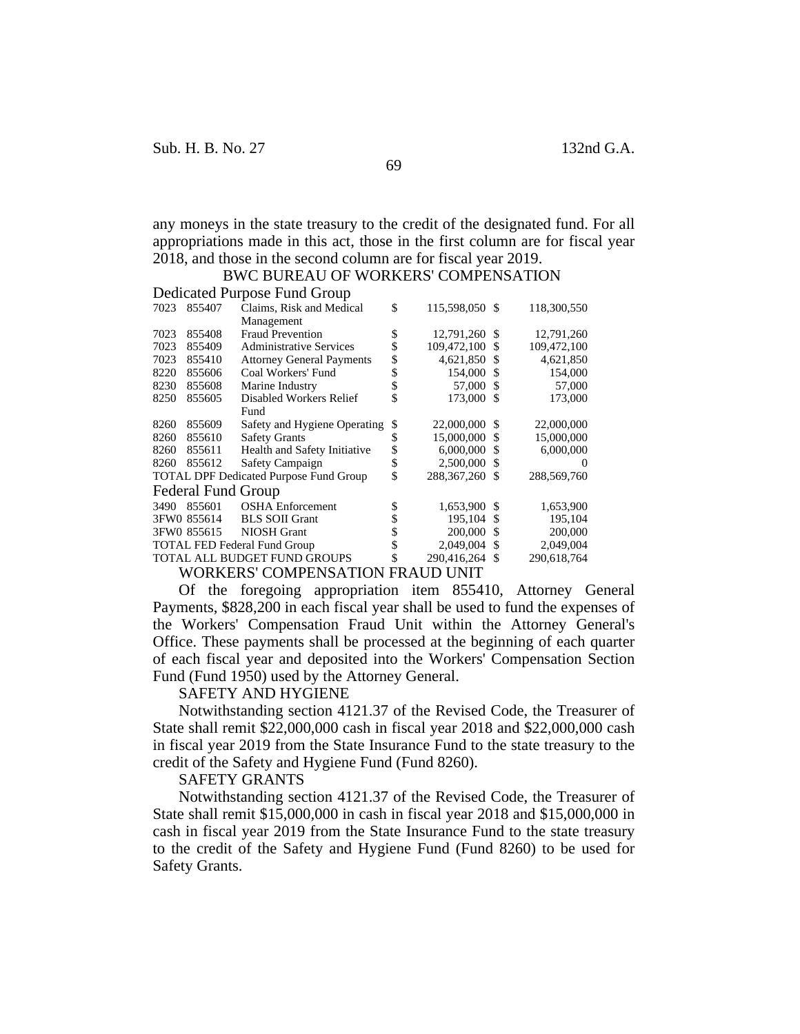any moneys in the state treasury to the credit of the designated fund. For all appropriations made in this act, those in the first column are for fiscal year 2018, and those in the second column are for fiscal year 2019.

BWC BUREAU OF WORKERS' COMPENSATION

| Fund | ALI | Description | FY 2018 | FY 2019 |
|---|---|---|---|---|
| **Dedicated Purpose Fund Group** | | | | |
| 7023 | 855407 | Claims, Risk and Medical Management | $ 115,598,050 | $ 118,300,550 |
| 7023 | 855408 | Fraud Prevention | $ 12,791,260 | $ 12,791,260 |
| 7023 | 855409 | Administrative Services | $ 109,472,100 | $ 109,472,100 |
| 7023 | 855410 | Attorney General Payments | $ 4,621,850 | $ 4,621,850 |
| 8220 | 855606 | Coal Workers' Fund | $ 154,000 | $ 154,000 |
| 8230 | 855608 | Marine Industry | $ 57,000 | $ 57,000 |
| 8250 | 855605 | Disabled Workers Relief Fund | $ 173,000 | $ 173,000 |
| 8260 | 855609 | Safety and Hygiene Operating | $ 22,000,000 | $ 22,000,000 |
| 8260 | 855610 | Safety Grants | $ 15,000,000 | $ 15,000,000 |
| 8260 | 855611 | Health and Safety Initiative | $ 6,000,000 | $ 6,000,000 |
| 8260 | 855612 | Safety Campaign | $ 2,500,000 | $ 0 |
| TOTAL DPF Dedicated Purpose Fund Group | | | $ 288,367,260 | $ 288,569,760 |
| **Federal Fund Group** | | | | |
| 3490 | 855601 | OSHA Enforcement | $ 1,653,900 | $ 1,653,900 |
| 3FW0 | 855614 | BLS SOII Grant | $ 195,104 | $ 195,104 |
| 3FW0 | 855615 | NIOSH Grant | $ 200,000 | $ 200,000 |
| TOTAL FED Federal Fund Group | | | $ 2,049,004 | $ 2,049,004 |
| TOTAL ALL BUDGET FUND GROUPS | | | $ 290,416,264 | $ 290,618,764 |

WORKERS' COMPENSATION FRAUD UNIT

Of the foregoing appropriation item 855410, Attorney General Payments, $828,200 in each fiscal year shall be used to fund the expenses of the Workers' Compensation Fraud Unit within the Attorney General's Office. These payments shall be processed at the beginning of each quarter of each fiscal year and deposited into the Workers' Compensation Section Fund (Fund 1950) used by the Attorney General.

SAFETY AND HYGIENE

Notwithstanding section 4121.37 of the Revised Code, the Treasurer of State shall remit $22,000,000 cash in fiscal year 2018 and $22,000,000 cash in fiscal year 2019 from the State Insurance Fund to the state treasury to the credit of the Safety and Hygiene Fund (Fund 8260).

SAFETY GRANTS

Notwithstanding section 4121.37 of the Revised Code, the Treasurer of State shall remit $15,000,000 in cash in fiscal year 2018 and $15,000,000 in cash in fiscal year 2019 from the State Insurance Fund to the state treasury to the credit of the Safety and Hygiene Fund (Fund 8260) to be used for Safety Grants.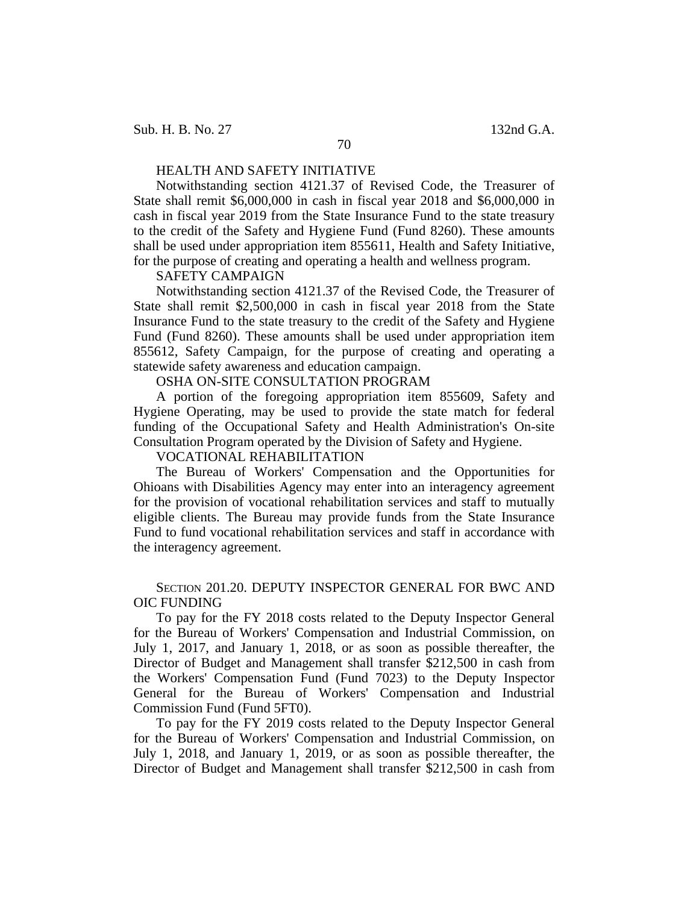HEALTH AND SAFETY INITIATIVE

Notwithstanding section 4121.37 of Revised Code, the Treasurer of State shall remit $6,000,000 in cash in fiscal year 2018 and $6,000,000 in cash in fiscal year 2019 from the State Insurance Fund to the state treasury to the credit of the Safety and Hygiene Fund (Fund 8260). These amounts shall be used under appropriation item 855611, Health and Safety Initiative, for the purpose of creating and operating a health and wellness program.

SAFETY CAMPAIGN

Notwithstanding section 4121.37 of the Revised Code, the Treasurer of State shall remit $2,500,000 in cash in fiscal year 2018 from the State Insurance Fund to the state treasury to the credit of the Safety and Hygiene Fund (Fund 8260). These amounts shall be used under appropriation item 855612, Safety Campaign, for the purpose of creating and operating a statewide safety awareness and education campaign.

OSHA ON-SITE CONSULTATION PROGRAM

A portion of the foregoing appropriation item 855609, Safety and Hygiene Operating, may be used to provide the state match for federal funding of the Occupational Safety and Health Administration's On-site Consultation Program operated by the Division of Safety and Hygiene.

VOCATIONAL REHABILITATION

The Bureau of Workers' Compensation and the Opportunities for Ohioans with Disabilities Agency may enter into an interagency agreement for the provision of vocational rehabilitation services and staff to mutually eligible clients. The Bureau may provide funds from the State Insurance Fund to fund vocational rehabilitation services and staff in accordance with the interagency agreement.

SECTION 201.20. DEPUTY INSPECTOR GENERAL FOR BWC AND OIC FUNDING

To pay for the FY 2018 costs related to the Deputy Inspector General for the Bureau of Workers' Compensation and Industrial Commission, on July 1, 2017, and January 1, 2018, or as soon as possible thereafter, the Director of Budget and Management shall transfer $212,500 in cash from the Workers' Compensation Fund (Fund 7023) to the Deputy Inspector General for the Bureau of Workers' Compensation and Industrial Commission Fund (Fund 5FT0).

To pay for the FY 2019 costs related to the Deputy Inspector General for the Bureau of Workers' Compensation and Industrial Commission, on July 1, 2018, and January 1, 2019, or as soon as possible thereafter, the Director of Budget and Management shall transfer $212,500 in cash from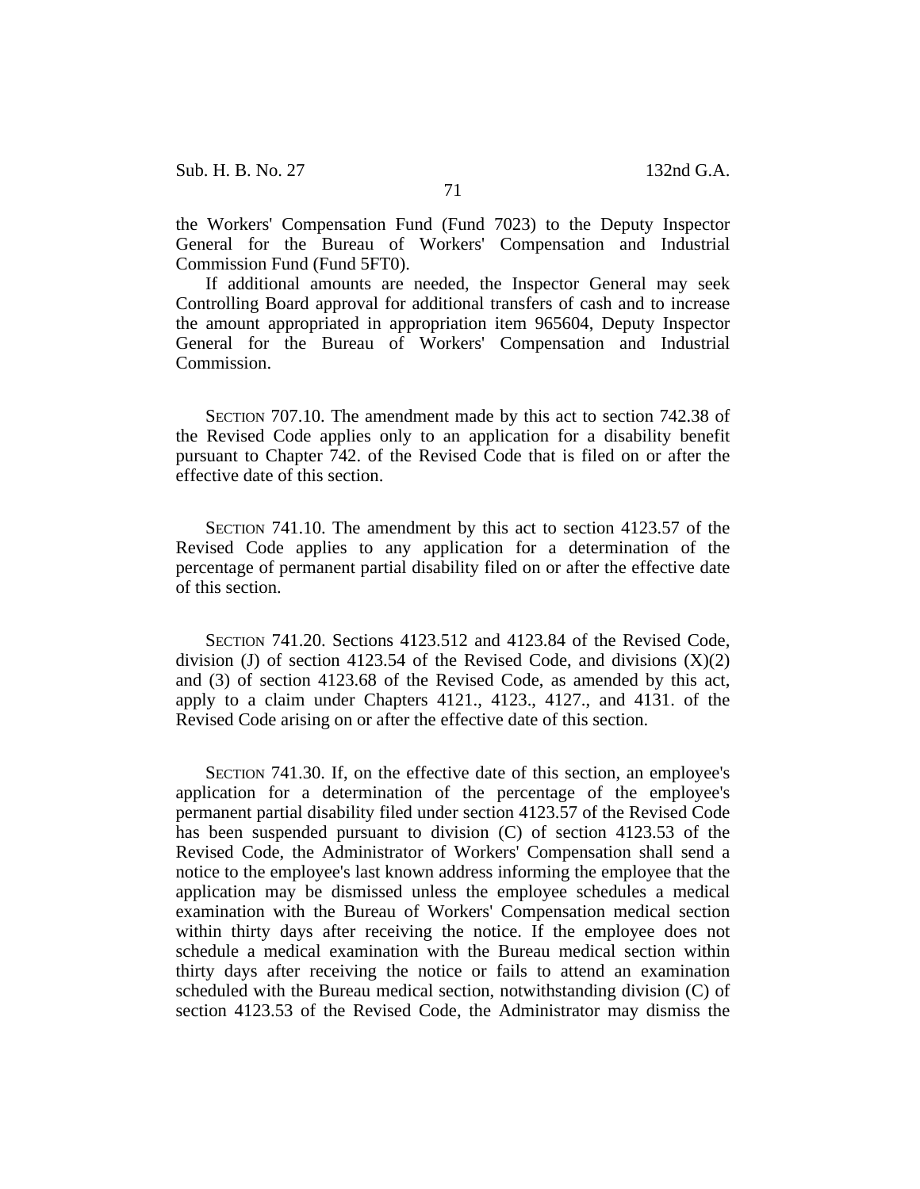the Workers' Compensation Fund (Fund 7023) to the Deputy Inspector General for the Bureau of Workers' Compensation and Industrial Commission Fund (Fund 5FT0).

If additional amounts are needed, the Inspector General may seek Controlling Board approval for additional transfers of cash and to increase the amount appropriated in appropriation item 965604, Deputy Inspector General for the Bureau of Workers' Compensation and Industrial Commission.

SECTION 707.10. The amendment made by this act to section 742.38 of the Revised Code applies only to an application for a disability benefit pursuant to Chapter 742. of the Revised Code that is filed on or after the effective date of this section.

SECTION 741.10. The amendment by this act to section 4123.57 of the Revised Code applies to any application for a determination of the percentage of permanent partial disability filed on or after the effective date of this section.

SECTION 741.20. Sections 4123.512 and 4123.84 of the Revised Code, division (J) of section 4123.54 of the Revised Code, and divisions (X)(2) and (3) of section 4123.68 of the Revised Code, as amended by this act, apply to a claim under Chapters 4121., 4123., 4127., and 4131. of the Revised Code arising on or after the effective date of this section.

SECTION 741.30. If, on the effective date of this section, an employee's application for a determination of the percentage of the employee's permanent partial disability filed under section 4123.57 of the Revised Code has been suspended pursuant to division (C) of section 4123.53 of the Revised Code, the Administrator of Workers' Compensation shall send a notice to the employee's last known address informing the employee that the application may be dismissed unless the employee schedules a medical examination with the Bureau of Workers' Compensation medical section within thirty days after receiving the notice. If the employee does not schedule a medical examination with the Bureau medical section within thirty days after receiving the notice or fails to attend an examination scheduled with the Bureau medical section, notwithstanding division (C) of section 4123.53 of the Revised Code, the Administrator may dismiss the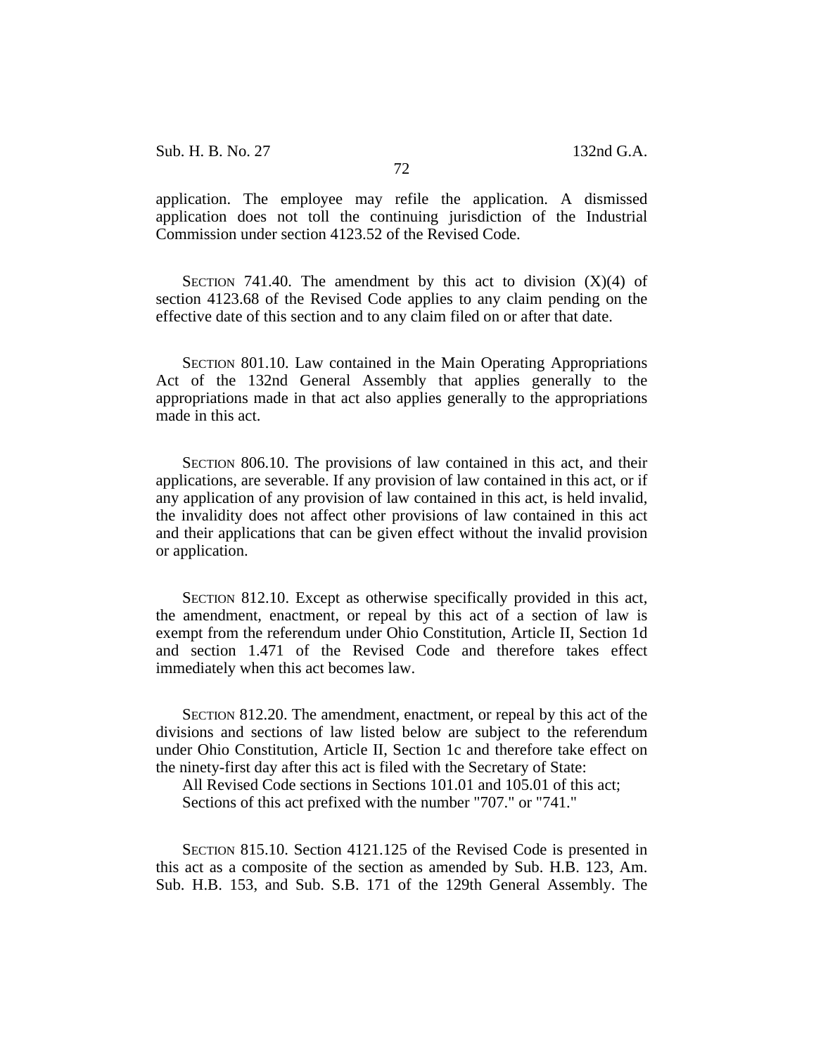application. The employee may refile the application. A dismissed application does not toll the continuing jurisdiction of the Industrial Commission under section 4123.52 of the Revised Code.

SECTION 741.40. The amendment by this act to division (X)(4) of section 4123.68 of the Revised Code applies to any claim pending on the effective date of this section and to any claim filed on or after that date.

SECTION 801.10. Law contained in the Main Operating Appropriations Act of the 132nd General Assembly that applies generally to the appropriations made in that act also applies generally to the appropriations made in this act.

SECTION 806.10. The provisions of law contained in this act, and their applications, are severable. If any provision of law contained in this act, or if any application of any provision of law contained in this act, is held invalid, the invalidity does not affect other provisions of law contained in this act and their applications that can be given effect without the invalid provision or application.

SECTION 812.10. Except as otherwise specifically provided in this act, the amendment, enactment, or repeal by this act of a section of law is exempt from the referendum under Ohio Constitution, Article II, Section 1d and section 1.471 of the Revised Code and therefore takes effect immediately when this act becomes law.

SECTION 812.20. The amendment, enactment, or repeal by this act of the divisions and sections of law listed below are subject to the referendum under Ohio Constitution, Article II, Section 1c and therefore take effect on the ninety-first day after this act is filed with the Secretary of State:

All Revised Code sections in Sections 101.01 and 105.01 of this act;

Sections of this act prefixed with the number "707." or "741."

SECTION 815.10. Section 4121.125 of the Revised Code is presented in this act as a composite of the section as amended by Sub. H.B. 123, Am. Sub. H.B. 153, and Sub. S.B. 171 of the 129th General Assembly. The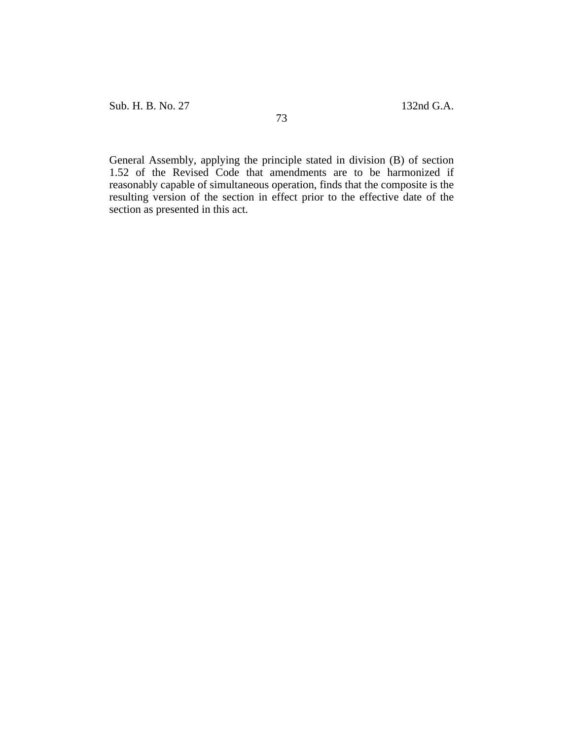General Assembly, applying the principle stated in division (B) of section 1.52 of the Revised Code that amendments are to be harmonized if reasonably capable of simultaneous operation, finds that the composite is the resulting version of the section in effect prior to the effective date of the section as presented in this act.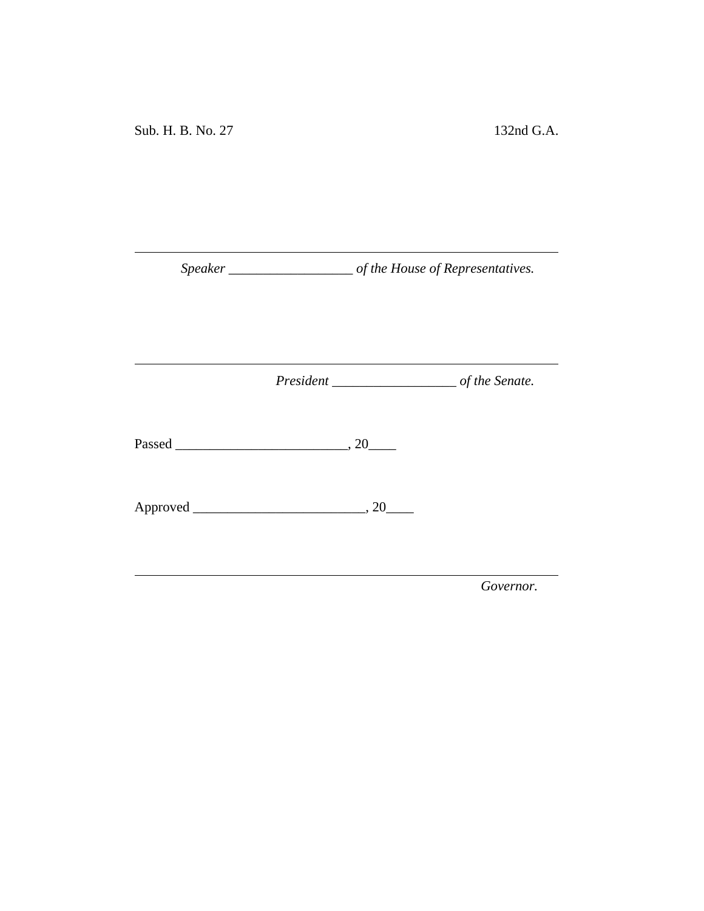Sub. H. B. No. 27 132nd G.A.

______________________________________________

*Speaker ___________________ of the House of Representatives.*

______________________________________________

*President ___________________ of the Senate.*

Passed _________________________, 20____

Approved _________________________, 20____

______________________________________________

*Governor.*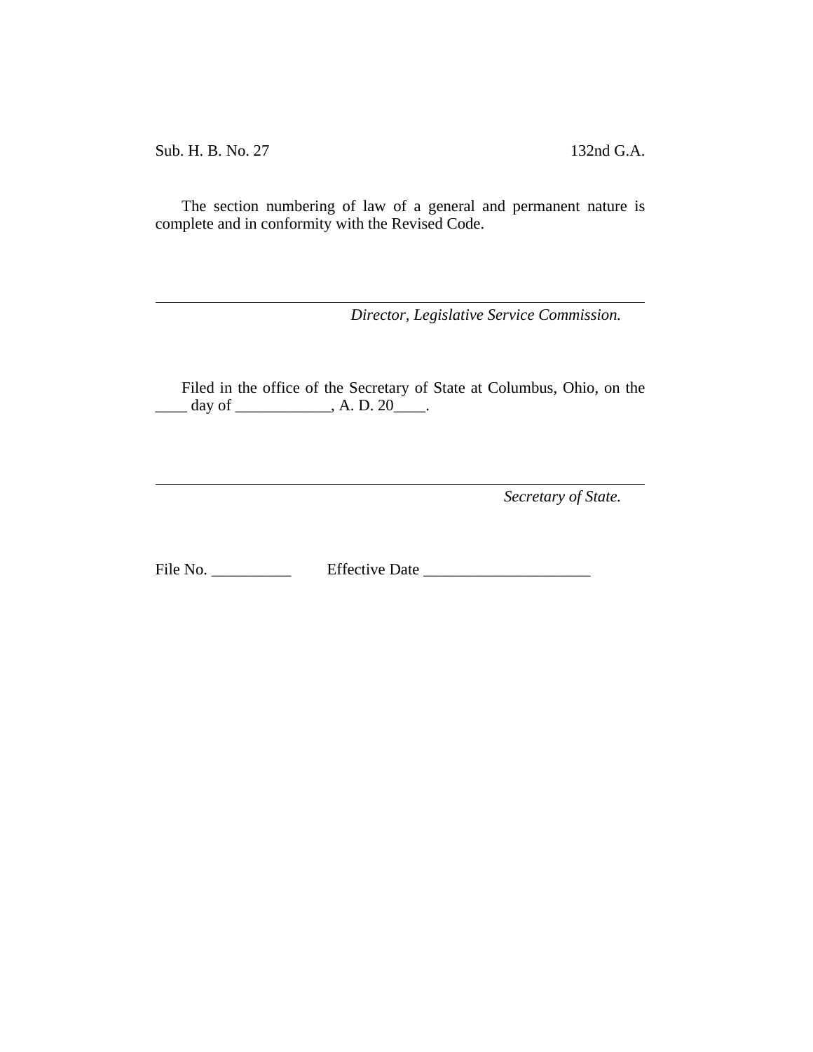Sub. H. B. No. 27 132nd G.A.

The section numbering of law of a general and permanent nature is complete and in conformity with the Revised Code.

\_\_\_\_\_\_\_\_\_\_\_\_\_\_\_\_\_\_\_\_\_\_\_\_\_\_\_\_\_\_\_\_\_\_\_\_\_\_\_\_\_\_\_\_\_\_\_\_\_\_\_\_\_\_\_\_\_\_\_\_\_\_

*Director, Legislative Service Commission.*

Filed in the office of the Secretary of State at Columbus, Ohio, on the ____ day of ____________, A. D. 20____.

\_\_\_\_\_\_\_\_\_\_\_\_\_\_\_\_\_\_\_\_\_\_\_\_\_\_\_\_\_\_\_\_\_\_\_\_\_\_\_\_\_\_\_\_\_\_\_\_\_\_\_\_\_\_\_\_\_\_\_\_\_\_

*Secretary of State.*

File No. __________ Effective Date _____________________